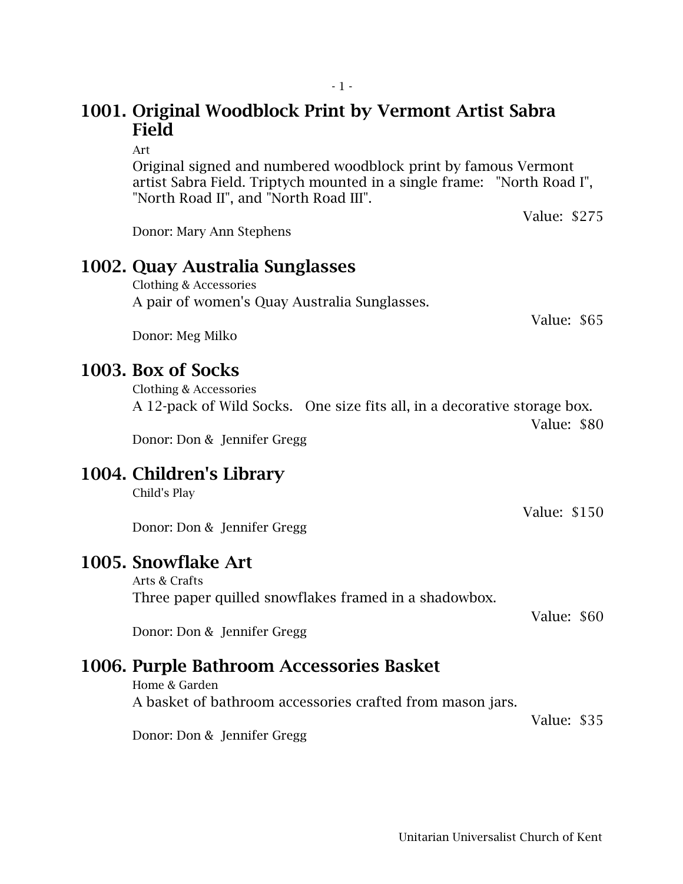## 1001. Original Woodblock Print by Vermont Artist Sabra Field

Art

Original signed and numbered woodblock print by famous Vermont artist Sabra Field. Triptych mounted in a single frame: "North Road I", "North Road II", and "North Road III".

Value: $275

Donor: Mary Ann Stephens

## 1002. Quay Australia Sunglasses

Clothing & Accessories

A pair of women's Quay Australia Sunglasses.

Value: $65

Donor: Meg Milko

## 1003. Box of Socks

Clothing & Accessories

A 12-pack of Wild Socks. One size fits all, in a decorative storage box.

Value: $80

Donor: Don & Jennifer Gregg

## 1004. Children's Library

Child's Play

Value: $150

Donor: Don & Jennifer Gregg

## 1005. Snowflake Art

Arts & Crafts

Three paper quilled snowflakes framed in a shadowbox.

Value: $60

Donor: Don & Jennifer Gregg

## 1006. Purple Bathroom Accessories Basket

Home & Garden

A basket of bathroom accessories crafted from mason jars.

Value: $35

Donor: Don & Jennifer Gregg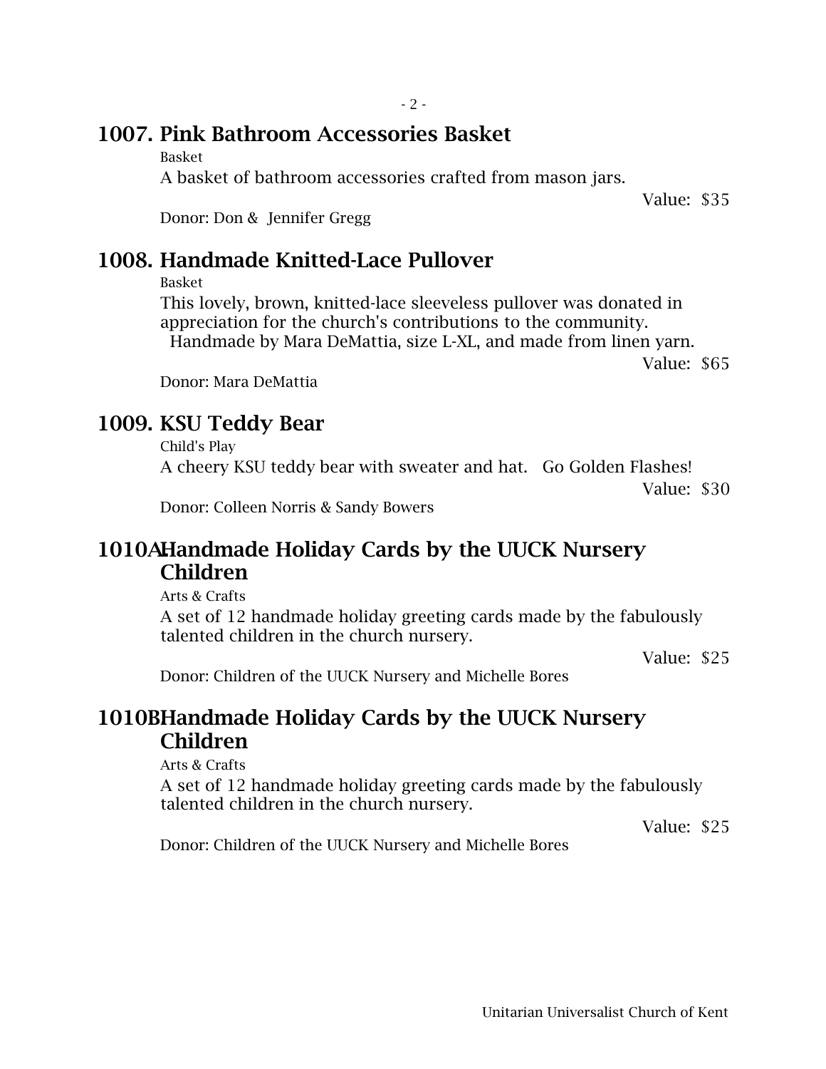## 1007. Pink Bathroom Accessories Basket

Basket

A basket of bathroom accessories crafted from mason jars.

Value: $35

Donor: Don & Jennifer Gregg

## 1008. Handmade Knitted-Lace Pullover

Basket

This lovely, brown, knitted-lace sleeveless pullover was donated in appreciation for the church's contributions to the community. Handmade by Mara DeMattia, size L-XL, and made from linen yarn.

Value: $65

Donor: Mara DeMattia

## 1009. KSU Teddy Bear

Child's Play

A cheery KSU teddy bear with sweater and hat. Go Golden Flashes!

Value: $30

Donor: Colleen Norris & Sandy Bowers

## 1010A. Handmade Holiday Cards by the UUCK Nursery Children

Arts & Crafts

A set of 12 handmade holiday greeting cards made by the fabulously talented children in the church nursery.

Value: $25

Donor: Children of the UUCK Nursery and Michelle Bores

## 1010B. Handmade Holiday Cards by the UUCK Nursery Children

Arts & Crafts

A set of 12 handmade holiday greeting cards made by the fabulously talented children in the church nursery.

Value: $25

Donor: Children of the UUCK Nursery and Michelle Bores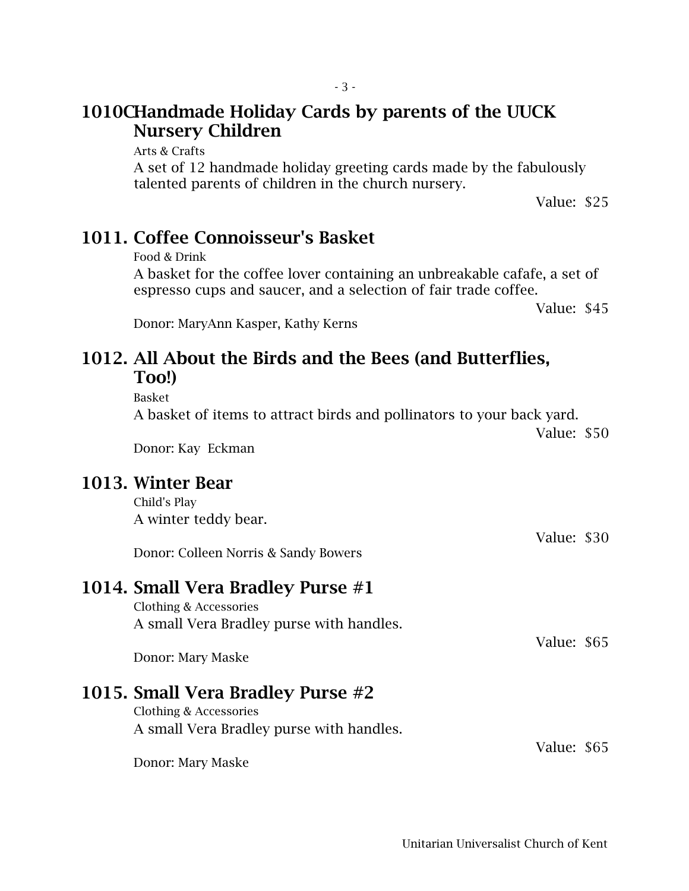## 1010CHandmade Holiday Cards by parents of the UUCK Nursery Children

Arts & Crafts

A set of 12 handmade holiday greeting cards made by the fabulously talented parents of children in the church nursery.

Value: $25

## 1011. Coffee Connoisseur's Basket

Food & Drink

A basket for the coffee lover containing an unbreakable cafafe, a set of espresso cups and saucer, and a selection of fair trade coffee.

Value: $45

Donor: MaryAnn Kasper, Kathy Kerns

## 1012. All About the Birds and the Bees (and Butterflies, Too!)

Basket

A basket of items to attract birds and pollinators to your back yard.

Value: $50

Donor: Kay  Eckman

## 1013. Winter Bear

Child's Play

A winter teddy bear.

Value: $30

Donor: Colleen Norris & Sandy Bowers

## 1014. Small Vera Bradley Purse #1

Clothing & Accessories

A small Vera Bradley purse with handles.

Value: $65

Donor: Mary Maske

## 1015. Small Vera Bradley Purse #2

Clothing & Accessories

A small Vera Bradley purse with handles.

Value: $65

Donor: Mary Maske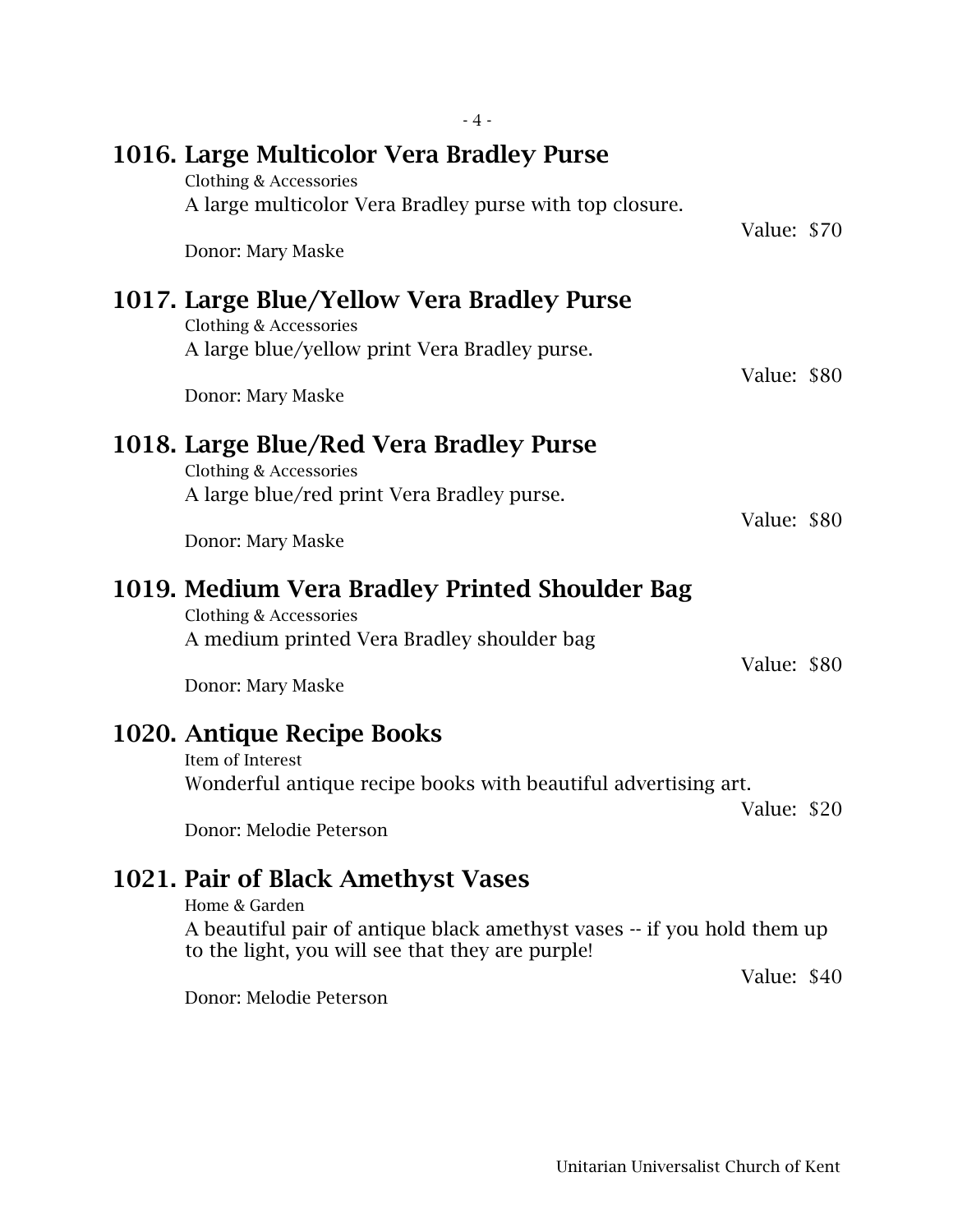## 1016. Large Multicolor Vera Bradley Purse

Clothing & Accessories

A large multicolor Vera Bradley purse with top closure.

Value: $70

Donor: Mary Maske

## 1017. Large Blue/Yellow Vera Bradley Purse

Clothing & Accessories

A large blue/yellow print Vera Bradley purse.

Value: $80

Donor: Mary Maske

## 1018. Large Blue/Red Vera Bradley Purse

Clothing & Accessories

A large blue/red print Vera Bradley purse.

Value: $80

Donor: Mary Maske

## 1019. Medium Vera Bradley Printed Shoulder Bag

Clothing & Accessories

A medium printed Vera Bradley shoulder bag

Value: $80

Donor: Mary Maske

## 1020. Antique Recipe Books

Item of Interest

Wonderful antique recipe books with beautiful advertising art.

Value: $20

Donor: Melodie Peterson

## 1021. Pair of Black Amethyst Vases

Home & Garden

A beautiful pair of antique black amethyst vases -- if you hold them up to the light, you will see that they are purple!

Value: $40

Donor: Melodie Peterson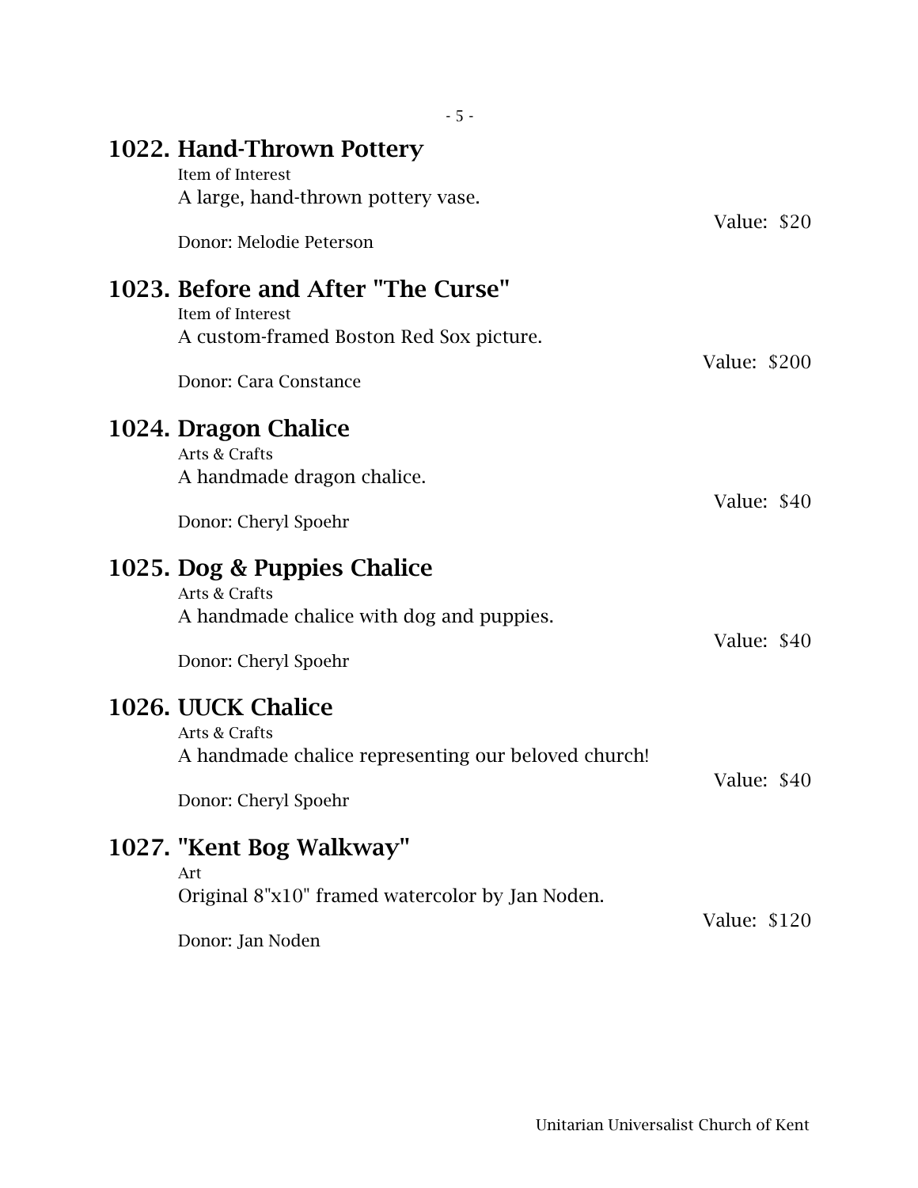## 1022. Hand-Thrown Pottery

Item of Interest

A large, hand-thrown pottery vase.

Value: $20

Donor: Melodie Peterson

## 1023. Before and After "The Curse"

Item of Interest

A custom-framed Boston Red Sox picture.

Value: $200

Donor: Cara Constance

## 1024. Dragon Chalice

Arts & Crafts

A handmade dragon chalice.

Value: $40

Donor: Cheryl Spoehr

## 1025. Dog & Puppies Chalice

Arts & Crafts

A handmade chalice with dog and puppies.

Value: $40

Donor: Cheryl Spoehr

## 1026. UUCK Chalice

Arts & Crafts

A handmade chalice representing our beloved church!

Value: $40

Donor: Cheryl Spoehr

## 1027. "Kent Bog Walkway"

Art

Original 8"x10" framed watercolor by Jan Noden.

Value: $120

Donor: Jan Noden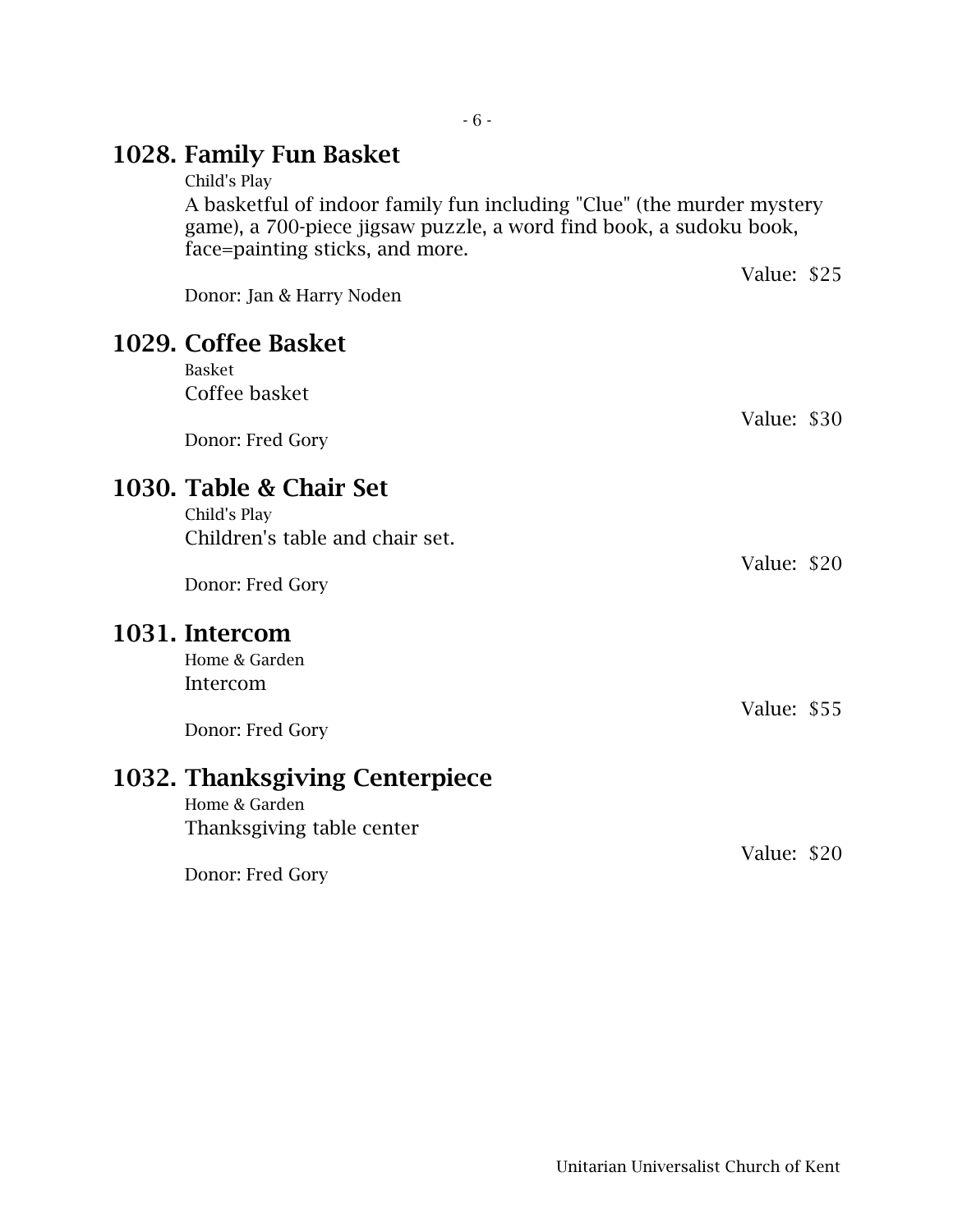## 1028. Family Fun Basket

Child's Play

A basketful of indoor family fun including "Clue" (the murder mystery game), a 700-piece jigsaw puzzle, a word find book, a sudoku book, face=painting sticks, and more.

Value: $25

Donor: Jan & Harry Noden

## 1029. Coffee Basket

Basket

Coffee basket

Value: $30

Donor: Fred Gory

## 1030. Table & Chair Set

Child's Play

Children's table and chair set.

Value: $20

Donor: Fred Gory

## 1031. Intercom

Home & Garden

Intercom

Value: $55

Donor: Fred Gory

## 1032. Thanksgiving Centerpiece

Home & Garden

Thanksgiving table center

Value: $20

Donor: Fred Gory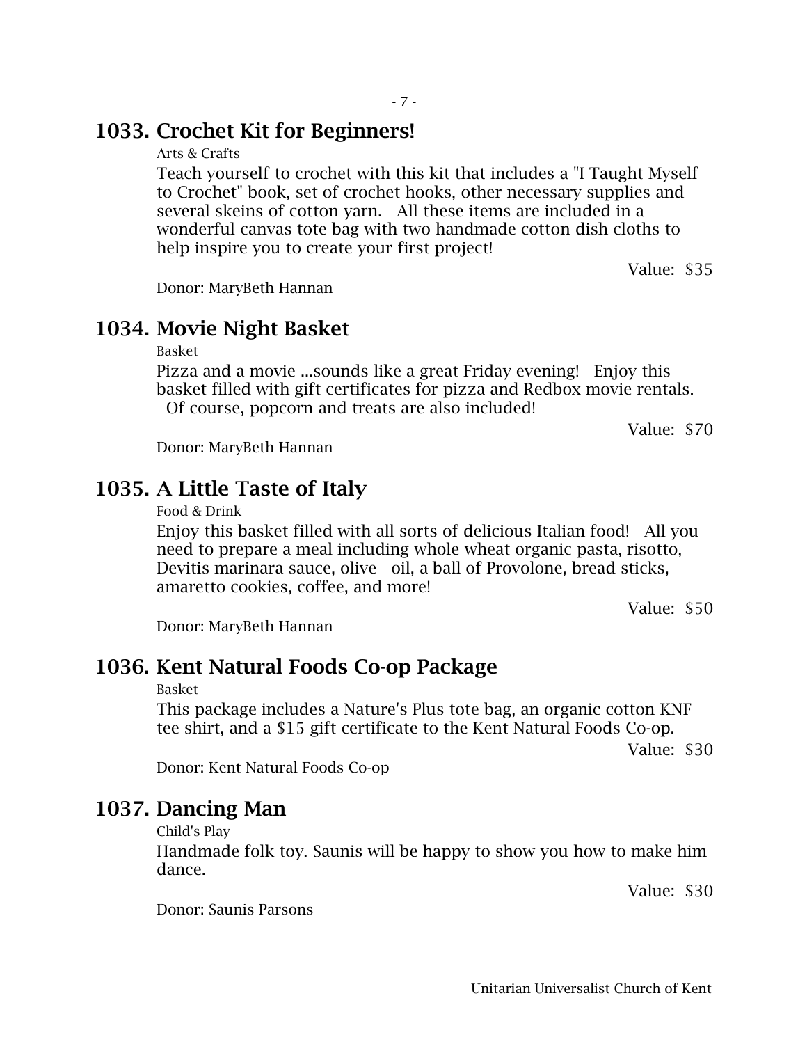## 1033. Crochet Kit for Beginners!

Arts & Crafts

Teach yourself to crochet with this kit that includes a "I Taught Myself to Crochet" book, set of crochet hooks, other necessary supplies and several skeins of cotton yarn. All these items are included in a wonderful canvas tote bag with two handmade cotton dish cloths to help inspire you to create your first project!

Value: $35

Donor: MaryBeth Hannan

## 1034. Movie Night Basket

Basket

Pizza and a movie ...sounds like a great Friday evening! Enjoy this basket filled with gift certificates for pizza and Redbox movie rentals. Of course, popcorn and treats are also included!

Value: $70

Donor: MaryBeth Hannan

## 1035. A Little Taste of Italy

Food & Drink

Enjoy this basket filled with all sorts of delicious Italian food! All you need to prepare a meal including whole wheat organic pasta, risotto, Devitis marinara sauce, olive oil, a ball of Provolone, bread sticks, amaretto cookies, coffee, and more!

Value: $50

Donor: MaryBeth Hannan

## 1036. Kent Natural Foods Co-op Package

Basket

This package includes a Nature's Plus tote bag, an organic cotton KNF tee shirt, and a $15 gift certificate to the Kent Natural Foods Co-op.

Value: $30

Donor: Kent Natural Foods Co-op

## 1037. Dancing Man

Child's Play

Handmade folk toy. Saunis will be happy to show you how to make him dance.

Value: $30

Donor: Saunis Parsons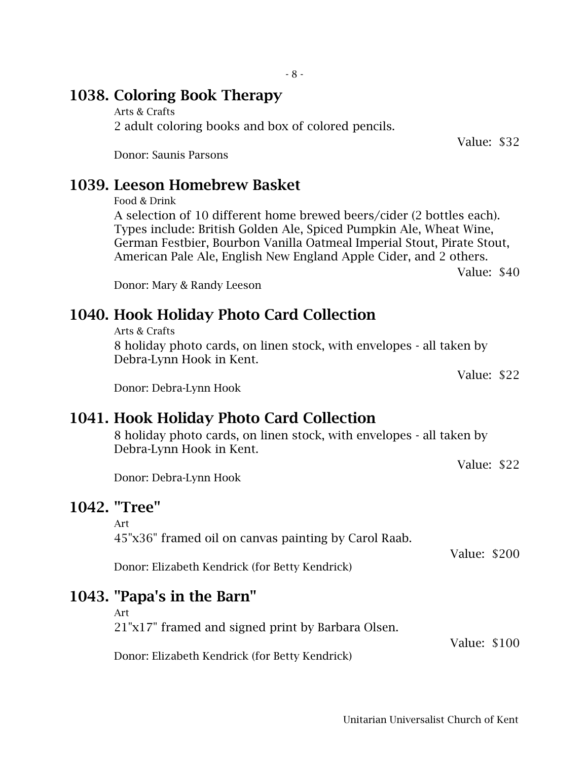## 1038. Coloring Book Therapy

Arts & Crafts

2 adult coloring books and box of colored pencils.

Value: $32

Donor: Saunis Parsons

## 1039. Leeson Homebrew Basket

Food & Drink

A selection of 10 different home brewed beers/cider (2 bottles each). Types include: British Golden Ale, Spiced Pumpkin Ale, Wheat Wine, German Festbier, Bourbon Vanilla Oatmeal Imperial Stout, Pirate Stout, American Pale Ale, English New England Apple Cider, and 2 others.

Value: $40

Donor: Mary & Randy Leeson

## 1040. Hook Holiday Photo Card Collection

Arts & Crafts

8 holiday photo cards, on linen stock, with envelopes - all taken by Debra-Lynn Hook in Kent.

Value: $22

Donor: Debra-Lynn Hook

## 1041. Hook Holiday Photo Card Collection

8 holiday photo cards, on linen stock, with envelopes - all taken by Debra-Lynn Hook in Kent.

Value: $22

Donor: Debra-Lynn Hook

## 1042. "Tree"

Art

45"x36" framed oil on canvas painting by Carol Raab.

Value: $200

Donor: Elizabeth Kendrick (for Betty Kendrick)

## 1043. "Papa's in the Barn"

Art

21"x17" framed and signed print by Barbara Olsen.

Value: $100

Donor: Elizabeth Kendrick (for Betty Kendrick)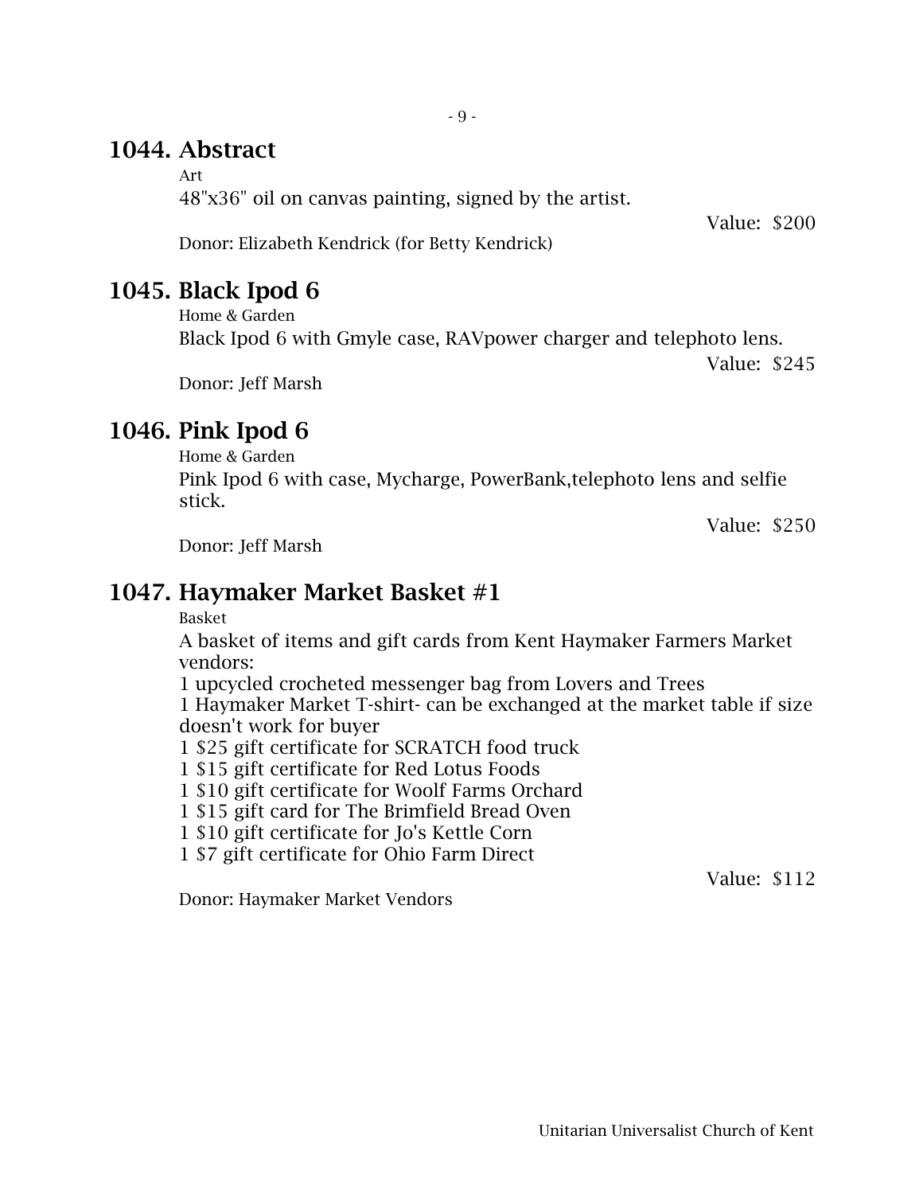## 1044. Abstract

Art

48"x36" oil on canvas painting, signed by the artist.

Value: $200

Donor: Elizabeth Kendrick (for Betty Kendrick)

## 1045. Black Ipod 6

Home & Garden

Black Ipod 6 with Gmyle case, RAVpower charger and telephoto lens.

Value: $245

Donor: Jeff Marsh

## 1046. Pink Ipod 6

Home & Garden

Pink Ipod 6 with case, Mycharge, PowerBank,telephoto lens and selfie stick.

Value: $250

Donor: Jeff Marsh

## 1047. Haymaker Market Basket #1

Basket

A basket of items and gift cards from Kent Haymaker Farmers Market vendors:
1 upcycled crocheted messenger bag from Lovers and Trees
1 Haymaker Market T-shirt- can be exchanged at the market table if size doesn't work for buyer
1 $25 gift certificate for SCRATCH food truck
1 $15 gift certificate for Red Lotus Foods
1 $10 gift certificate for Woolf Farms Orchard
1 $15 gift card for The Brimfield Bread Oven
1 $10 gift certificate for Jo's Kettle Corn
1 $7 gift certificate for Ohio Farm Direct

Value: $112

Donor: Haymaker Market Vendors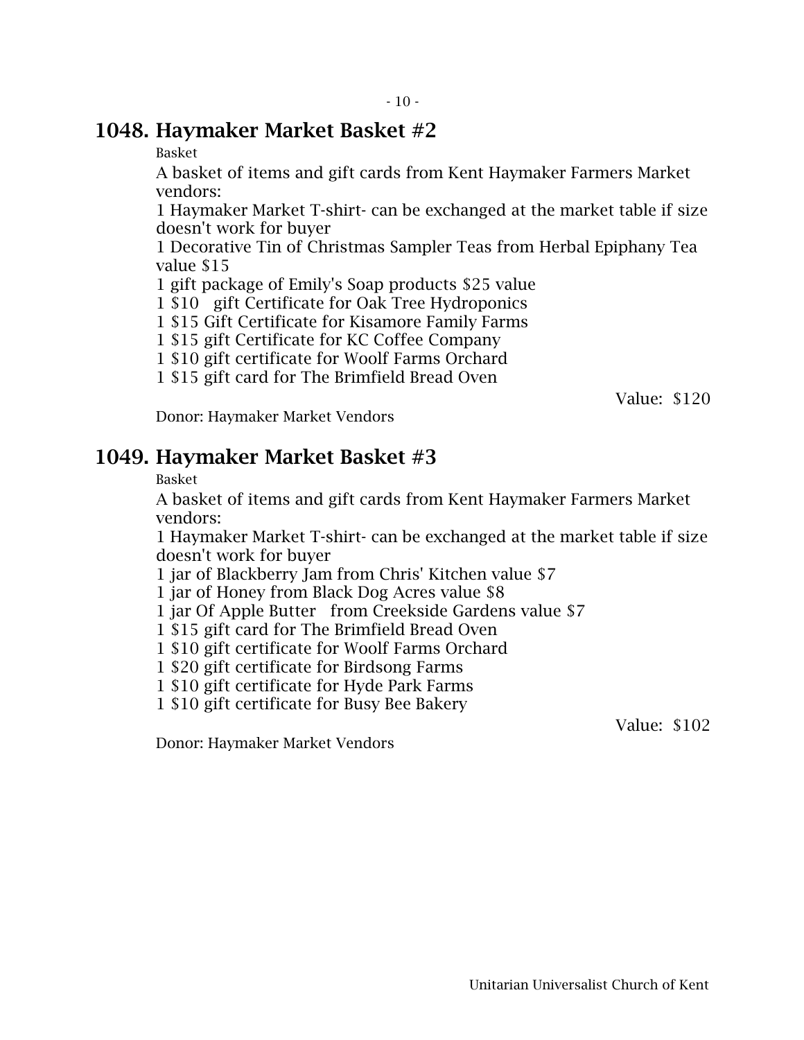## 1048. Haymaker Market Basket #2

Basket

A basket of items and gift cards from Kent Haymaker Farmers Market vendors:

1 Haymaker Market T-shirt- can be exchanged at the market table if size doesn't work for buyer

1 Decorative Tin of Christmas Sampler Teas from Herbal Epiphany Tea value $15

1 gift package of Emily's Soap products $25 value

1 $10 gift Certificate for Oak Tree Hydroponics

1 $15 Gift Certificate for Kisamore Family Farms

1 $15 gift Certificate for KC Coffee Company

1 $10 gift certificate for Woolf Farms Orchard

1 $15 gift card for The Brimfield Bread Oven

Value: $120

Donor: Haymaker Market Vendors

## 1049. Haymaker Market Basket #3

Basket

A basket of items and gift cards from Kent Haymaker Farmers Market vendors:

1 Haymaker Market T-shirt- can be exchanged at the market table if size doesn't work for buyer

1 jar of Blackberry Jam from Chris' Kitchen value $7

1 jar of Honey from Black Dog Acres value $8

1 jar Of Apple Butter from Creekside Gardens value $7

1 $15 gift card for The Brimfield Bread Oven

1 $10 gift certificate for Woolf Farms Orchard

1 $20 gift certificate for Birdsong Farms

1 $10 gift certificate for Hyde Park Farms

1 $10 gift certificate for Busy Bee Bakery

Value: $102

Donor: Haymaker Market Vendors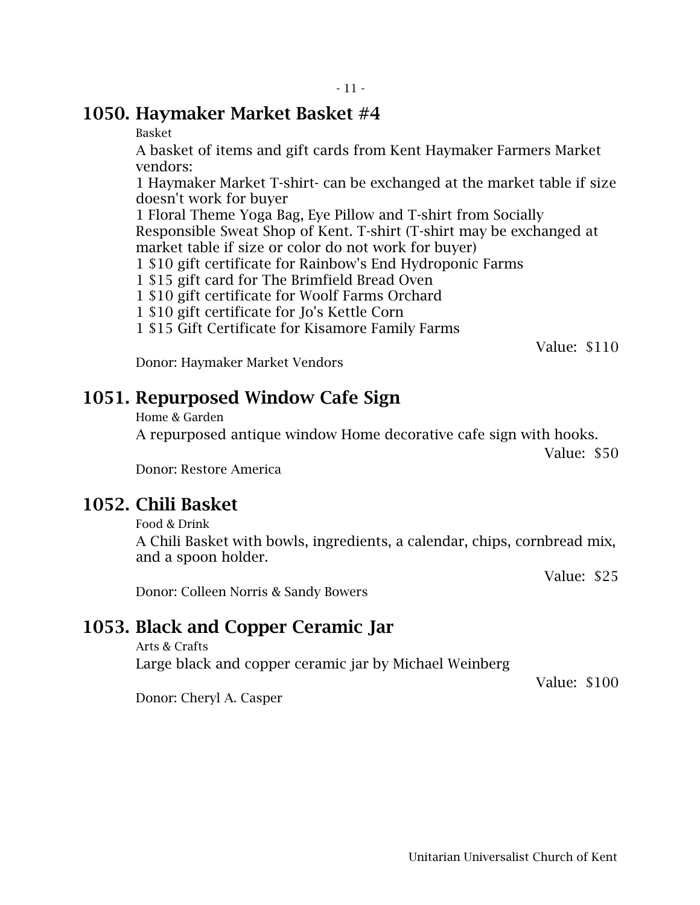## 1050. Haymaker Market Basket #4

Basket

A basket of items and gift cards from Kent Haymaker Farmers Market vendors:
1 Haymaker Market T-shirt- can be exchanged at the market table if size doesn't work for buyer
1 Floral Theme Yoga Bag, Eye Pillow and T-shirt from Socially Responsible Sweat Shop of Kent. T-shirt (T-shirt may be exchanged at market table if size or color do not work for buyer)
1 $10 gift certificate for Rainbow's End Hydroponic Farms
1 $15 gift card for The Brimfield Bread Oven
1 $10 gift certificate for Woolf Farms Orchard
1 $10 gift certificate for Jo's Kettle Corn
1 $15 Gift Certificate for Kisamore Family Farms

Value: $110

Donor: Haymaker Market Vendors

## 1051. Repurposed Window Cafe Sign

Home & Garden

A repurposed antique window Home decorative cafe sign with hooks.

Value: $50

Donor: Restore America

## 1052. Chili Basket

Food & Drink

A Chili Basket with bowls, ingredients, a calendar, chips, cornbread mix, and a spoon holder.

Value: $25

Donor: Colleen Norris & Sandy Bowers

## 1053. Black and Copper Ceramic Jar

Arts & Crafts

Large black and copper ceramic jar by Michael Weinberg

Value: $100

Donor: Cheryl A. Casper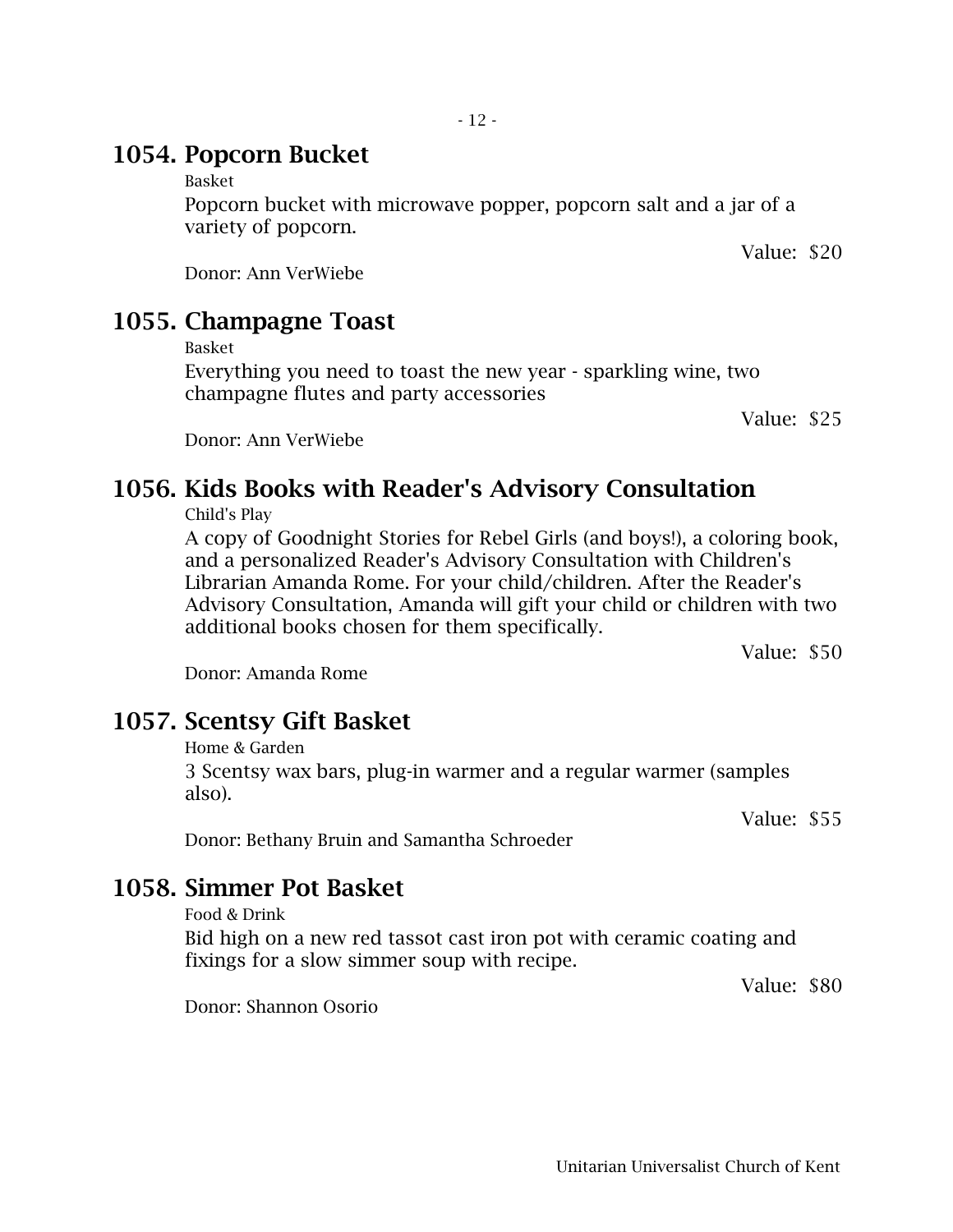## 1054. Popcorn Bucket

Basket

Popcorn bucket with microwave popper, popcorn salt and a jar of a variety of popcorn.

Value: $20

Donor: Ann VerWiebe

## 1055. Champagne Toast

Basket

Everything you need to toast the new year - sparkling wine, two champagne flutes and party accessories

Value: $25

Donor: Ann VerWiebe

## 1056. Kids Books with Reader's Advisory Consultation

Child's Play

A copy of Goodnight Stories for Rebel Girls (and boys!), a coloring book, and a personalized Reader's Advisory Consultation with Children's Librarian Amanda Rome. For your child/children. After the Reader's Advisory Consultation, Amanda will gift your child or children with two additional books chosen for them specifically.

Value: $50

Donor: Amanda Rome

## 1057. Scentsy Gift Basket

Home & Garden

3 Scentsy wax bars, plug-in warmer and a regular warmer (samples also).

Value: $55

Donor: Bethany Bruin and Samantha Schroeder

## 1058. Simmer Pot Basket

Food & Drink

Bid high on a new red tassot cast iron pot with ceramic coating and fixings for a slow simmer soup with recipe.

Value: $80

Donor: Shannon Osorio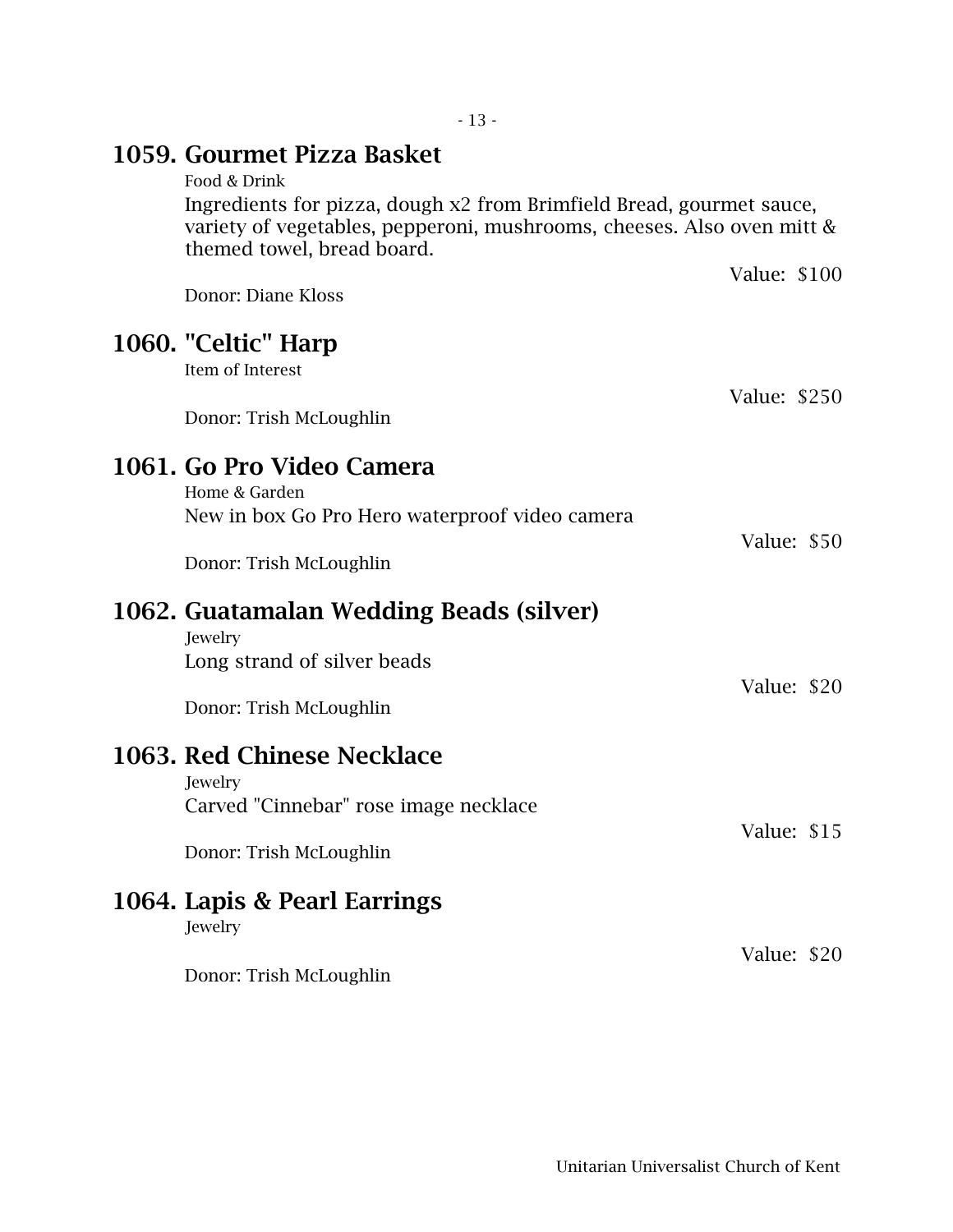## 1059. Gourmet Pizza Basket

Food & Drink

Ingredients for pizza, dough x2 from Brimfield Bread, gourmet sauce, variety of vegetables, pepperoni, mushrooms, cheeses. Also oven mitt & themed towel, bread board.

Value: $100

Donor: Diane Kloss

## 1060. "Celtic" Harp

Item of Interest

Value: $250

Donor: Trish McLoughlin

## 1061. Go Pro Video Camera

Home & Garden

New in box Go Pro Hero waterproof video camera

Value: $50

Donor: Trish McLoughlin

## 1062. Guatamalan Wedding Beads (silver)

Jewelry

Long strand of silver beads

Value: $20

Donor: Trish McLoughlin

## 1063. Red Chinese Necklace

Jewelry

Carved "Cinnebar" rose image necklace

Value: $15

Donor: Trish McLoughlin

## 1064. Lapis & Pearl Earrings

Jewelry

Value: $20

Donor: Trish McLoughlin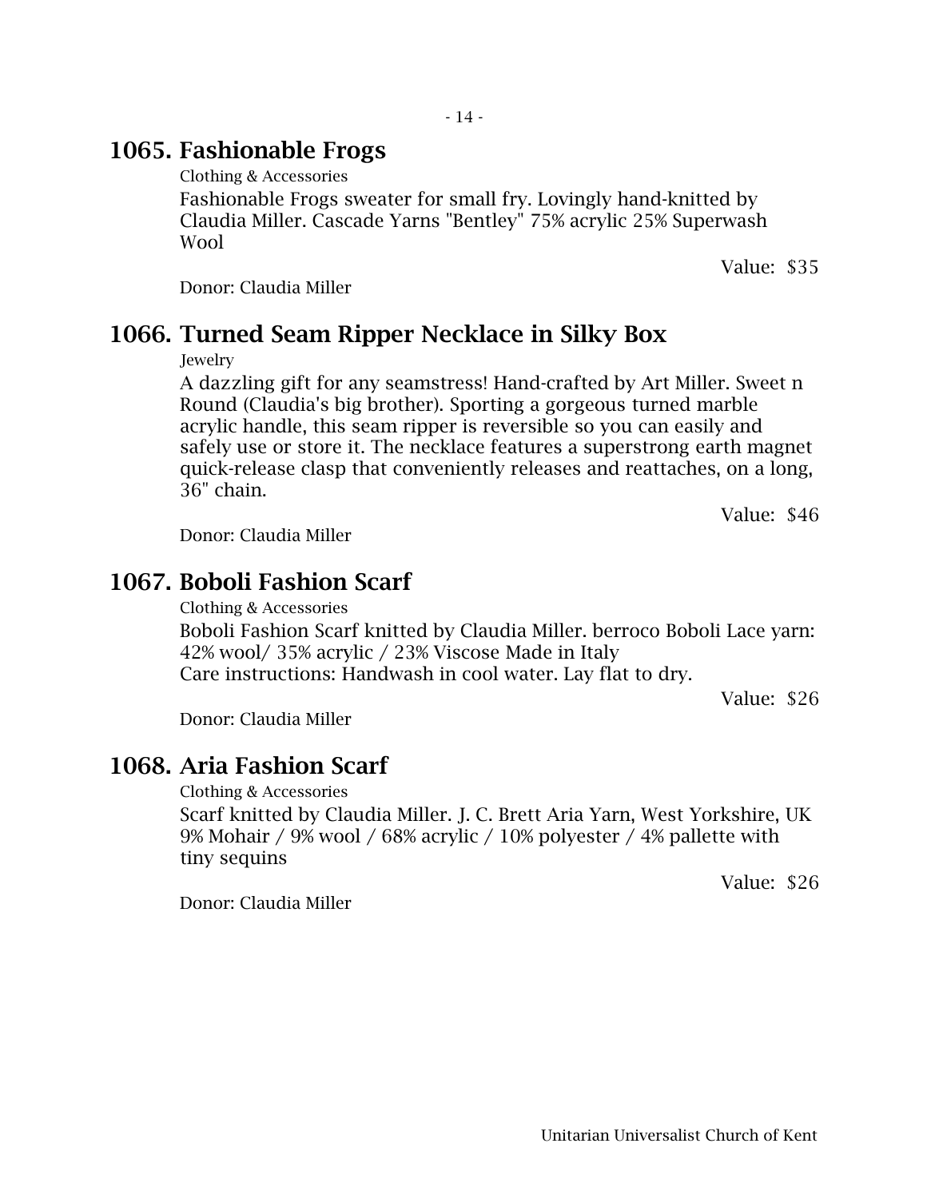## 1065. Fashionable Frogs

Clothing & Accessories

Fashionable Frogs sweater for small fry. Lovingly hand-knitted by Claudia Miller. Cascade Yarns "Bentley" 75% acrylic 25% Superwash Wool

Value: $35

Donor: Claudia Miller

## 1066. Turned Seam Ripper Necklace in Silky Box

Jewelry

A dazzling gift for any seamstress! Hand-crafted by Art Miller. Sweet n Round (Claudia's big brother). Sporting a gorgeous turned marble acrylic handle, this seam ripper is reversible so you can easily and safely use or store it. The necklace features a superstrong earth magnet quick-release clasp that conveniently releases and reattaches, on a long, 36" chain.

Value: $46

Donor: Claudia Miller

## 1067. Boboli Fashion Scarf

Clothing & Accessories

Boboli Fashion Scarf knitted by Claudia Miller. berroco Boboli Lace yarn: 42% wool/ 35% acrylic / 23% Viscose Made in Italy
Care instructions: Handwash in cool water. Lay flat to dry.

Value: $26

Donor: Claudia Miller

## 1068. Aria Fashion Scarf

Clothing & Accessories

Scarf knitted by Claudia Miller. J. C. Brett Aria Yarn, West Yorkshire, UK 9% Mohair / 9% wool / 68% acrylic / 10% polyester / 4% pallette with tiny sequins

Value: $26

Donor: Claudia Miller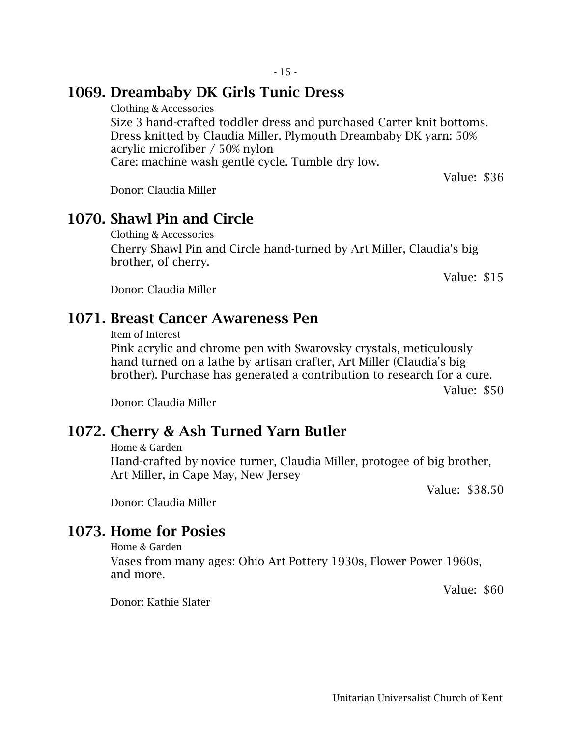## 1069. Dreambaby DK Girls Tunic Dress

Clothing & Accessories

Size 3 hand-crafted toddler dress and purchased Carter knit bottoms. Dress knitted by Claudia Miller. Plymouth Dreambaby DK yarn: 50% acrylic microfiber / 50% nylon
Care: machine wash gentle cycle. Tumble dry low.

Value: $36

Donor: Claudia Miller

## 1070. Shawl Pin and Circle

Clothing & Accessories

Cherry Shawl Pin and Circle hand-turned by Art Miller, Claudia's big brother, of cherry.

Value: $15

Donor: Claudia Miller

## 1071. Breast Cancer Awareness Pen

Item of Interest

Pink acrylic and chrome pen with Swarovsky crystals, meticulously hand turned on a lathe by artisan crafter, Art Miller (Claudia's big brother). Purchase has generated a contribution to research for a cure.

Value: $50

Donor: Claudia Miller

## 1072. Cherry & Ash Turned Yarn Butler

Home & Garden

Hand-crafted by novice turner, Claudia Miller, protogee of big brother, Art Miller, in Cape May, New Jersey

Value: $38.50

Donor: Claudia Miller

## 1073. Home for Posies

Home & Garden

Vases from many ages: Ohio Art Pottery 1930s, Flower Power 1960s, and more.

Value: $60

Donor: Kathie Slater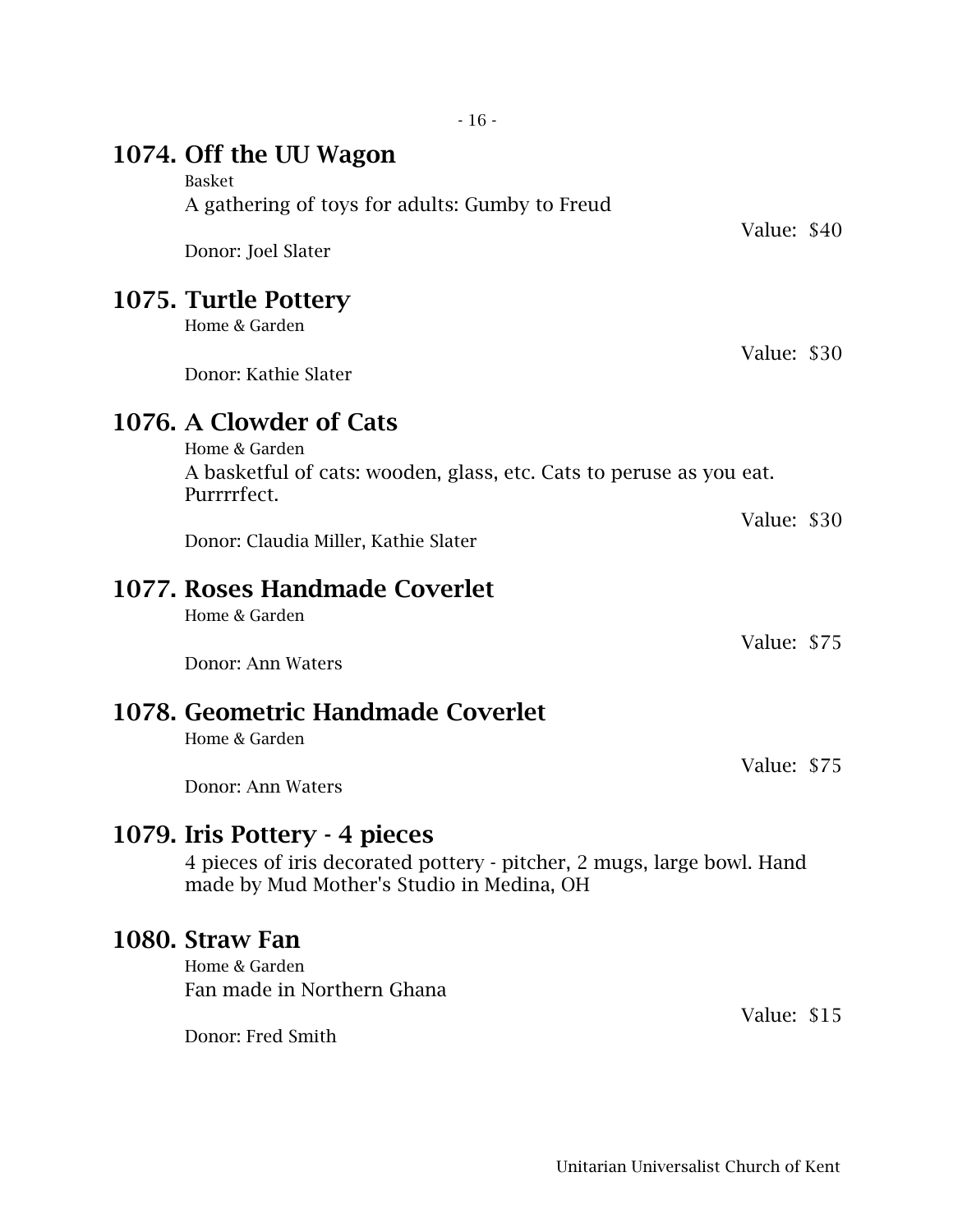## 1074. Off the UU Wagon

Basket

A gathering of toys for adults: Gumby to Freud

Value: $40

Donor: Joel Slater

## 1075. Turtle Pottery

Home & Garden

Value: $30

Donor: Kathie Slater

## 1076. A Clowder of Cats

Home & Garden

A basketful of cats: wooden, glass, etc. Cats to peruse as you eat. Purrrrfect.

Value: $30

Donor: Claudia Miller, Kathie Slater

## 1077. Roses Handmade Coverlet

Home & Garden

Value: $75

Donor: Ann Waters

## 1078. Geometric Handmade Coverlet

Home & Garden

Value: $75

Donor: Ann Waters

## 1079. Iris Pottery - 4 pieces

4 pieces of iris decorated pottery - pitcher, 2 mugs, large bowl. Hand made by Mud Mother's Studio in Medina, OH

## 1080. Straw Fan

Home & Garden

Fan made in Northern Ghana

Value: $15

Donor: Fred Smith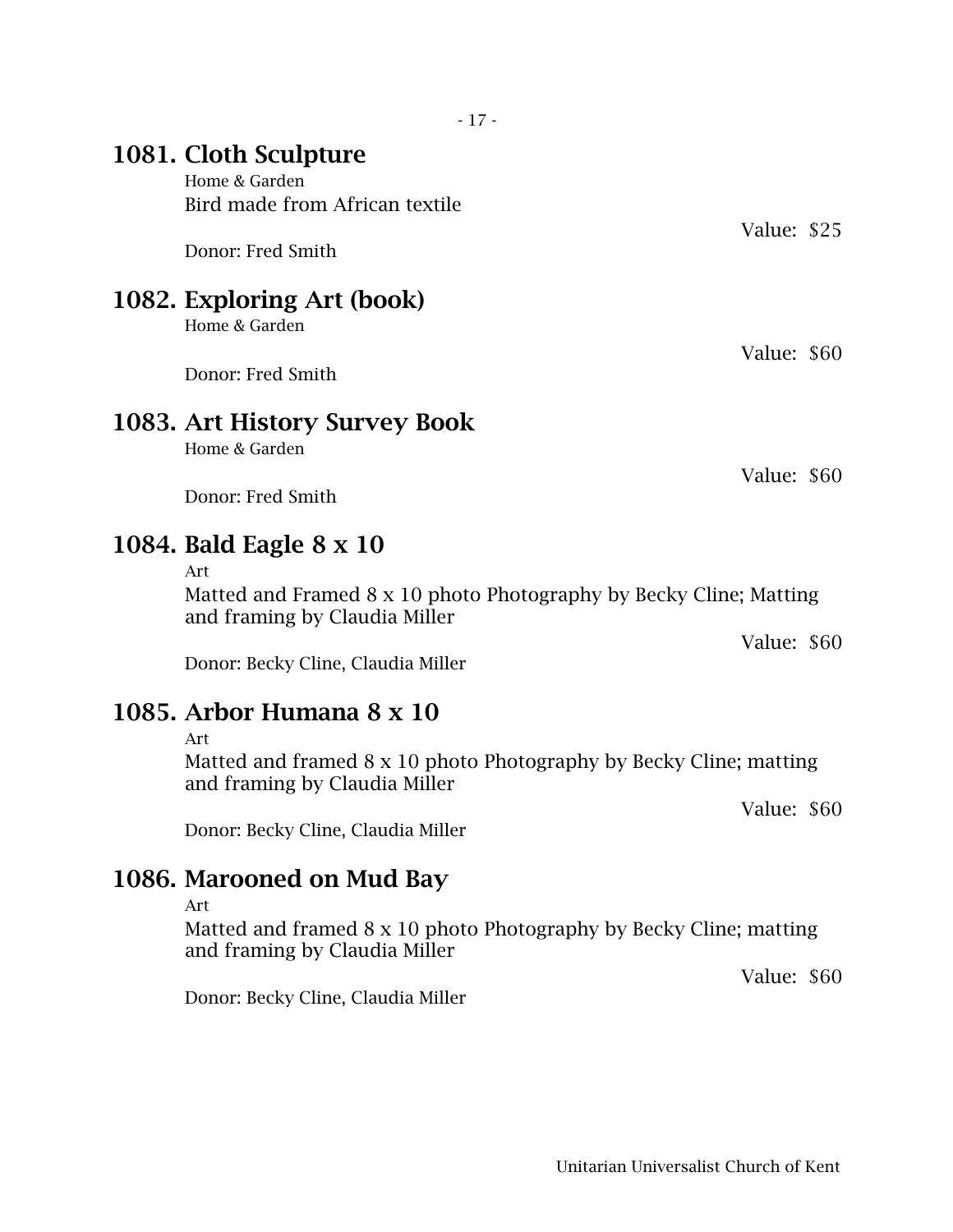## 1081. Cloth Sculpture

Home & Garden

Bird made from African textile

Value: $25

Donor: Fred Smith

## 1082. Exploring Art (book)

Home & Garden

Value: $60

Donor: Fred Smith

## 1083. Art History Survey Book

Home & Garden

Value: $60

Donor: Fred Smith

## 1084. Bald Eagle 8 x 10

Art

Matted and Framed 8 x 10 photo Photography by Becky Cline; Matting and framing by Claudia Miller

Value: $60

Donor: Becky Cline, Claudia Miller

## 1085. Arbor Humana 8 x 10

Art

Matted and framed 8 x 10 photo Photography by Becky Cline; matting and framing by Claudia Miller

Value: $60

Donor: Becky Cline, Claudia Miller

## 1086. Marooned on Mud Bay

Art

Matted and framed 8 x 10 photo Photography by Becky Cline; matting and framing by Claudia Miller

Value: $60

Donor: Becky Cline, Claudia Miller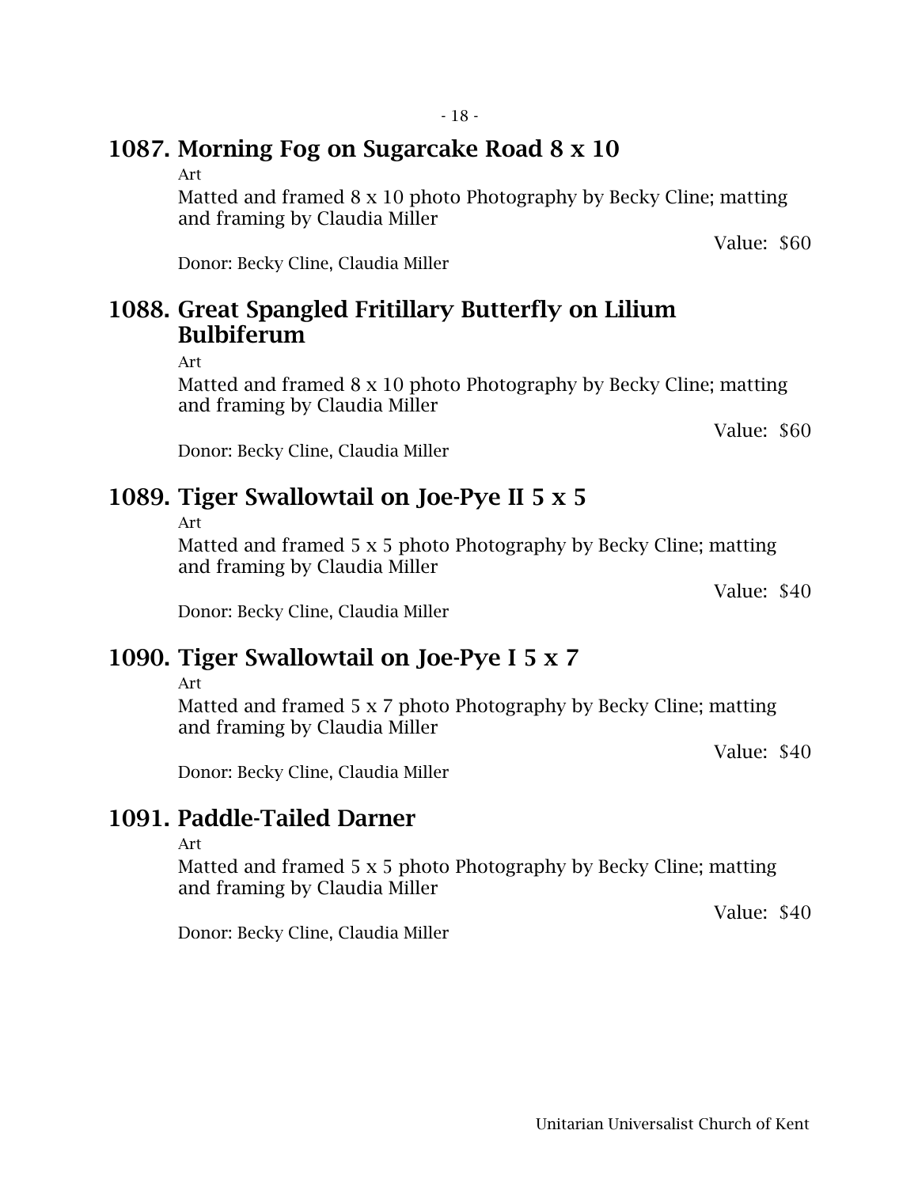## 1087. Morning Fog on Sugarcake Road 8 x 10

Art

Matted and framed 8 x 10 photo Photography by Becky Cline; matting and framing by Claudia Miller

Value: $60

Donor: Becky Cline, Claudia Miller

## 1088. Great Spangled Fritillary Butterfly on Lilium Bulbiferum

Art

Matted and framed 8 x 10 photo Photography by Becky Cline; matting and framing by Claudia Miller

Value: $60

Donor: Becky Cline, Claudia Miller

## 1089. Tiger Swallowtail on Joe-Pye II 5 x 5

Art

Matted and framed 5 x 5 photo Photography by Becky Cline; matting and framing by Claudia Miller

Value: $40

Donor: Becky Cline, Claudia Miller

## 1090. Tiger Swallowtail on Joe-Pye I 5 x 7

Art

Matted and framed 5 x 7 photo Photography by Becky Cline; matting and framing by Claudia Miller

Value: $40

Donor: Becky Cline, Claudia Miller

## 1091. Paddle-Tailed Darner

Art

Matted and framed 5 x 5 photo Photography by Becky Cline; matting and framing by Claudia Miller

Value: $40

Donor: Becky Cline, Claudia Miller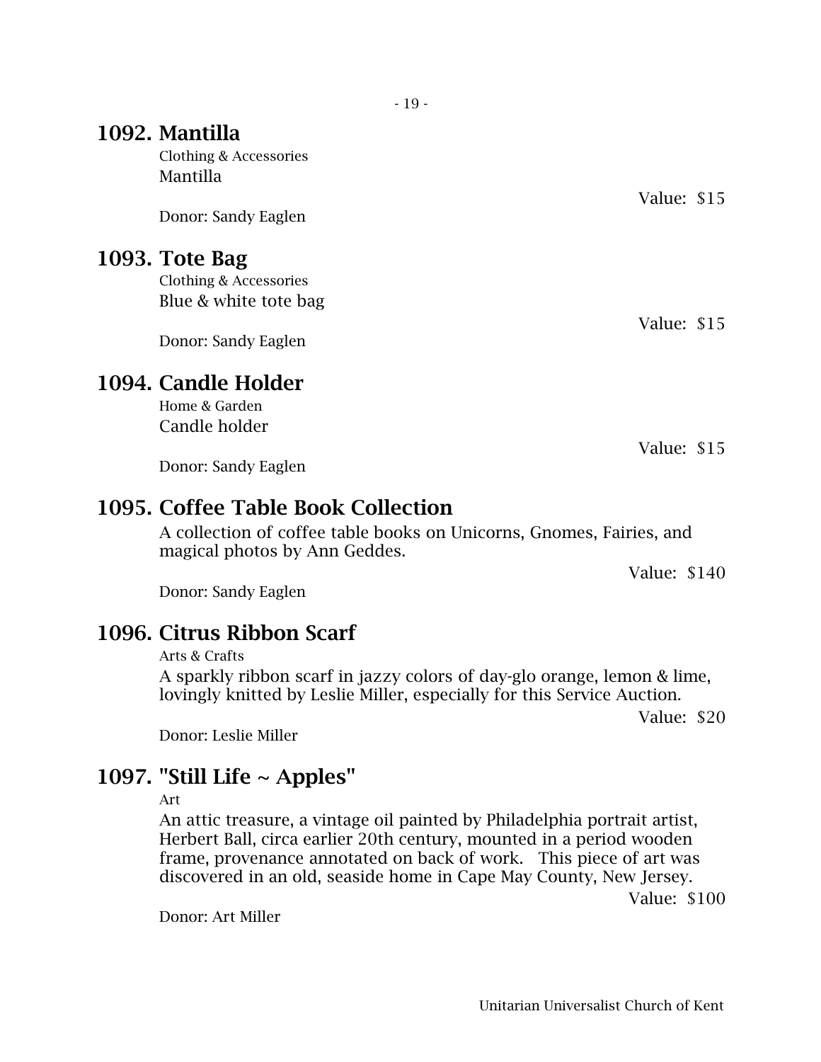## 1092. Mantilla

Clothing & Accessories

Mantilla

Value: $15

Donor: Sandy Eaglen

## 1093. Tote Bag

Clothing & Accessories

Blue & white tote bag

Value: $15

Donor: Sandy Eaglen

## 1094. Candle Holder

Home & Garden

Candle holder

Value: $15

Donor: Sandy Eaglen

## 1095. Coffee Table Book Collection

A collection of coffee table books on Unicorns, Gnomes, Fairies, and magical photos by Ann Geddes.

Value: $140

Donor: Sandy Eaglen

## 1096. Citrus Ribbon Scarf

Arts & Crafts

A sparkly ribbon scarf in jazzy colors of day-glo orange, lemon & lime, lovingly knitted by Leslie Miller, especially for this Service Auction.

Value: $20

Donor: Leslie Miller

## 1097. "Still Life ~ Apples"

Art

An attic treasure, a vintage oil painted by Philadelphia portrait artist, Herbert Ball, circa earlier 20th century, mounted in a period wooden frame, provenance annotated on back of work. This piece of art was discovered in an old, seaside home in Cape May County, New Jersey.

Value: $100

Donor: Art Miller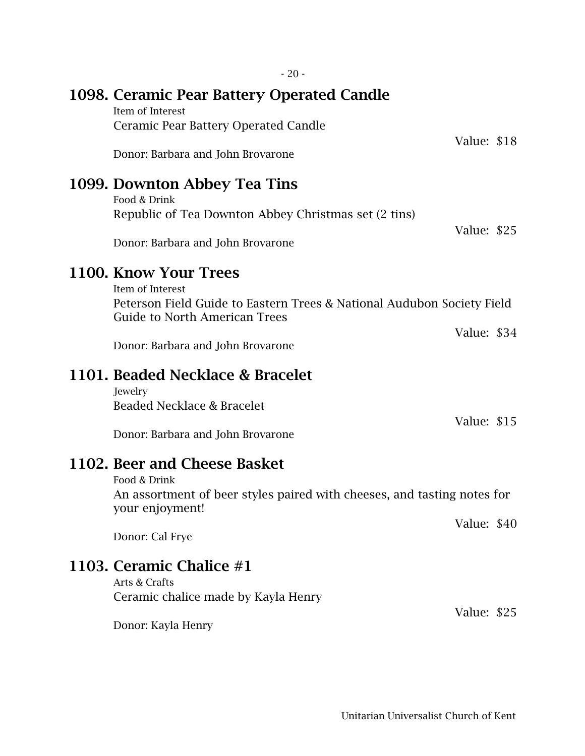## 1098. Ceramic Pear Battery Operated Candle

Item of Interest

Ceramic Pear Battery Operated Candle

Value: $18

Donor: Barbara and John Brovarone

## 1099. Downton Abbey Tea Tins

Food & Drink

Republic of Tea Downton Abbey Christmas set (2 tins)

Value: $25

Donor: Barbara and John Brovarone

## 1100. Know Your Trees

Item of Interest

Peterson Field Guide to Eastern Trees & National Audubon Society Field Guide to North American Trees

Value: $34

Donor: Barbara and John Brovarone

## 1101. Beaded Necklace & Bracelet

Jewelry

Beaded Necklace & Bracelet

Value: $15

Donor: Barbara and John Brovarone

## 1102. Beer and Cheese Basket

Food & Drink

An assortment of beer styles paired with cheeses, and tasting notes for your enjoyment!

Value: $40

Donor: Cal Frye

## 1103. Ceramic Chalice #1

Arts & Crafts

Ceramic chalice made by Kayla Henry

Value: $25

Donor: Kayla Henry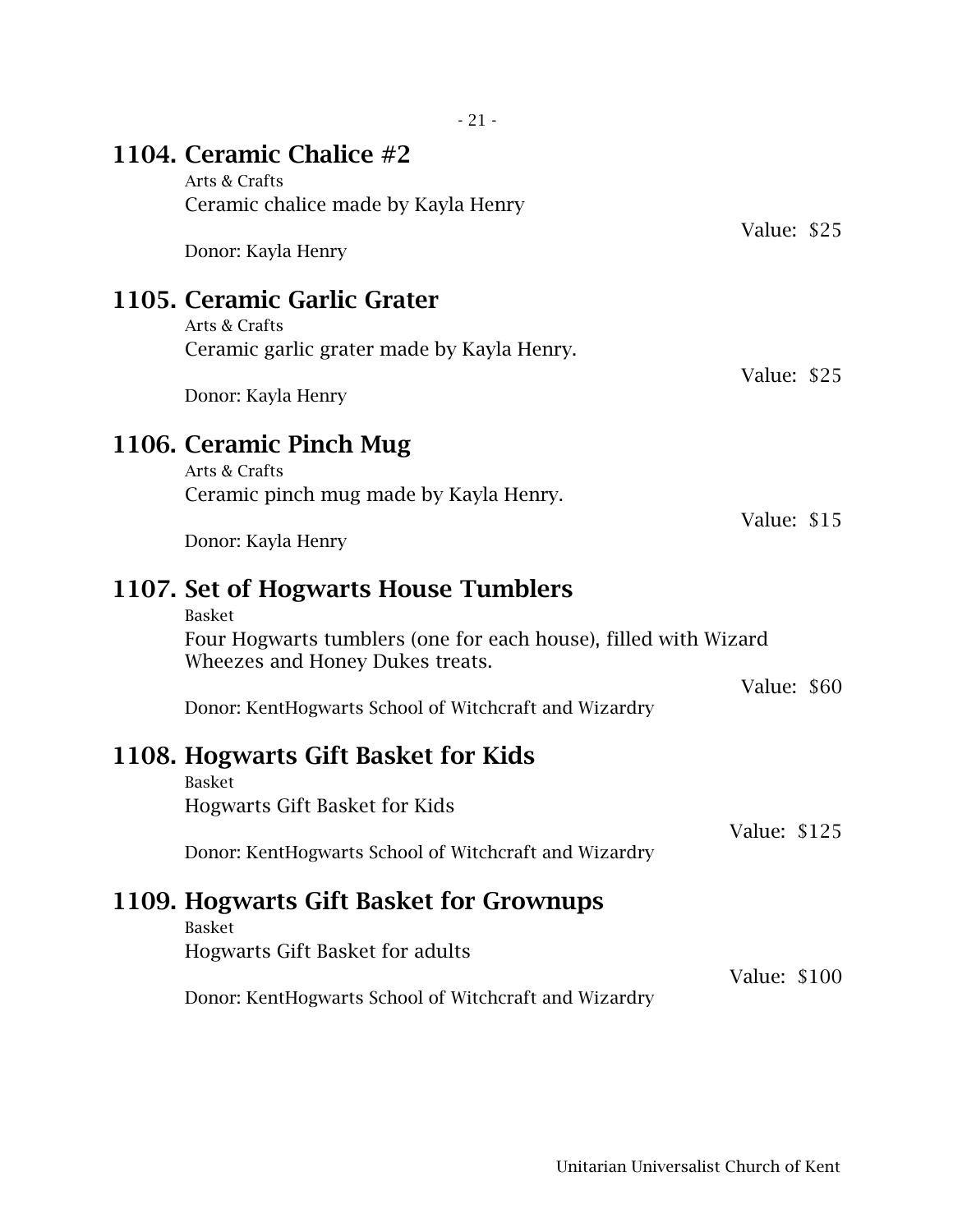## 1104. Ceramic Chalice #2

Arts & Crafts

Ceramic chalice made by Kayla Henry

Value: $25

Donor: Kayla Henry

## 1105. Ceramic Garlic Grater

Arts & Crafts

Ceramic garlic grater made by Kayla Henry.

Value: $25

Donor: Kayla Henry

## 1106. Ceramic Pinch Mug

Arts & Crafts

Ceramic pinch mug made by Kayla Henry.

Value: $15

Donor: Kayla Henry

## 1107. Set of Hogwarts House Tumblers

Basket

Four Hogwarts tumblers (one for each house), filled with Wizard Wheezes and Honey Dukes treats.

Value: $60

Donor: KentHogwarts School of Witchcraft and Wizardry

## 1108. Hogwarts Gift Basket for Kids

Basket

Hogwarts Gift Basket for Kids

Value: $125

Donor: KentHogwarts School of Witchcraft and Wizardry

## 1109. Hogwarts Gift Basket for Grownups

Basket

Hogwarts Gift Basket for adults

Value: $100

Donor: KentHogwarts School of Witchcraft and Wizardry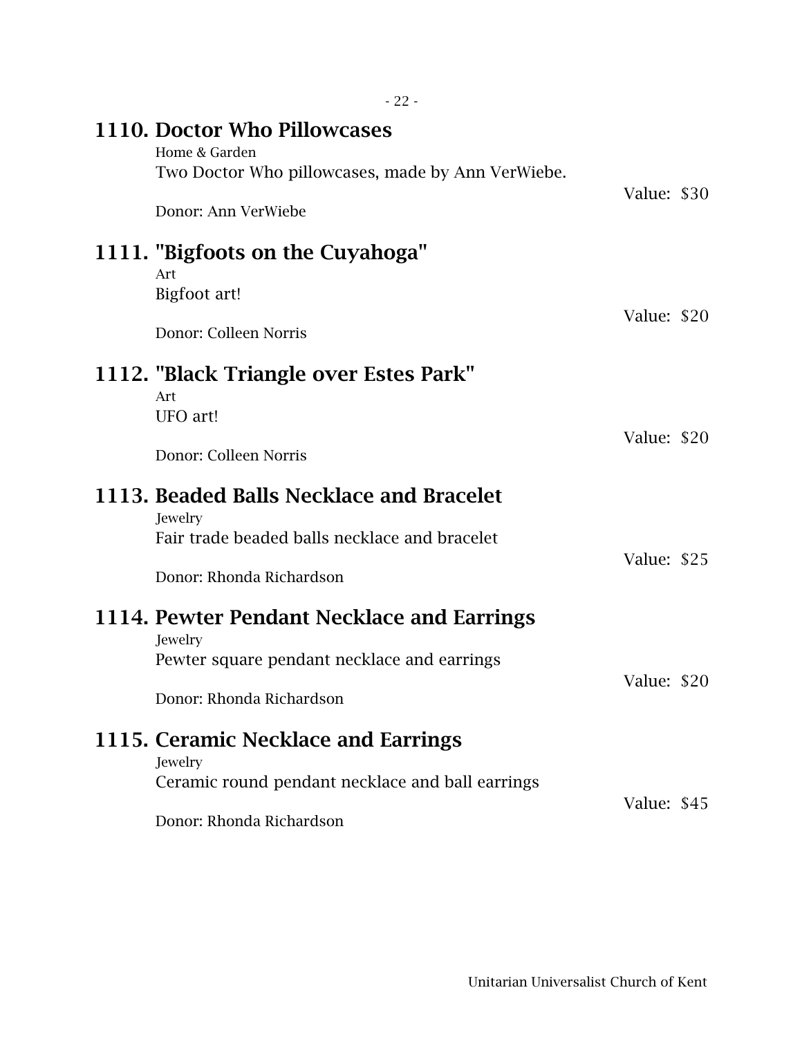## 1110. Doctor Who Pillowcases

Home & Garden

Two Doctor Who pillowcases, made by Ann VerWiebe.

Value: $30

Donor: Ann VerWiebe

## 1111. "Bigfoots on the Cuyahoga"

Art

Bigfoot art!

Value: $20

Donor: Colleen Norris

## 1112. "Black Triangle over Estes Park"

Art

UFO art!

Value: $20

Donor: Colleen Norris

## 1113. Beaded Balls Necklace and Bracelet

Jewelry

Fair trade beaded balls necklace and bracelet

Value: $25

Donor: Rhonda Richardson

## 1114. Pewter Pendant Necklace and Earrings

Jewelry

Pewter square pendant necklace and earrings

Value: $20

Donor: Rhonda Richardson

## 1115. Ceramic Necklace and Earrings

Jewelry

Ceramic round pendant necklace and ball earrings

Value: $45

Donor: Rhonda Richardson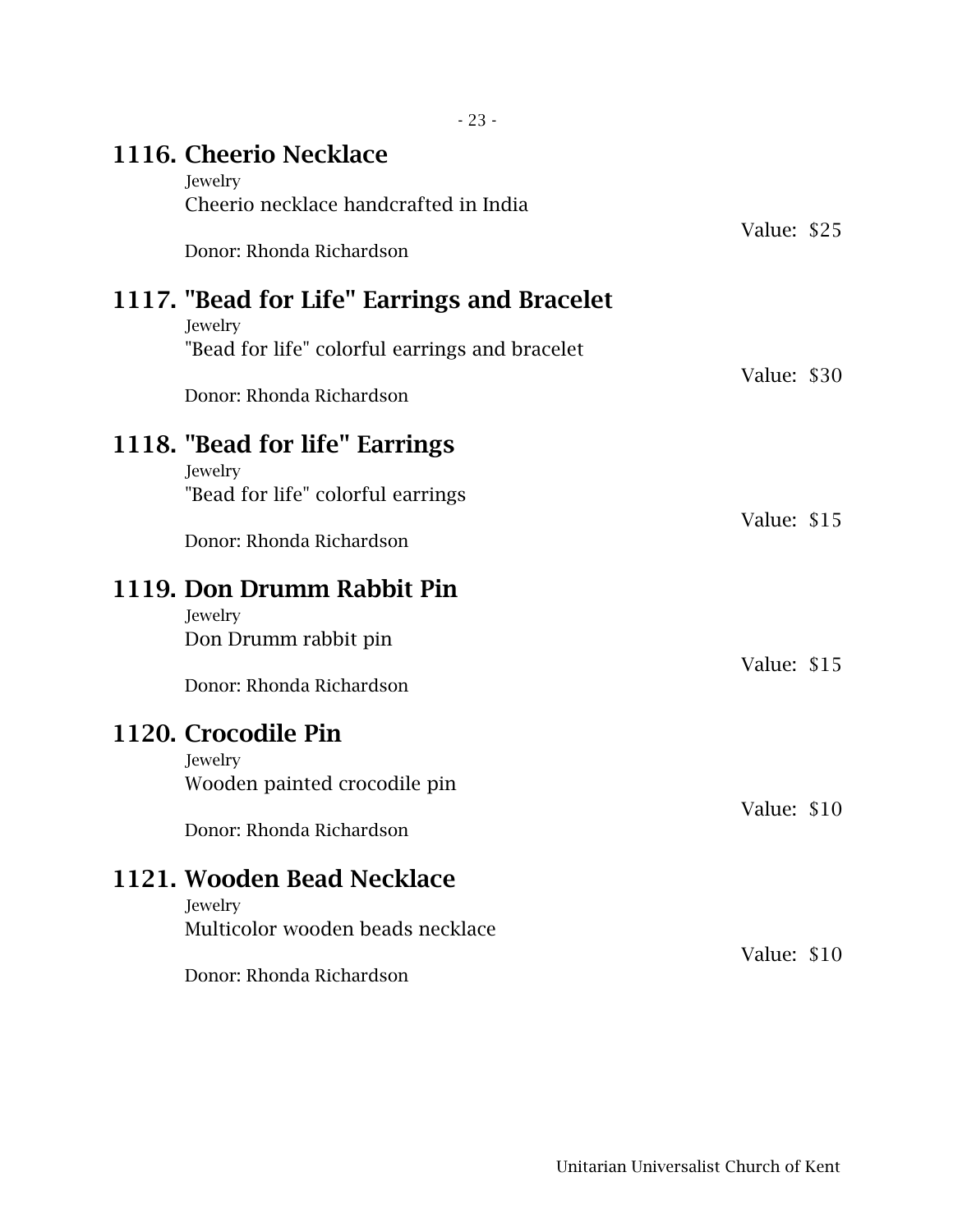## 1116. Cheerio Necklace

Jewelry

Cheerio necklace handcrafted in India

Value: $25

Donor: Rhonda Richardson

## 1117. "Bead for Life" Earrings and Bracelet

Jewelry

"Bead for life" colorful earrings and bracelet

Value: $30

Donor: Rhonda Richardson

## 1118. "Bead for life" Earrings

Jewelry

"Bead for life" colorful earrings

Value: $15

Donor: Rhonda Richardson

## 1119. Don Drumm Rabbit Pin

Jewelry

Don Drumm rabbit pin

Value: $15

Donor: Rhonda Richardson

## 1120. Crocodile Pin

Jewelry

Wooden painted crocodile pin

Value: $10

Donor: Rhonda Richardson

## 1121. Wooden Bead Necklace

Jewelry

Multicolor wooden beads necklace

Value: $10

Donor: Rhonda Richardson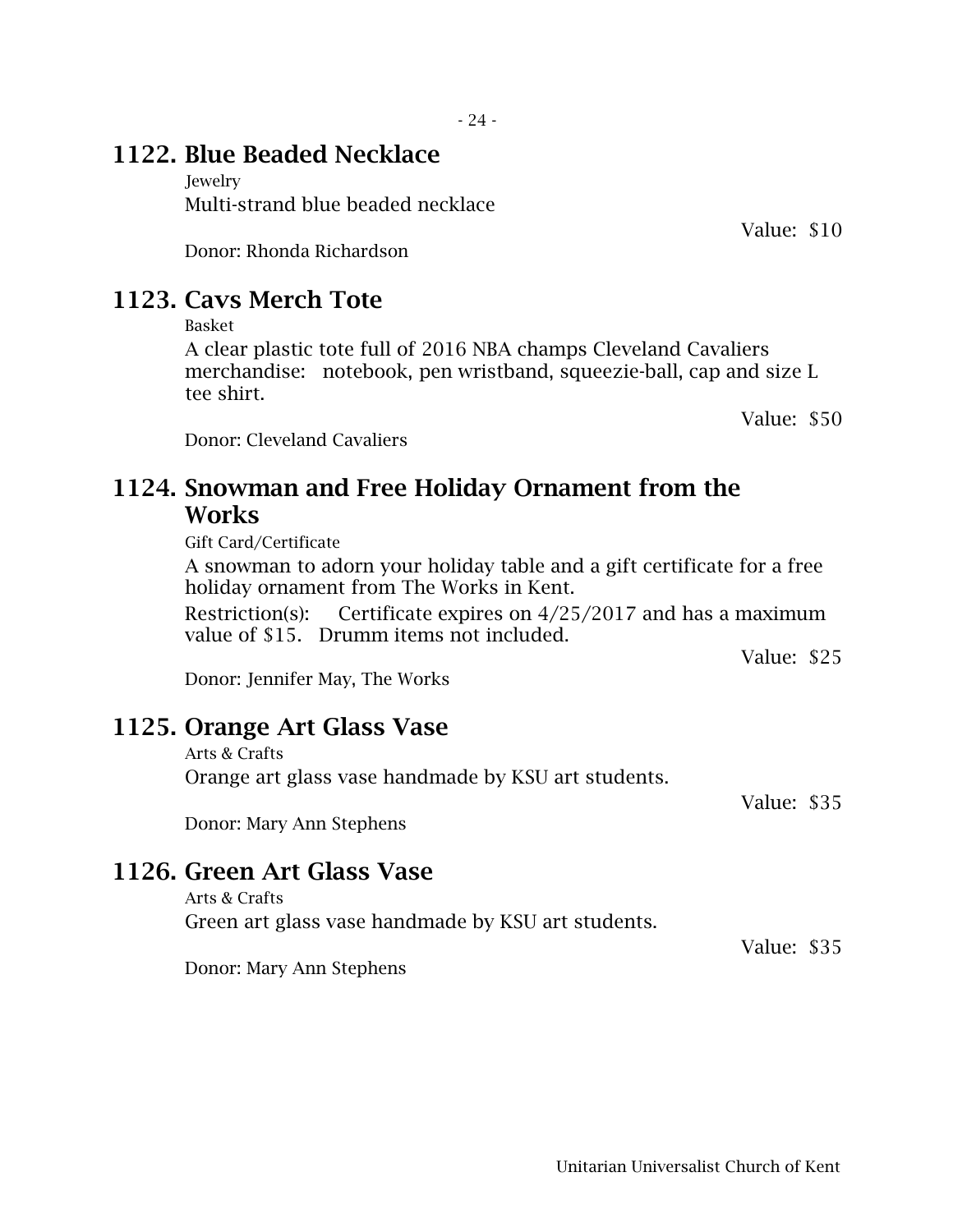## 1122. Blue Beaded Necklace

Jewelry

Multi-strand blue beaded necklace

Value: $10

Donor: Rhonda Richardson

## 1123. Cavs Merch Tote

Basket

A clear plastic tote full of 2016 NBA champs Cleveland Cavaliers merchandise: notebook, pen wristband, squeezie-ball, cap and size L tee shirt.

Value: $50

Donor: Cleveland Cavaliers

## 1124. Snowman and Free Holiday Ornament from the Works

Gift Card/Certificate

A snowman to adorn your holiday table and a gift certificate for a free holiday ornament from The Works in Kent.

Restriction(s): Certificate expires on 4/25/2017 and has a maximum value of $15. Drumm items not included.

Value: $25

Donor: Jennifer May, The Works

## 1125. Orange Art Glass Vase

Arts & Crafts

Orange art glass vase handmade by KSU art students.

Value: $35

Donor: Mary Ann Stephens

## 1126. Green Art Glass Vase

Arts & Crafts

Green art glass vase handmade by KSU art students.

Value: $35

Donor: Mary Ann Stephens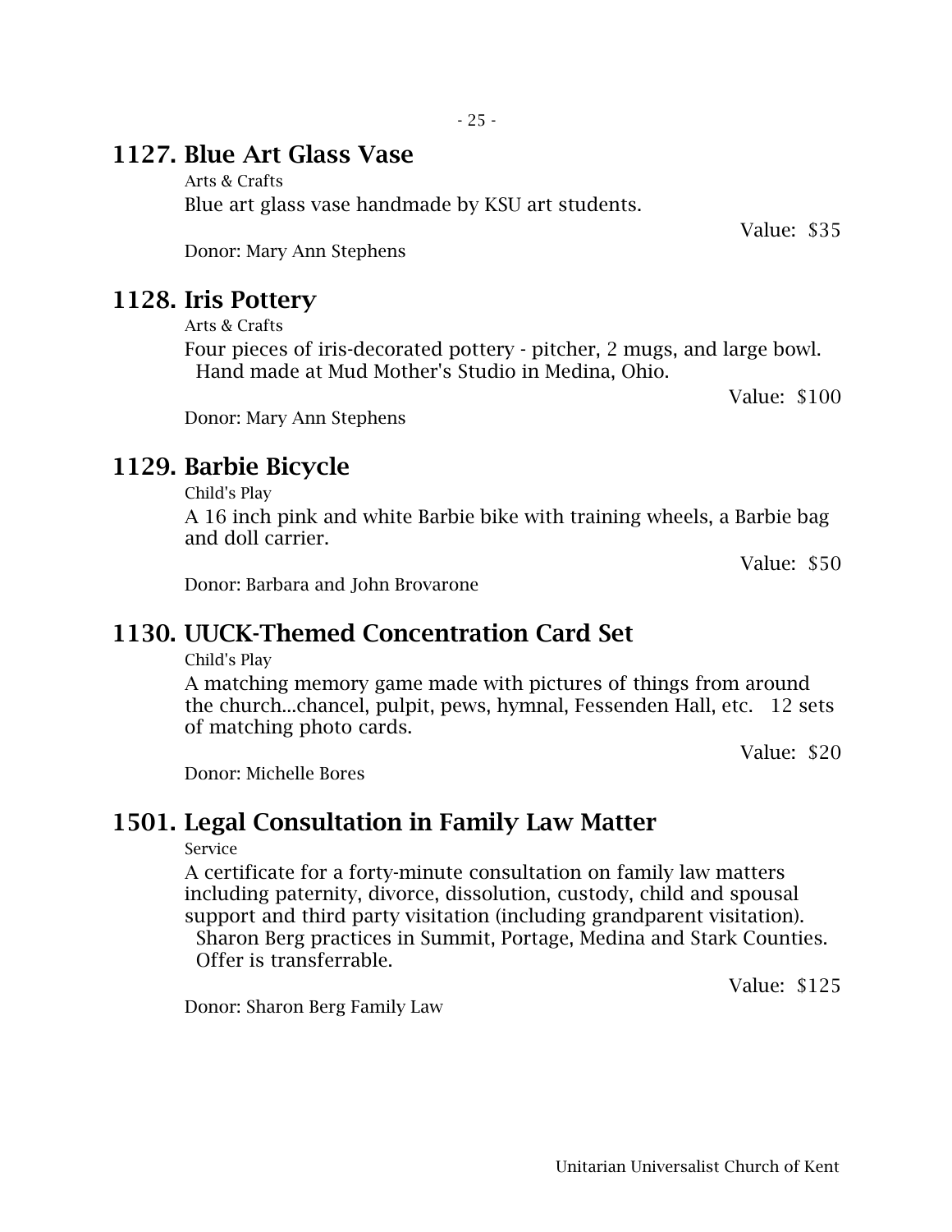## 1127. Blue Art Glass Vase

Arts & Crafts

Blue art glass vase handmade by KSU art students.

Value: $35

Donor: Mary Ann Stephens

## 1128. Iris Pottery

Arts & Crafts

Four pieces of iris-decorated pottery - pitcher, 2 mugs, and large bowl. Hand made at Mud Mother's Studio in Medina, Ohio.

Value: $100

Donor: Mary Ann Stephens

## 1129. Barbie Bicycle

Child's Play

A 16 inch pink and white Barbie bike with training wheels, a Barbie bag and doll carrier.

Value: $50

Donor: Barbara and John Brovarone

## 1130. UUCK-Themed Concentration Card Set

Child's Play

A matching memory game made with pictures of things from around the church...chancel, pulpit, pews, hymnal, Fessenden Hall, etc. 12 sets of matching photo cards.

Value: $20

Donor: Michelle Bores

## 1501. Legal Consultation in Family Law Matter

Service

A certificate for a forty-minute consultation on family law matters including paternity, divorce, dissolution, custody, child and spousal support and third party visitation (including grandparent visitation). Sharon Berg practices in Summit, Portage, Medina and Stark Counties. Offer is transferrable.

Value: $125

Donor: Sharon Berg Family Law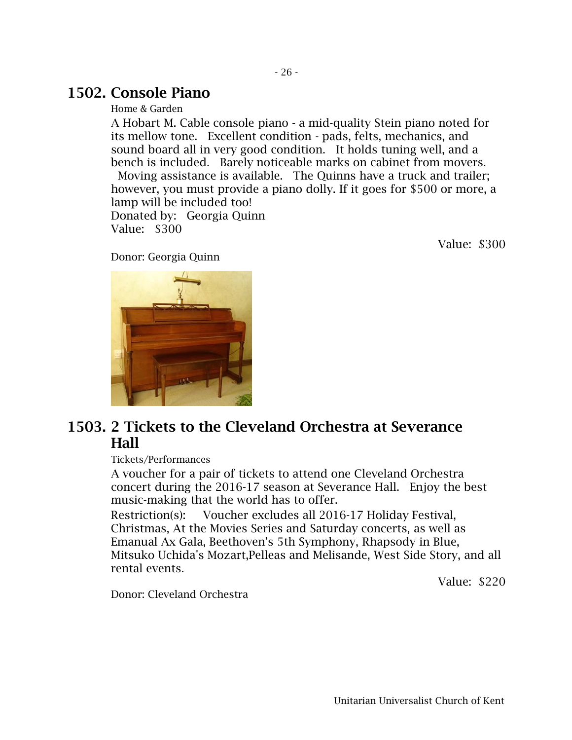## 1502. Console Piano

Home & Garden

A Hobart M. Cable console piano - a mid-quality Stein piano noted for its mellow tone. Excellent condition - pads, felts, mechanics, and sound board all in very good condition. It holds tuning well, and a bench is included. Barely noticeable marks on cabinet from movers. Moving assistance is available. The Quinns have a truck and trailer; however, you must provide a piano dolly. If it goes for $500 or more, a lamp will be included too!

Donated by: Georgia Quinn
Value: $300

Value: $300

Donor: Georgia Quinn

## 1503. 2 Tickets to the Cleveland Orchestra at Severance Hall

Tickets/Performances

A voucher for a pair of tickets to attend one Cleveland Orchestra concert during the 2016-17 season at Severance Hall. Enjoy the best music-making that the world has to offer.

Restriction(s): Voucher excludes all 2016-17 Holiday Festival, Christmas, At the Movies Series and Saturday concerts, as well as Emanual Ax Gala, Beethoven's 5th Symphony, Rhapsody in Blue, Mitsuko Uchida's Mozart,Pelleas and Melisande, West Side Story, and all rental events.

Value: $220

Donor: Cleveland Orchestra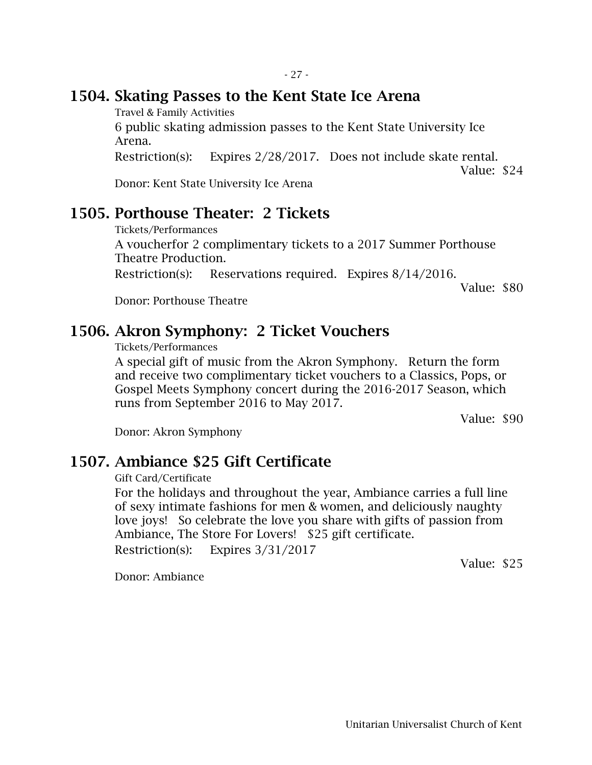## 1504. Skating Passes to the Kent State Ice Arena

Travel & Family Activities

6 public skating admission passes to the Kent State University Ice Arena.

Restriction(s): Expires 2/28/2017. Does not include skate rental.

Value: $24

Donor: Kent State University Ice Arena

## 1505. Porthouse Theater: 2 Tickets

Tickets/Performances

A voucherfor 2 complimentary tickets to a 2017 Summer Porthouse Theatre Production.

Restriction(s): Reservations required. Expires 8/14/2016.

Value: $80

Donor: Porthouse Theatre

## 1506. Akron Symphony: 2 Ticket Vouchers

Tickets/Performances

A special gift of music from the Akron Symphony. Return the form and receive two complimentary ticket vouchers to a Classics, Pops, or Gospel Meets Symphony concert during the 2016-2017 Season, which runs from September 2016 to May 2017.

Value: $90

Donor: Akron Symphony

## 1507. Ambiance $25 Gift Certificate

Gift Card/Certificate

For the holidays and throughout the year, Ambiance carries a full line of sexy intimate fashions for men & women, and deliciously naughty love joys! So celebrate the love you share with gifts of passion from Ambiance, The Store For Lovers! $25 gift certificate.

Restriction(s): Expires 3/31/2017

Value: $25

Donor: Ambiance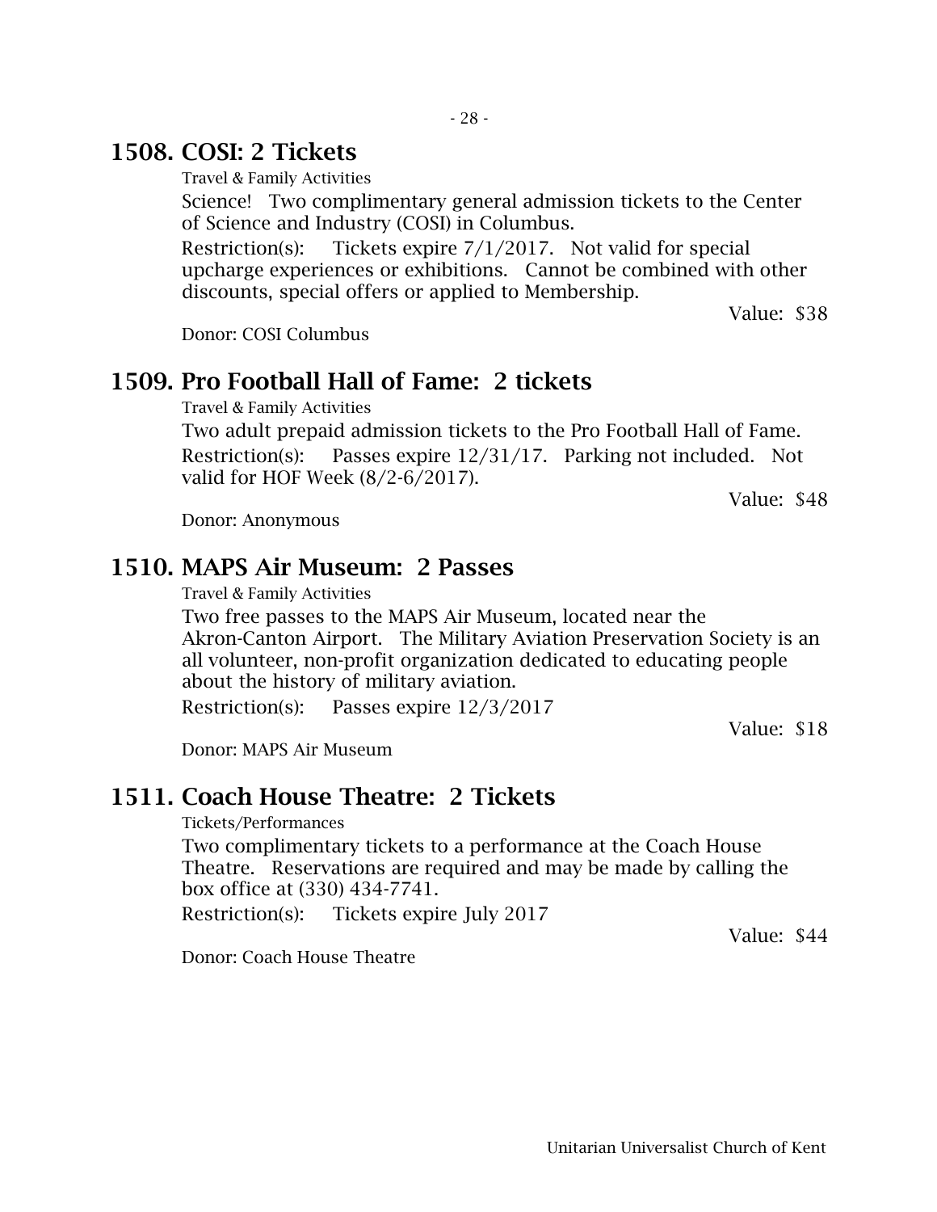## 1508. COSI: 2 Tickets

Travel & Family Activities

Science! Two complimentary general admission tickets to the Center of Science and Industry (COSI) in Columbus.

Restriction(s): Tickets expire 7/1/2017. Not valid for special upcharge experiences or exhibitions. Cannot be combined with other discounts, special offers or applied to Membership.

Value: $38

Donor: COSI Columbus

## 1509. Pro Football Hall of Fame: 2 tickets

Travel & Family Activities

Two adult prepaid admission tickets to the Pro Football Hall of Fame.

Restriction(s): Passes expire 12/31/17. Parking not included. Not valid for HOF Week (8/2-6/2017).

Value: $48

Donor: Anonymous

## 1510. MAPS Air Museum: 2 Passes

Travel & Family Activities

Two free passes to the MAPS Air Museum, located near the Akron-Canton Airport. The Military Aviation Preservation Society is an all volunteer, non-profit organization dedicated to educating people about the history of military aviation.

Restriction(s): Passes expire 12/3/2017

Value: $18

Donor: MAPS Air Museum

## 1511. Coach House Theatre: 2 Tickets

Tickets/Performances

Two complimentary tickets to a performance at the Coach House Theatre. Reservations are required and may be made by calling the box office at (330) 434-7741.

Restriction(s): Tickets expire July 2017

Value: $44

Donor: Coach House Theatre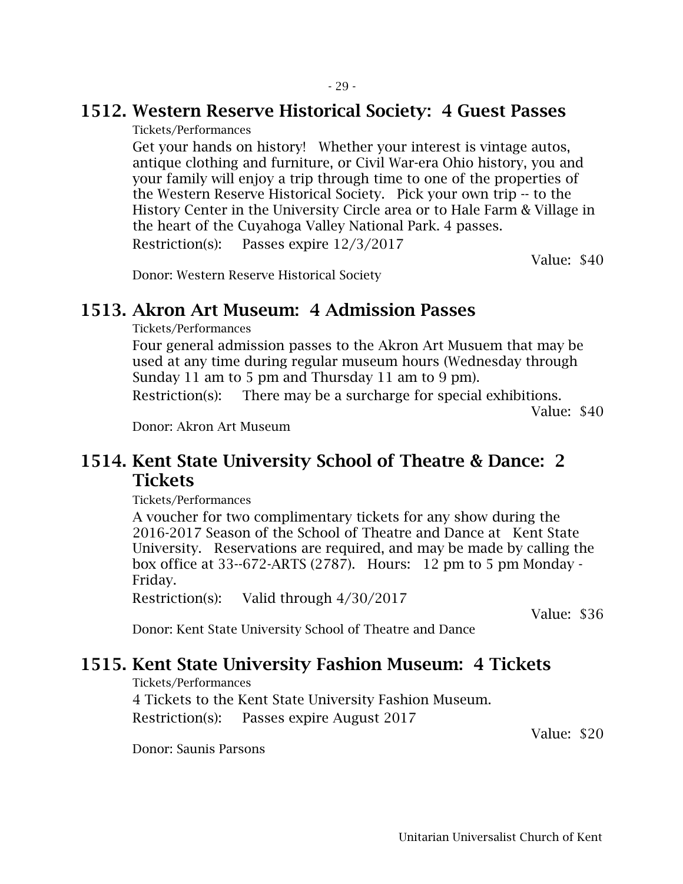## 1512. Western Reserve Historical Society: 4 Guest Passes

Tickets/Performances

Get your hands on history! Whether your interest is vintage autos, antique clothing and furniture, or Civil War-era Ohio history, you and your family will enjoy a trip through time to one of the properties of the Western Reserve Historical Society. Pick your own trip -- to the History Center in the University Circle area or to Hale Farm & Village in the heart of the Cuyahoga Valley National Park. 4 passes.

Restriction(s): Passes expire 12/3/2017

Value: $40

Donor: Western Reserve Historical Society

## 1513. Akron Art Museum: 4 Admission Passes

Tickets/Performances

Four general admission passes to the Akron Art Musuem that may be used at any time during regular museum hours (Wednesday through Sunday 11 am to 5 pm and Thursday 11 am to 9 pm).

Restriction(s): There may be a surcharge for special exhibitions.

Value: $40

Donor: Akron Art Museum

## 1514. Kent State University School of Theatre & Dance: 2 Tickets

Tickets/Performances

A voucher for two complimentary tickets for any show during the 2016-2017 Season of the School of Theatre and Dance at Kent State University. Reservations are required, and may be made by calling the box office at 33--672-ARTS (2787). Hours: 12 pm to 5 pm Monday - Friday.

Restriction(s): Valid through 4/30/2017

Value: $36

Donor: Kent State University School of Theatre and Dance

## 1515. Kent State University Fashion Museum: 4 Tickets

Tickets/Performances

4 Tickets to the Kent State University Fashion Museum.

Restriction(s): Passes expire August 2017

Value: $20

Donor: Saunis Parsons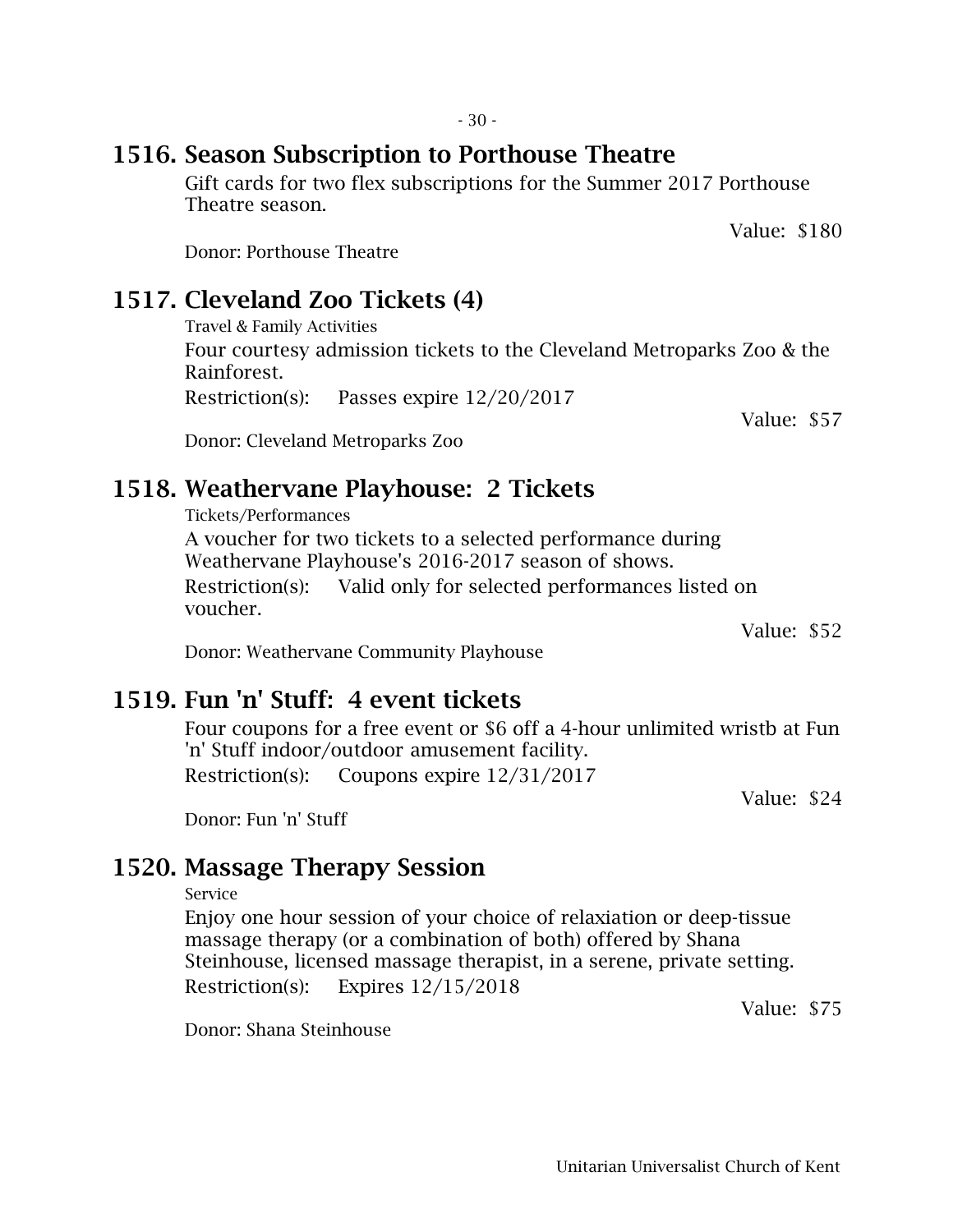## 1516. Season Subscription to Porthouse Theatre

Gift cards for two flex subscriptions for the Summer 2017 Porthouse Theatre season.

Value: $180

Donor: Porthouse Theatre

## 1517. Cleveland Zoo Tickets (4)

Travel & Family Activities

Four courtesy admission tickets to the Cleveland Metroparks Zoo & the Rainforest.

Restriction(s): Passes expire 12/20/2017

Value: $57

Donor: Cleveland Metroparks Zoo

## 1518. Weathervane Playhouse: 2 Tickets

Tickets/Performances

A voucher for two tickets to a selected performance during Weathervane Playhouse's 2016-2017 season of shows.

Restriction(s): Valid only for selected performances listed on voucher.

Value: $52

Donor: Weathervane Community Playhouse

## 1519. Fun 'n' Stuff: 4 event tickets

Four coupons for a free event or $6 off a 4-hour unlimited wristb at Fun 'n' Stuff indoor/outdoor amusement facility.

Restriction(s): Coupons expire 12/31/2017

Value: $24

Donor: Fun 'n' Stuff

## 1520. Massage Therapy Session

Service

Enjoy one hour session of your choice of relaxiation or deep-tissue massage therapy (or a combination of both) offered by Shana Steinhouse, licensed massage therapist, in a serene, private setting.

Restriction(s): Expires 12/15/2018

Value: $75

Donor: Shana Steinhouse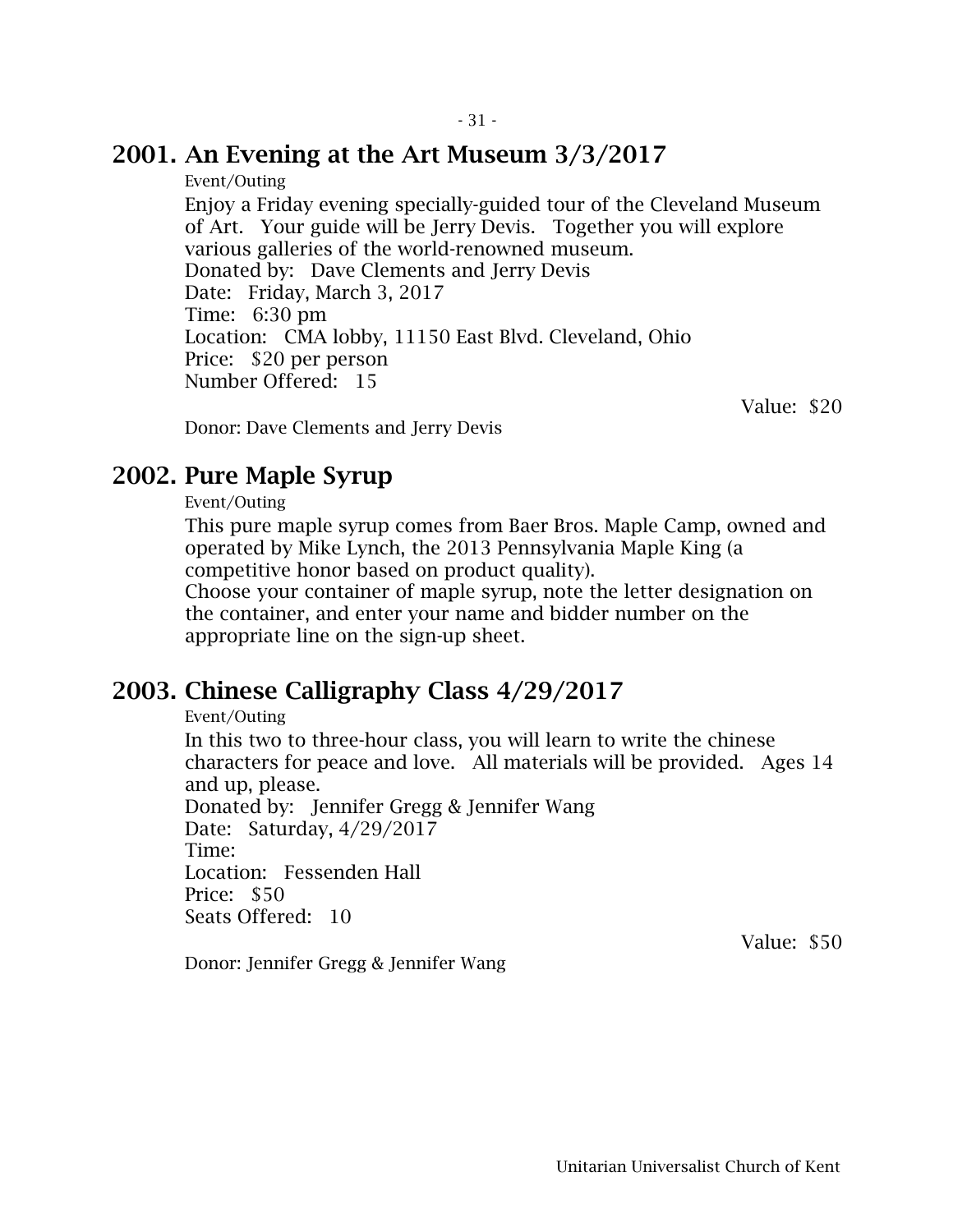## 2001. An Evening at the Art Museum 3/3/2017

Event/Outing

Enjoy a Friday evening specially-guided tour of the Cleveland Museum of Art. Your guide will be Jerry Devis. Together you will explore various galleries of the world-renowned museum.
Donated by: Dave Clements and Jerry Devis
Date: Friday, March 3, 2017
Time: 6:30 pm
Location: CMA lobby, 11150 East Blvd. Cleveland, Ohio
Price: $20 per person
Number Offered: 15

Value: $20

Donor: Dave Clements and Jerry Devis

## 2002. Pure Maple Syrup

Event/Outing

This pure maple syrup comes from Baer Bros. Maple Camp, owned and operated by Mike Lynch, the 2013 Pennsylvania Maple King (a competitive honor based on product quality).
Choose your container of maple syrup, note the letter designation on the container, and enter your name and bidder number on the appropriate line on the sign-up sheet.

## 2003. Chinese Calligraphy Class 4/29/2017

Event/Outing

In this two to three-hour class, you will learn to write the chinese characters for peace and love. All materials will be provided. Ages 14 and up, please.
Donated by: Jennifer Gregg & Jennifer Wang
Date: Saturday, 4/29/2017
Time:
Location: Fessenden Hall
Price: $50
Seats Offered: 10

Value: $50

Donor: Jennifer Gregg & Jennifer Wang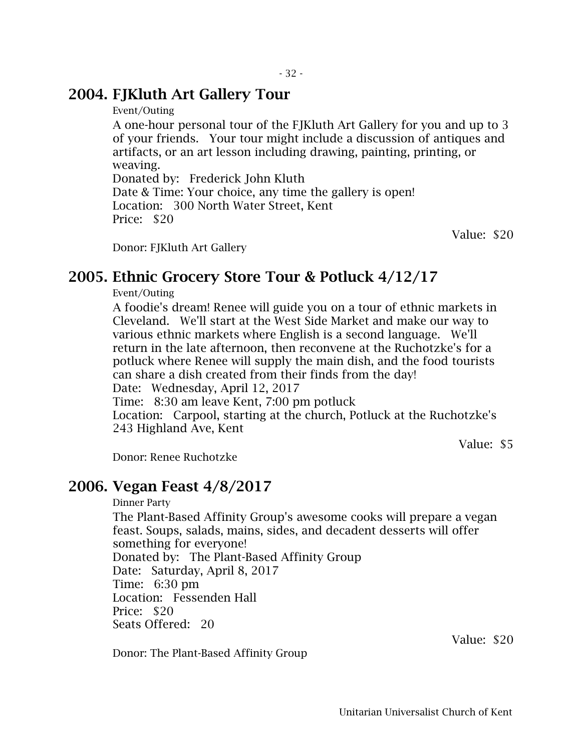## 2004. FJKluth Art Gallery Tour

Event/Outing

A one-hour personal tour of the FJKluth Art Gallery for you and up to 3 of your friends. Your tour might include a discussion of antiques and artifacts, or an art lesson including drawing, painting, printing, or weaving.

Donated by: Frederick John Kluth
Date & Time: Your choice, any time the gallery is open!
Location: 300 North Water Street, Kent
Price: $20

Value: $20

Donor: FJKluth Art Gallery

## 2005. Ethnic Grocery Store Tour & Potluck 4/12/17

Event/Outing

A foodie's dream! Renee will guide you on a tour of ethnic markets in Cleveland. We'll start at the West Side Market and make our way to various ethnic markets where English is a second language. We'll return in the late afternoon, then reconvene at the Ruchotzke's for a potluck where Renee will supply the main dish, and the food tourists can share a dish created from their finds from the day!

Date: Wednesday, April 12, 2017
Time: 8:30 am leave Kent, 7:00 pm potluck
Location: Carpool, starting at the church, Potluck at the Ruchotzke's 243 Highland Ave, Kent

Value: $5

Donor: Renee Ruchotzke

## 2006. Vegan Feast 4/8/2017

Dinner Party

The Plant-Based Affinity Group's awesome cooks will prepare a vegan feast. Soups, salads, mains, sides, and decadent desserts will offer something for everyone!

Donated by: The Plant-Based Affinity Group
Date: Saturday, April 8, 2017
Time: 6:30 pm
Location: Fessenden Hall
Price: $20
Seats Offered: 20

Value: $20

Donor: The Plant-Based Affinity Group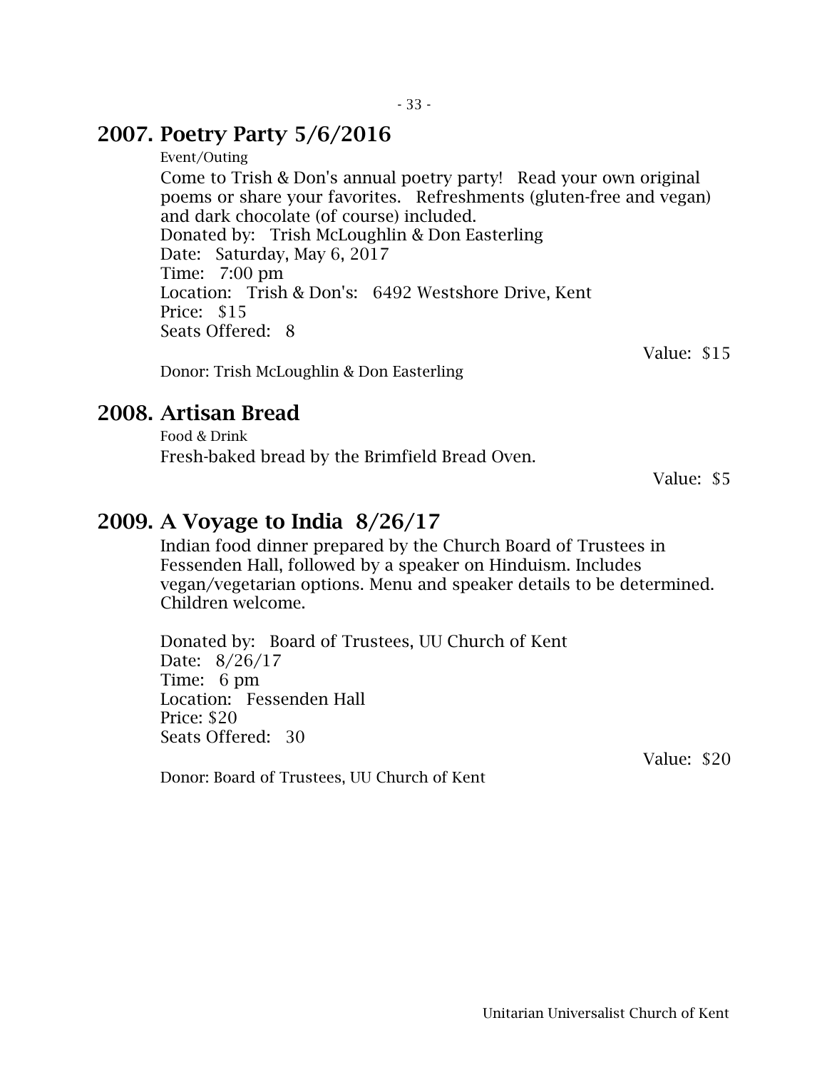## 2007. Poetry Party 5/6/2016

Event/Outing

Come to Trish & Don's annual poetry party! Read your own original poems or share your favorites. Refreshments (gluten-free and vegan) and dark chocolate (of course) included.
Donated by: Trish McLoughlin & Don Easterling
Date: Saturday, May 6, 2017
Time: 7:00 pm
Location: Trish & Don's: 6492 Westshore Drive, Kent
Price: $15
Seats Offered: 8

Value: $15

Donor: Trish McLoughlin & Don Easterling

## 2008. Artisan Bread

Food & Drink

Fresh-baked bread by the Brimfield Bread Oven.

Value: $5

## 2009. A Voyage to India 8/26/17

Indian food dinner prepared by the Church Board of Trustees in Fessenden Hall, followed by a speaker on Hinduism. Includes vegan/vegetarian options. Menu and speaker details to be determined. Children welcome.

Donated by: Board of Trustees, UU Church of Kent
Date: 8/26/17
Time: 6 pm
Location: Fessenden Hall
Price: $20
Seats Offered: 30

Value: $20

Donor: Board of Trustees, UU Church of Kent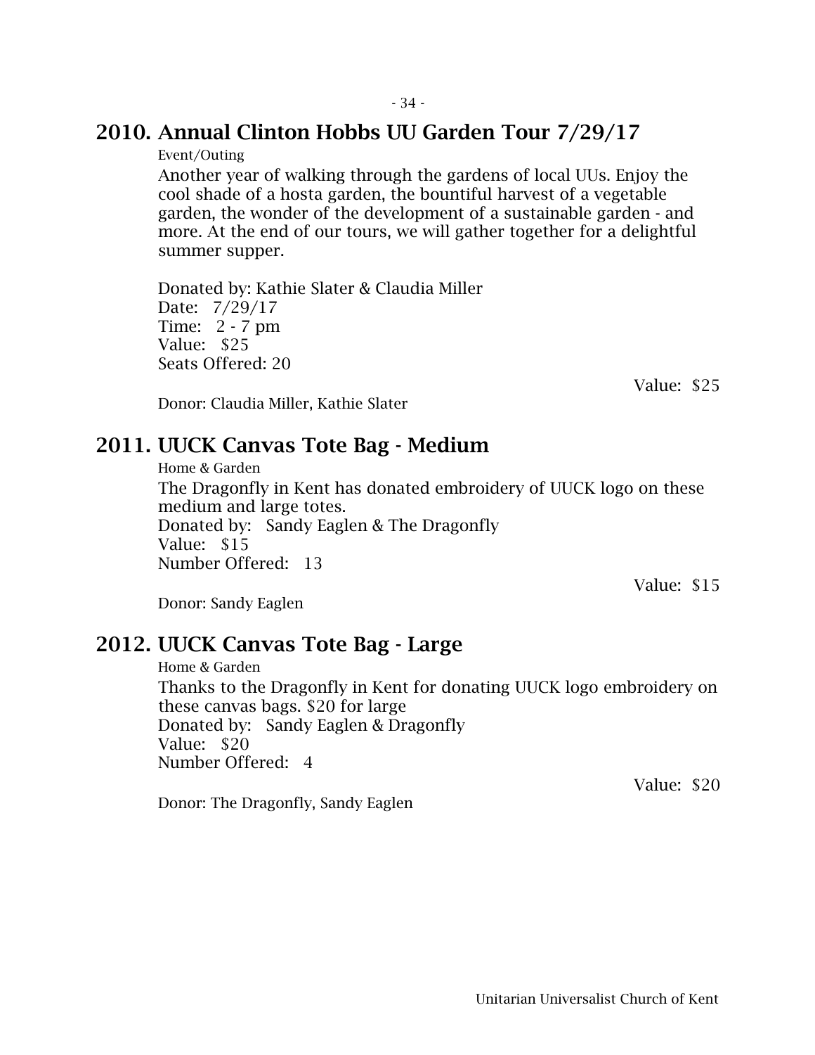## 2010. Annual Clinton Hobbs UU Garden Tour 7/29/17

Event/Outing

Another year of walking through the gardens of local UUs. Enjoy the cool shade of a hosta garden, the bountiful harvest of a vegetable garden, the wonder of the development of a sustainable garden - and more. At the end of our tours, we will gather together for a delightful summer supper.

Donated by: Kathie Slater & Claudia Miller
Date: 7/29/17
Time: 2 - 7 pm
Value: $25
Seats Offered: 20

Value: $25

Donor: Claudia Miller, Kathie Slater

## 2011. UUCK Canvas Tote Bag - Medium

Home & Garden

The Dragonfly in Kent has donated embroidery of UUCK logo on these medium and large totes.
Donated by: Sandy Eaglen & The Dragonfly
Value: $15
Number Offered: 13

Value: $15

Donor: Sandy Eaglen

## 2012. UUCK Canvas Tote Bag - Large

Home & Garden

Thanks to the Dragonfly in Kent for donating UUCK logo embroidery on these canvas bags. $20 for large
Donated by: Sandy Eaglen & Dragonfly
Value: $20
Number Offered: 4

Value: $20

Donor: The Dragonfly, Sandy Eaglen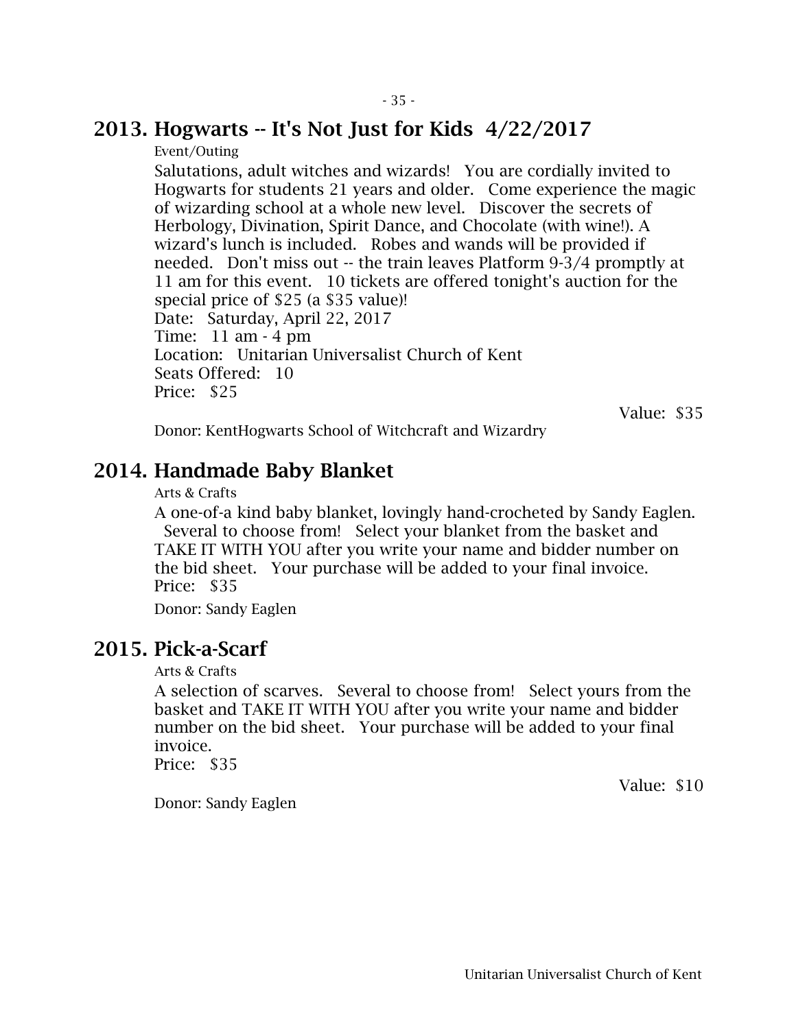## 2013. Hogwarts -- It's Not Just for Kids 4/22/2017

Event/Outing

Salutations, adult witches and wizards! You are cordially invited to Hogwarts for students 21 years and older. Come experience the magic of wizarding school at a whole new level. Discover the secrets of Herbology, Divination, Spirit Dance, and Chocolate (with wine!). A wizard's lunch is included. Robes and wands will be provided if needed. Don't miss out -- the train leaves Platform 9-3/4 promptly at 11 am for this event. 10 tickets are offered tonight's auction for the special price of $25 (a $35 value)!
Date: Saturday, April 22, 2017
Time: 11 am - 4 pm
Location: Unitarian Universalist Church of Kent
Seats Offered: 10
Price: $25

Value: $35

Donor: KentHogwarts School of Witchcraft and Wizardry

## 2014. Handmade Baby Blanket

Arts & Crafts

A one-of-a kind baby blanket, lovingly hand-crocheted by Sandy Eaglen. Several to choose from! Select your blanket from the basket and TAKE IT WITH YOU after you write your name and bidder number on the bid sheet. Your purchase will be added to your final invoice.
Price: $35

Donor: Sandy Eaglen

## 2015. Pick-a-Scarf

Arts & Crafts

A selection of scarves. Several to choose from! Select yours from the basket and TAKE IT WITH YOU after you write your name and bidder number on the bid sheet. Your purchase will be added to your final invoice.
Price: $35

Value: $10

Donor: Sandy Eaglen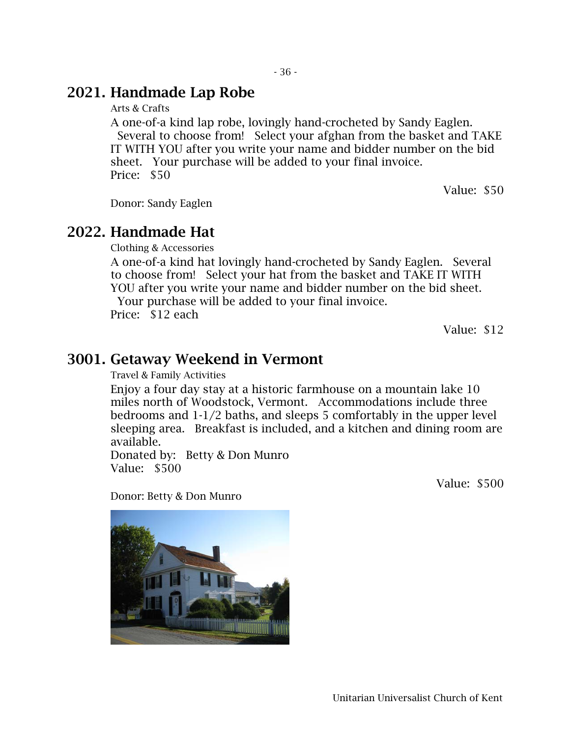## 2021. Handmade Lap Robe

Arts & Crafts

A one-of-a kind lap robe, lovingly hand-crocheted by Sandy Eaglen. Several to choose from! Select your afghan from the basket and TAKE IT WITH YOU after you write your name and bidder number on the bid sheet. Your purchase will be added to your final invoice.
Price: $50

Value: $50

Donor: Sandy Eaglen

## 2022. Handmade Hat

Clothing & Accessories

A one-of-a kind hat lovingly hand-crocheted by Sandy Eaglen. Several to choose from! Select your hat from the basket and TAKE IT WITH YOU after you write your name and bidder number on the bid sheet. Your purchase will be added to your final invoice.
Price: $12 each

Value: $12

## 3001. Getaway Weekend in Vermont

Travel & Family Activities

Enjoy a four day stay at a historic farmhouse on a mountain lake 10 miles north of Woodstock, Vermont. Accommodations include three bedrooms and 1-1/2 baths, and sleeps 5 comfortably in the upper level sleeping area. Breakfast is included, and a kitchen and dining room are available.
Donated by: Betty & Don Munro
Value: $500

Value: $500

Donor: Betty & Don Munro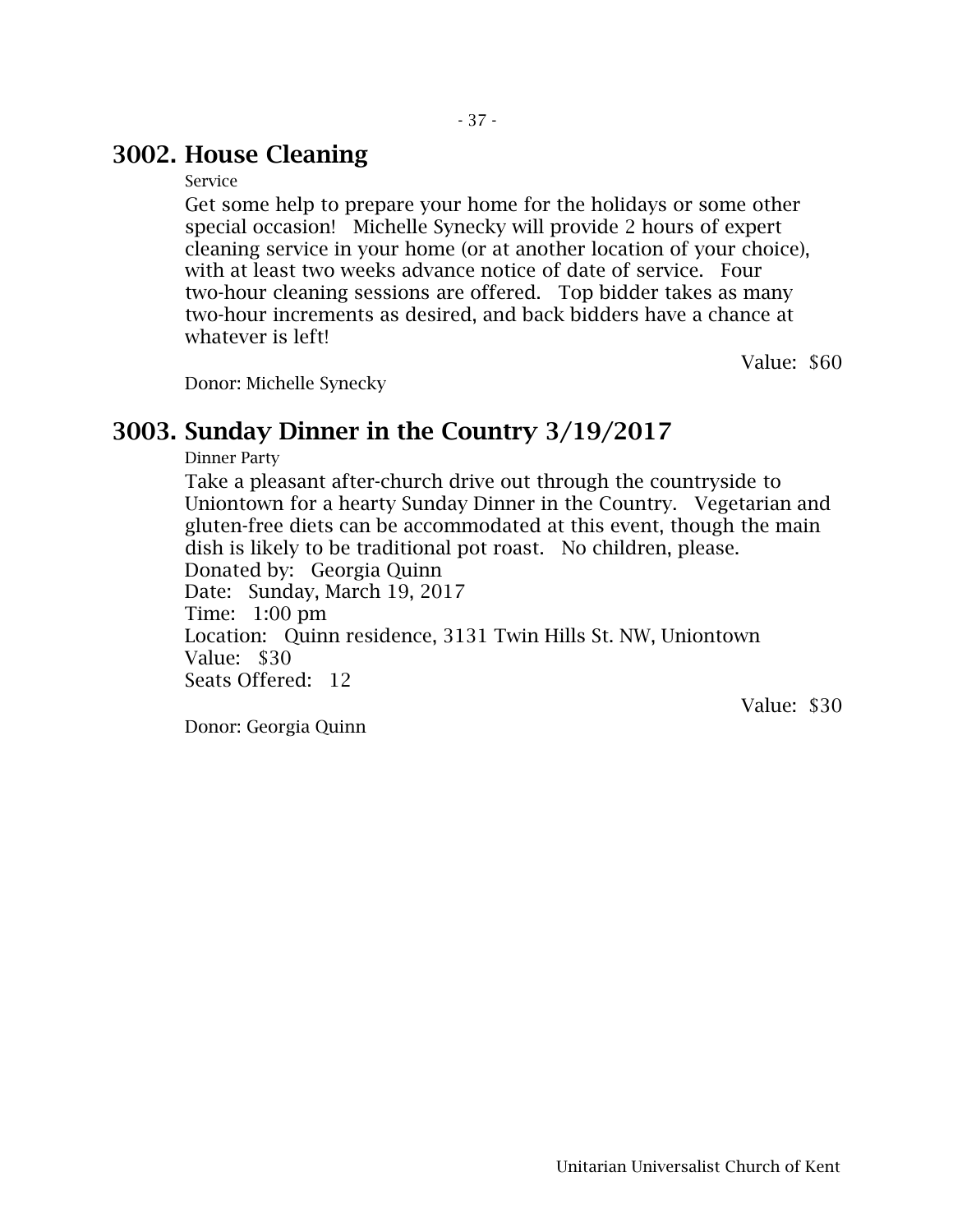## 3002. House Cleaning

Service

Get some help to prepare your home for the holidays or some other special occasion! Michelle Synecky will provide 2 hours of expert cleaning service in your home (or at another location of your choice), with at least two weeks advance notice of date of service. Four two-hour cleaning sessions are offered. Top bidder takes as many two-hour increments as desired, and back bidders have a chance at whatever is left!

Value: $60

Donor: Michelle Synecky

## 3003. Sunday Dinner in the Country 3/19/2017

Dinner Party

Take a pleasant after-church drive out through the countryside to Uniontown for a hearty Sunday Dinner in the Country. Vegetarian and gluten-free diets can be accommodated at this event, though the main dish is likely to be traditional pot roast. No children, please.
Donated by: Georgia Quinn
Date: Sunday, March 19, 2017
Time: 1:00 pm
Location: Quinn residence, 3131 Twin Hills St. NW, Uniontown
Value: $30
Seats Offered: 12

Value: $30

Donor: Georgia Quinn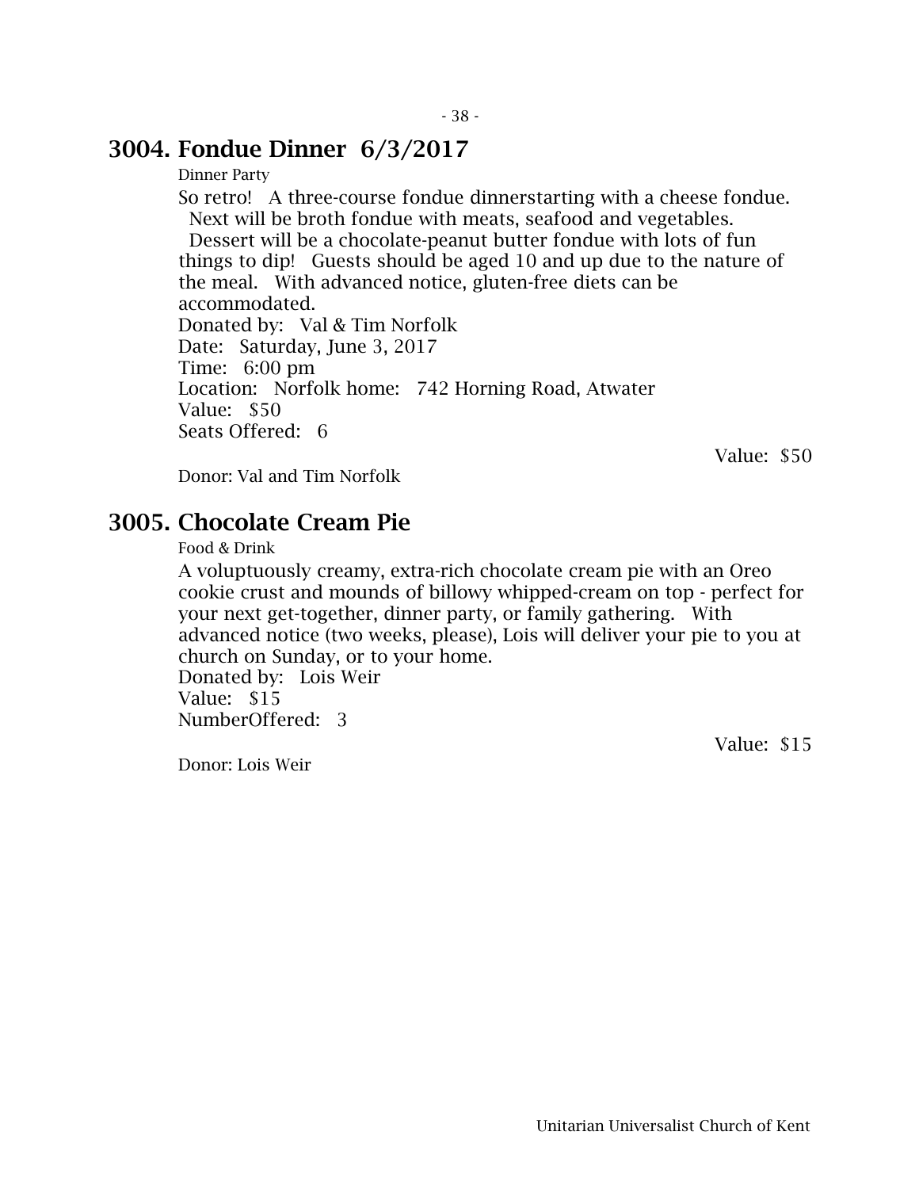## 3004. Fondue Dinner  6/3/2017

Dinner Party

So retro!   A three-course fondue dinnerstarting with a cheese fondue.   Next will be broth fondue with meats, seafood and vegetables.   Dessert will be a chocolate-peanut butter fondue with lots of fun things to dip!   Guests should be aged 10 and up due to the nature of the meal.   With advanced notice, gluten-free diets can be accommodated.  
Donated by:   Val & Tim Norfolk  
Date:   Saturday, June 3, 2017  
Time:   6:00 pm  
Location:   Norfolk home:   742 Horning Road, Atwater  
Value:   $50  
Seats Offered:   6

Value:  $50

Donor: Val and Tim Norfolk

## 3005. Chocolate Cream Pie

Food & Drink

A voluptuously creamy, extra-rich chocolate cream pie with an Oreo cookie crust and mounds of billowy whipped-cream on top - perfect for your next get-together, dinner party, or family gathering.   With advanced notice (two weeks, please), Lois will deliver your pie to you at church on Sunday, or to your home.  
Donated by:   Lois Weir  
Value:   $15  
NumberOffered:   3

Value:  $15

Donor: Lois Weir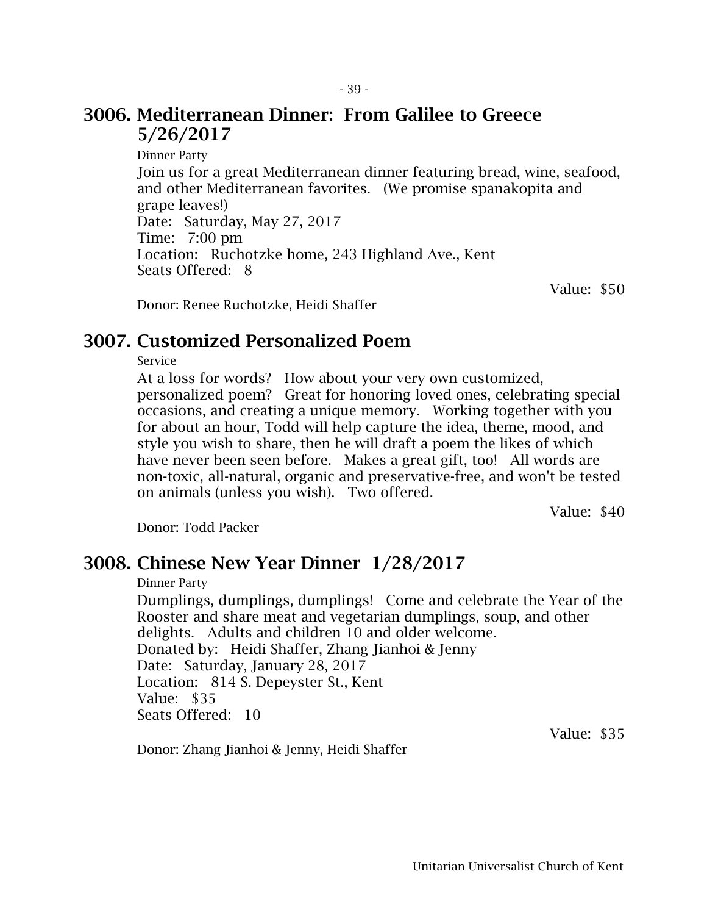## 3006. Mediterranean Dinner: From Galilee to Greece 5/26/2017

Dinner Party

Join us for a great Mediterranean dinner featuring bread, wine, seafood, and other Mediterranean favorites. (We promise spanakopita and grape leaves!)
Date: Saturday, May 27, 2017
Time: 7:00 pm
Location: Ruchotzke home, 243 Highland Ave., Kent
Seats Offered: 8

Value: $50

Donor: Renee Ruchotzke, Heidi Shaffer

## 3007. Customized Personalized Poem

Service

At a loss for words? How about your very own customized, personalized poem? Great for honoring loved ones, celebrating special occasions, and creating a unique memory. Working together with you for about an hour, Todd will help capture the idea, theme, mood, and style you wish to share, then he will draft a poem the likes of which have never been seen before. Makes a great gift, too! All words are non-toxic, all-natural, organic and preservative-free, and won't be tested on animals (unless you wish). Two offered.

Value: $40

Donor: Todd Packer

## 3008. Chinese New Year Dinner 1/28/2017

Dinner Party

Dumplings, dumplings, dumplings! Come and celebrate the Year of the Rooster and share meat and vegetarian dumplings, soup, and other delights. Adults and children 10 and older welcome.
Donated by: Heidi Shaffer, Zhang Jianhoi & Jenny
Date: Saturday, January 28, 2017
Location: 814 S. Depeyster St., Kent
Value: $35
Seats Offered: 10

Value: $35

Donor: Zhang Jianhoi & Jenny, Heidi Shaffer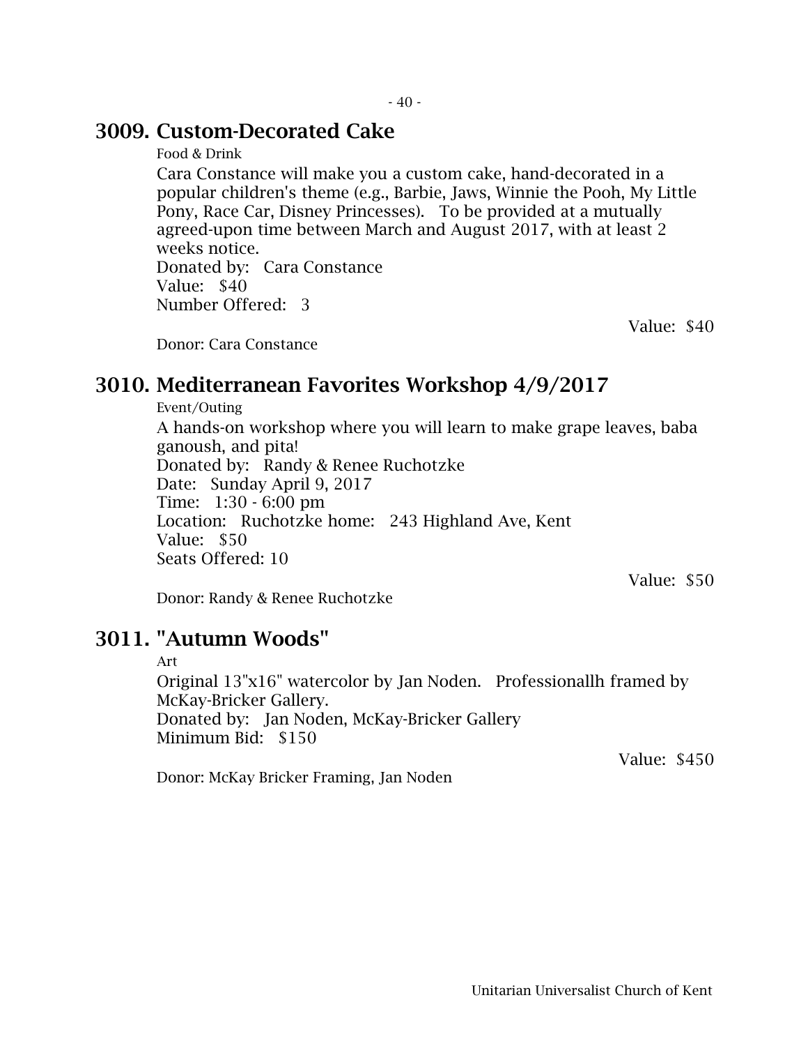## 3009. Custom-Decorated Cake

Food & Drink

Cara Constance will make you a custom cake, hand-decorated in a popular children's theme (e.g., Barbie, Jaws, Winnie the Pooh, My Little Pony, Race Car, Disney Princesses). To be provided at a mutually agreed-upon time between March and August 2017, with at least 2 weeks notice.
Donated by: Cara Constance
Value: $40
Number Offered: 3

Value: $40

Donor: Cara Constance

## 3010. Mediterranean Favorites Workshop 4/9/2017

Event/Outing

A hands-on workshop where you will learn to make grape leaves, baba ganoush, and pita!
Donated by: Randy & Renee Ruchotzke
Date: Sunday April 9, 2017
Time: 1:30 - 6:00 pm
Location: Ruchotzke home: 243 Highland Ave, Kent
Value: $50
Seats Offered: 10

Value: $50

Donor: Randy & Renee Ruchotzke

## 3011. "Autumn Woods"

Art

Original 13"x16" watercolor by Jan Noden. Professionallh framed by McKay-Bricker Gallery.
Donated by: Jan Noden, McKay-Bricker Gallery
Minimum Bid: $150

Value: $450

Donor: McKay Bricker Framing, Jan Noden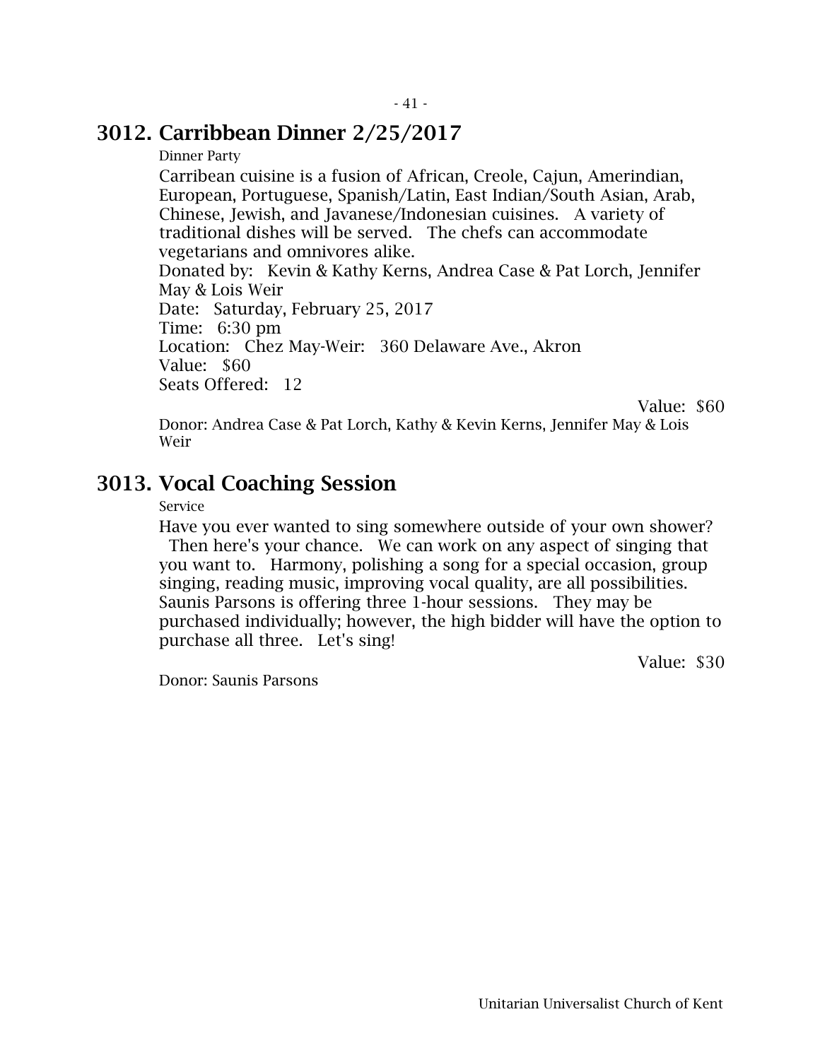## 3012. Carribbean Dinner 2/25/2017

Dinner Party

Carribean cuisine is a fusion of African, Creole, Cajun, Amerindian, European, Portuguese, Spanish/Latin, East Indian/South Asian, Arab, Chinese, Jewish, and Javanese/Indonesian cuisines. A variety of traditional dishes will be served. The chefs can accommodate vegetarians and omnivores alike.
Donated by: Kevin & Kathy Kerns, Andrea Case & Pat Lorch, Jennifer May & Lois Weir
Date: Saturday, February 25, 2017
Time: 6:30 pm
Location: Chez May-Weir: 360 Delaware Ave., Akron
Value: $60
Seats Offered: 12

Value: $60

Donor: Andrea Case & Pat Lorch, Kathy & Kevin Kerns, Jennifer May & Lois Weir

## 3013. Vocal Coaching Session

Service

Have you ever wanted to sing somewhere outside of your own shower? Then here's your chance. We can work on any aspect of singing that you want to. Harmony, polishing a song for a special occasion, group singing, reading music, improving vocal quality, are all possibilities. Saunis Parsons is offering three 1-hour sessions. They may be purchased individually; however, the high bidder will have the option to purchase all three. Let's sing!

Value: $30

Donor: Saunis Parsons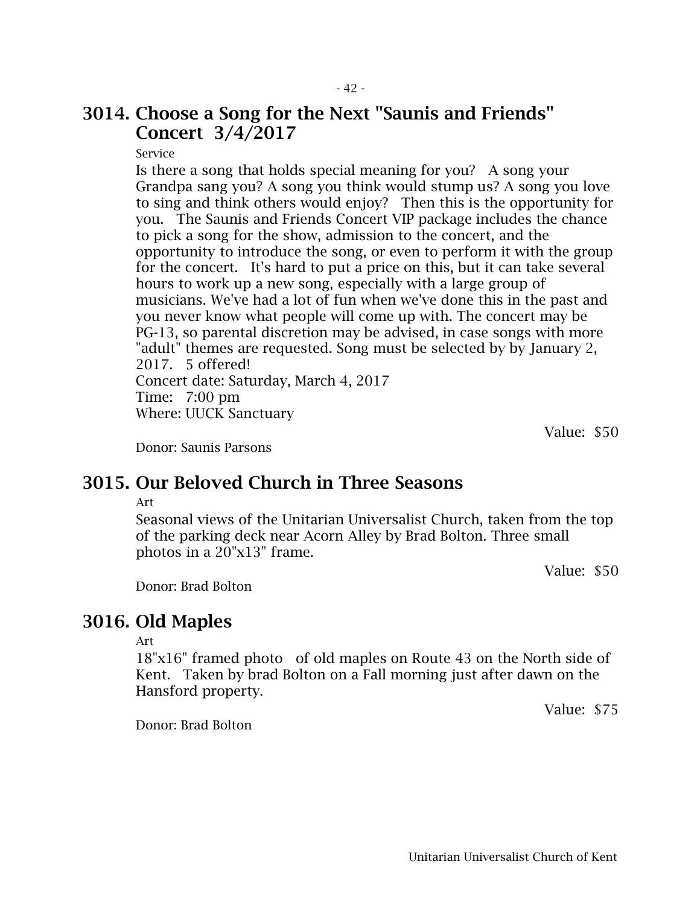## 3014. Choose a Song for the Next "Saunis and Friends" Concert 3/4/2017

Service

Is there a song that holds special meaning for you? A song your Grandpa sang you? A song you think would stump us? A song you love to sing and think others would enjoy? Then this is the opportunity for you. The Saunis and Friends Concert VIP package includes the chance to pick a song for the show, admission to the concert, and the opportunity to introduce the song, or even to perform it with the group for the concert. It's hard to put a price on this, but it can take several hours to work up a new song, especially with a large group of musicians. We've had a lot of fun when we've done this in the past and you never know what people will come up with. The concert may be PG-13, so parental discretion may be advised, in case songs with more "adult" themes are requested. Song must be selected by by January 2, 2017. 5 offered!
Concert date: Saturday, March 4, 2017
Time: 7:00 pm
Where: UUCK Sanctuary

Value: $50

Donor: Saunis Parsons

## 3015. Our Beloved Church in Three Seasons

Art

Seasonal views of the Unitarian Universalist Church, taken from the top of the parking deck near Acorn Alley by Brad Bolton. Three small photos in a 20"x13" frame.

Value: $50

Donor: Brad Bolton

## 3016. Old Maples

Art

18"x16" framed photo of old maples on Route 43 on the North side of Kent. Taken by brad Bolton on a Fall morning just after dawn on the Hansford property.

Value: $75

Donor: Brad Bolton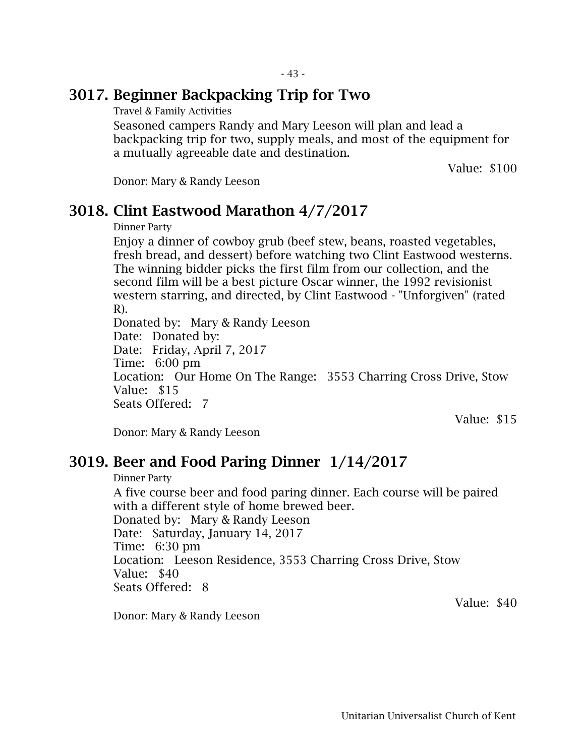## 3017. Beginner Backpacking Trip for Two

Travel & Family Activities

Seasoned campers Randy and Mary Leeson will plan and lead a backpacking trip for two, supply meals, and most of the equipment for a mutually agreeable date and destination.

Value: $100

Donor: Mary & Randy Leeson

## 3018. Clint Eastwood Marathon 4/7/2017

Dinner Party

Enjoy a dinner of cowboy grub (beef stew, beans, roasted vegetables, fresh bread, and dessert) before watching two Clint Eastwood westerns. The winning bidder picks the first film from our collection, and the second film will be a best picture Oscar winner, the 1992 revisionist western starring, and directed, by Clint Eastwood - "Unforgiven" (rated R).
Donated by: Mary & Randy Leeson
Date: Donated by:
Date: Friday, April 7, 2017
Time: 6:00 pm
Location: Our Home On The Range: 3553 Charring Cross Drive, Stow
Value: $15
Seats Offered: 7

Value: $15

Donor: Mary & Randy Leeson

## 3019. Beer and Food Paring Dinner 1/14/2017

Dinner Party

A five course beer and food paring dinner. Each course will be paired with a different style of home brewed beer.
Donated by: Mary & Randy Leeson
Date: Saturday, January 14, 2017
Time: 6:30 pm
Location: Leeson Residence, 3553 Charring Cross Drive, Stow
Value: $40
Seats Offered: 8

Value: $40

Donor: Mary & Randy Leeson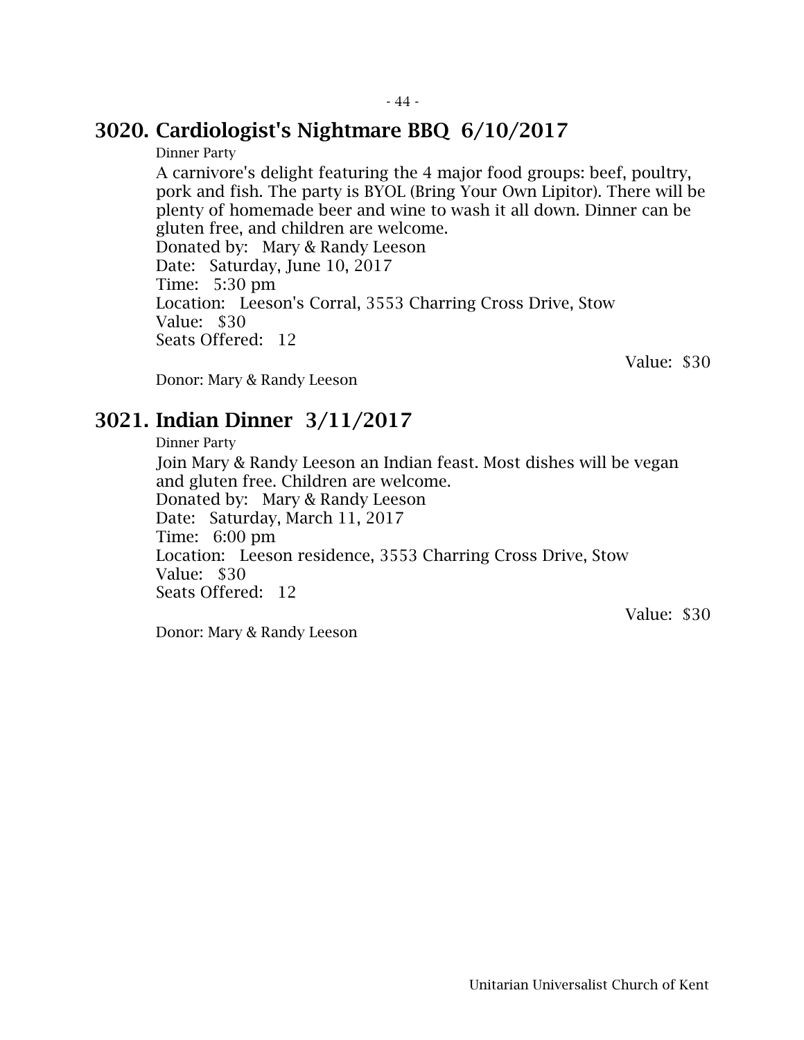## 3020. Cardiologist's Nightmare BBQ 6/10/2017

Dinner Party

A carnivore's delight featuring the 4 major food groups: beef, poultry, pork and fish. The party is BYOL (Bring Your Own Lipitor). There will be plenty of homemade beer and wine to wash it all down. Dinner can be gluten free, and children are welcome.
Donated by: Mary & Randy Leeson
Date: Saturday, June 10, 2017
Time: 5:30 pm
Location: Leeson's Corral, 3553 Charring Cross Drive, Stow
Value: $30
Seats Offered: 12

Value: $30

Donor: Mary & Randy Leeson

## 3021. Indian Dinner 3/11/2017

Dinner Party

Join Mary & Randy Leeson an Indian feast. Most dishes will be vegan and gluten free. Children are welcome.
Donated by: Mary & Randy Leeson
Date: Saturday, March 11, 2017
Time: 6:00 pm
Location: Leeson residence, 3553 Charring Cross Drive, Stow
Value: $30
Seats Offered: 12

Value: $30

Donor: Mary & Randy Leeson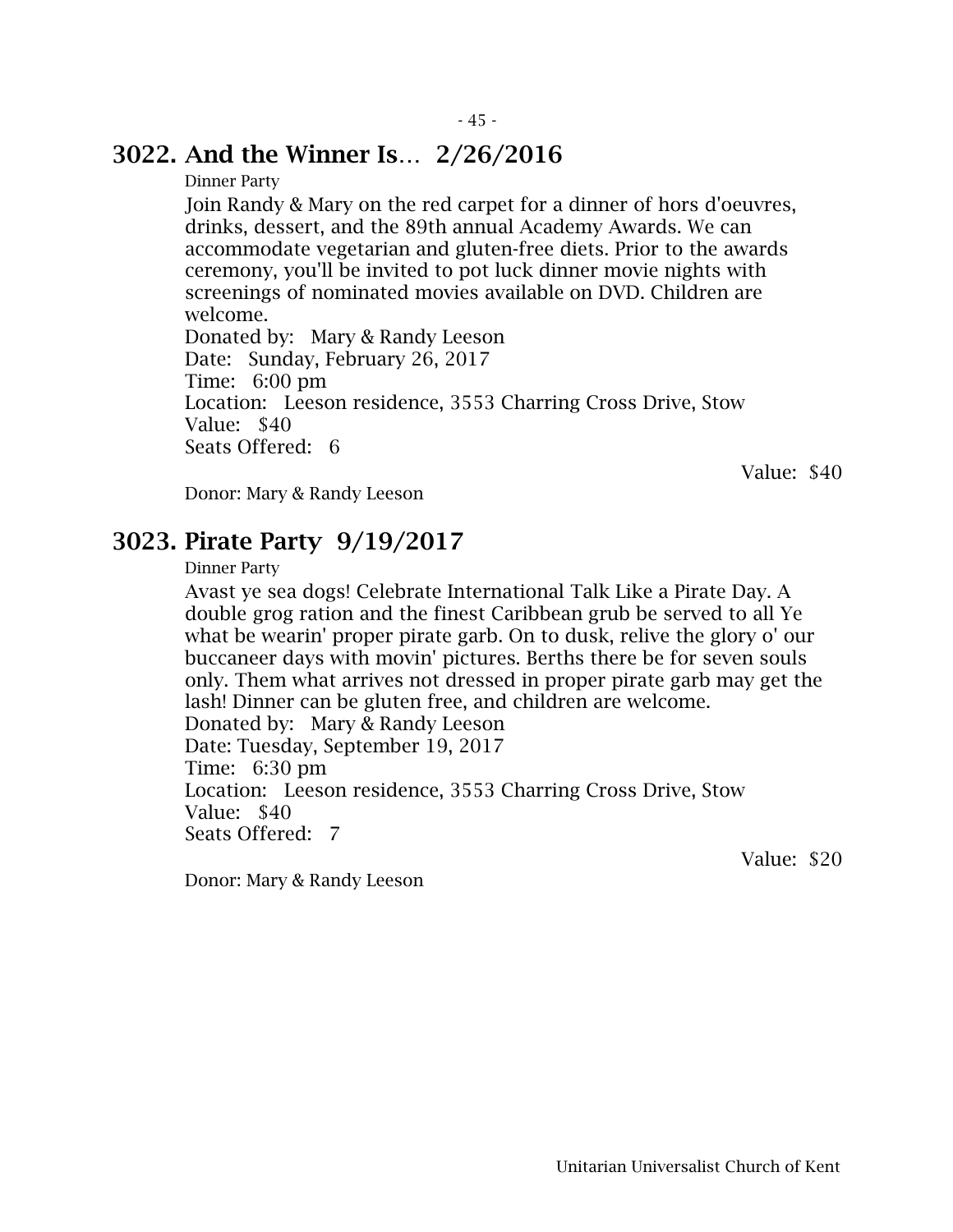## 3022. And the Winner Is… 2/26/2016

Dinner Party

Join Randy & Mary on the red carpet for a dinner of hors d'oeuvres, drinks, dessert, and the 89th annual Academy Awards. We can accommodate vegetarian and gluten-free diets. Prior to the awards ceremony, you'll be invited to pot luck dinner movie nights with screenings of nominated movies available on DVD. Children are welcome.

Donated by: Mary & Randy Leeson
Date: Sunday, February 26, 2017
Time: 6:00 pm
Location: Leeson residence, 3553 Charring Cross Drive, Stow
Value: $40
Seats Offered: 6

Value: $40

Donor: Mary & Randy Leeson

## 3023. Pirate Party 9/19/2017

Dinner Party

Avast ye sea dogs! Celebrate International Talk Like a Pirate Day. A double grog ration and the finest Caribbean grub be served to all Ye what be wearin' proper pirate garb. On to dusk, relive the glory o' our buccaneer days with movin' pictures. Berths there be for seven souls only. Them what arrives not dressed in proper pirate garb may get the lash! Dinner can be gluten free, and children are welcome.

Donated by: Mary & Randy Leeson
Date: Tuesday, September 19, 2017
Time: 6:30 pm
Location: Leeson residence, 3553 Charring Cross Drive, Stow
Value: $40
Seats Offered: 7

Value: $20

Donor: Mary & Randy Leeson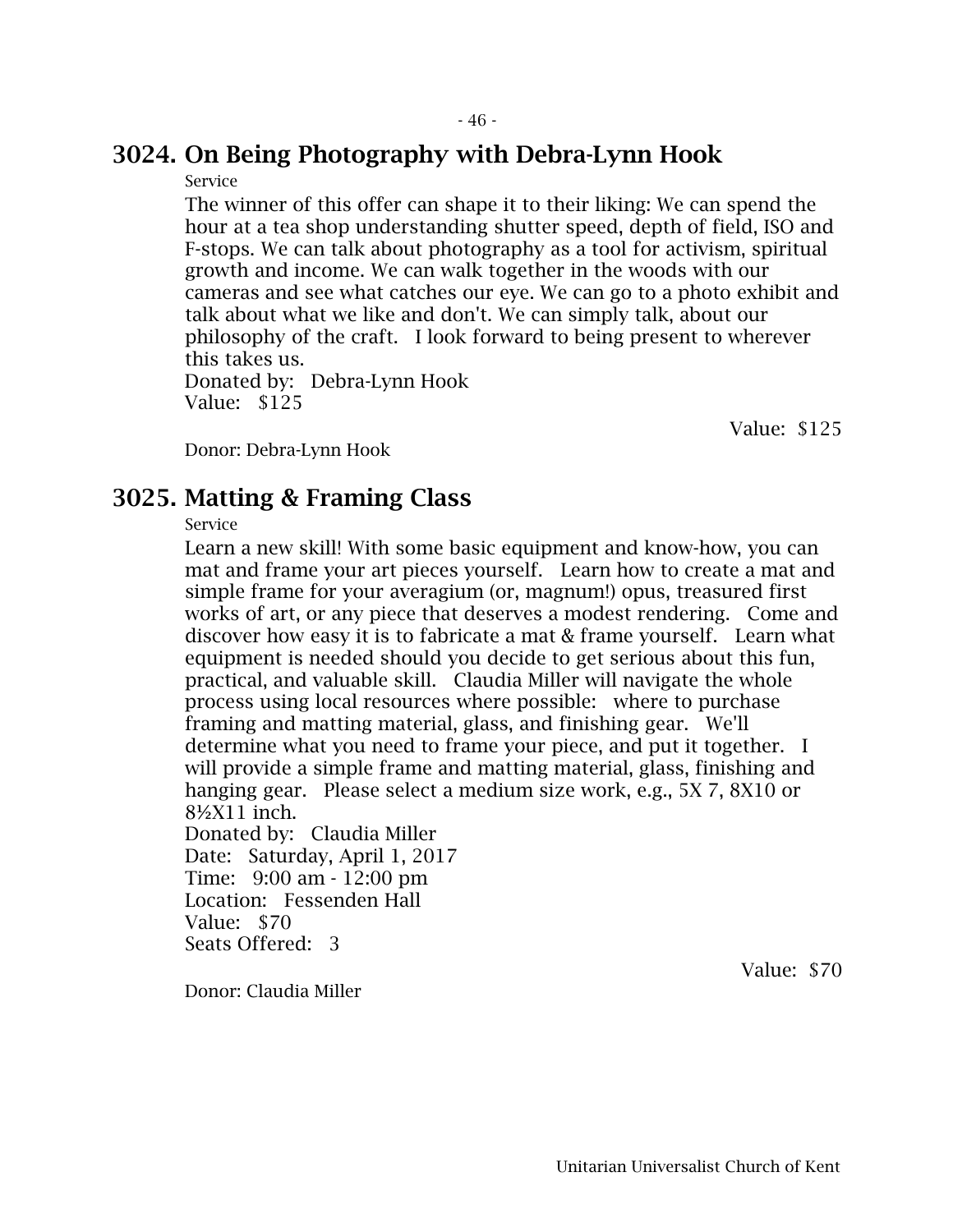## 3024. On Being Photography with Debra-Lynn Hook

Service

The winner of this offer can shape it to their liking: We can spend the hour at a tea shop understanding shutter speed, depth of field, ISO and F-stops. We can talk about photography as a tool for activism, spiritual growth and income. We can walk together in the woods with our cameras and see what catches our eye. We can go to a photo exhibit and talk about what we like and don't. We can simply talk, about our philosophy of the craft. I look forward to being present to wherever this takes us.

Donated by: Debra-Lynn Hook
Value: $125

Value: $125

Donor: Debra-Lynn Hook

## 3025. Matting & Framing Class

Service

Learn a new skill! With some basic equipment and know-how, you can mat and frame your art pieces yourself. Learn how to create a mat and simple frame for your averagium (or, magnum!) opus, treasured first works of art, or any piece that deserves a modest rendering. Come and discover how easy it is to fabricate a mat & frame yourself. Learn what equipment is needed should you decide to get serious about this fun, practical, and valuable skill. Claudia Miller will navigate the whole process using local resources where possible: where to purchase framing and matting material, glass, and finishing gear. We'll determine what you need to frame your piece, and put it together. I will provide a simple frame and matting material, glass, finishing and hanging gear. Please select a medium size work, e.g., 5X 7, 8X10 or 8½X11 inch.

Donated by: Claudia Miller
Date: Saturday, April 1, 2017
Time: 9:00 am - 12:00 pm
Location: Fessenden Hall
Value: $70
Seats Offered: 3

Value: $70

Donor: Claudia Miller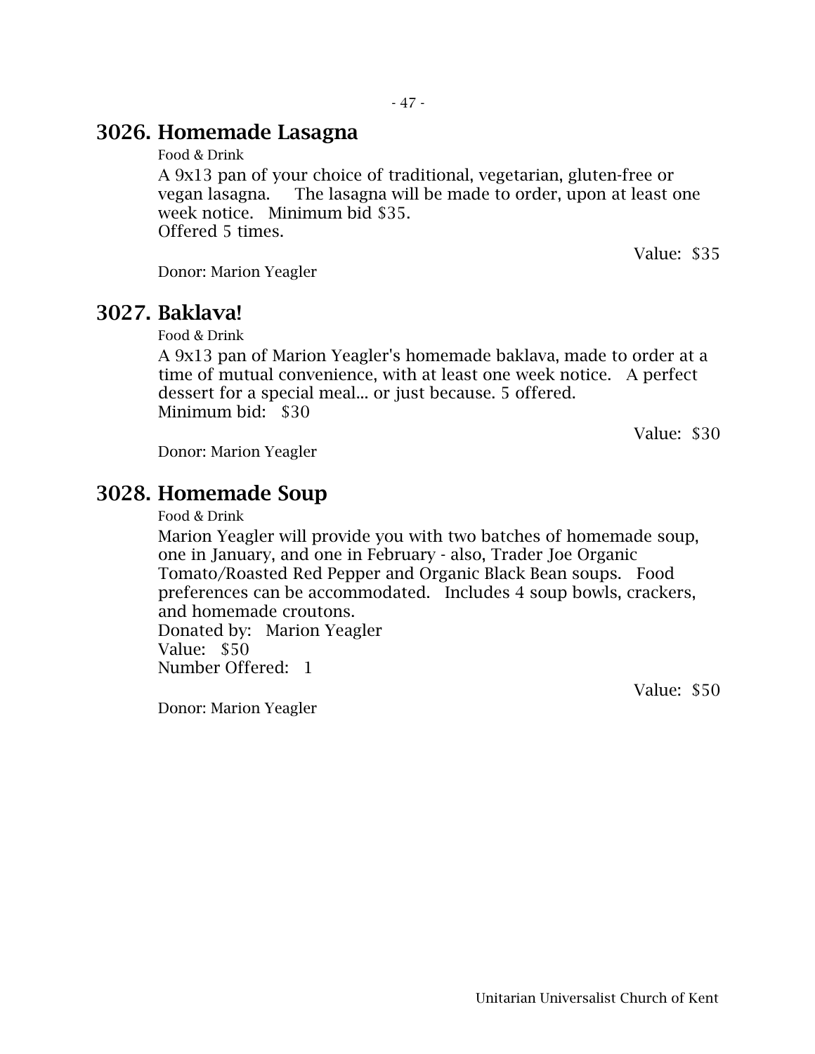## 3026. Homemade Lasagna

Food & Drink

A 9x13 pan of your choice of traditional, vegetarian, gluten-free or vegan lasagna. The lasagna will be made to order, upon at least one week notice. Minimum bid $35.
Offered 5 times.

Value: $35

Donor: Marion Yeagler

## 3027. Baklava!

Food & Drink

A 9x13 pan of Marion Yeagler's homemade baklava, made to order at a time of mutual convenience, with at least one week notice. A perfect dessert for a special meal... or just because. 5 offered.
Minimum bid: $30

Value: $30

Donor: Marion Yeagler

## 3028. Homemade Soup

Food & Drink

Marion Yeagler will provide you with two batches of homemade soup, one in January, and one in February - also, Trader Joe Organic Tomato/Roasted Red Pepper and Organic Black Bean soups. Food preferences can be accommodated. Includes 4 soup bowls, crackers, and homemade croutons.
Donated by: Marion Yeagler
Value: $50
Number Offered: 1

Value: $50

Donor: Marion Yeagler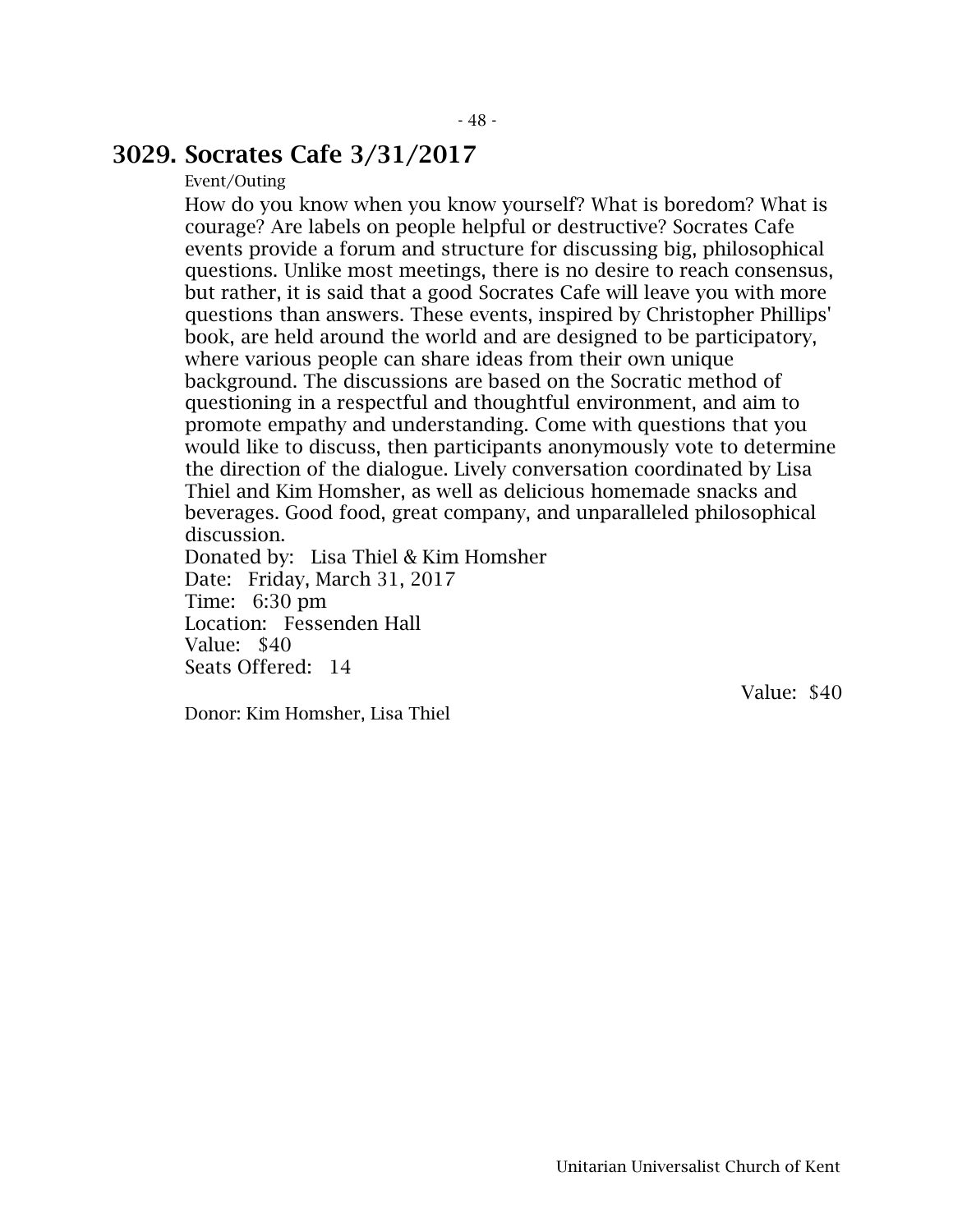## 3029. Socrates Cafe 3/31/2017

Event/Outing

How do you know when you know yourself? What is boredom? What is courage? Are labels on people helpful or destructive? Socrates Cafe events provide a forum and structure for discussing big, philosophical questions. Unlike most meetings, there is no desire to reach consensus, but rather, it is said that a good Socrates Cafe will leave you with more questions than answers. These events, inspired by Christopher Phillips' book, are held around the world and are designed to be participatory, where various people can share ideas from their own unique background. The discussions are based on the Socratic method of questioning in a respectful and thoughtful environment, and aim to promote empathy and understanding. Come with questions that you would like to discuss, then participants anonymously vote to determine the direction of the dialogue. Lively conversation coordinated by Lisa Thiel and Kim Homsher, as well as delicious homemade snacks and beverages. Good food, great company, and unparalleled philosophical discussion.

Donated by: Lisa Thiel & Kim Homsher
Date: Friday, March 31, 2017
Time: 6:30 pm
Location: Fessenden Hall
Value: $40
Seats Offered: 14

Value: $40

Donor: Kim Homsher, Lisa Thiel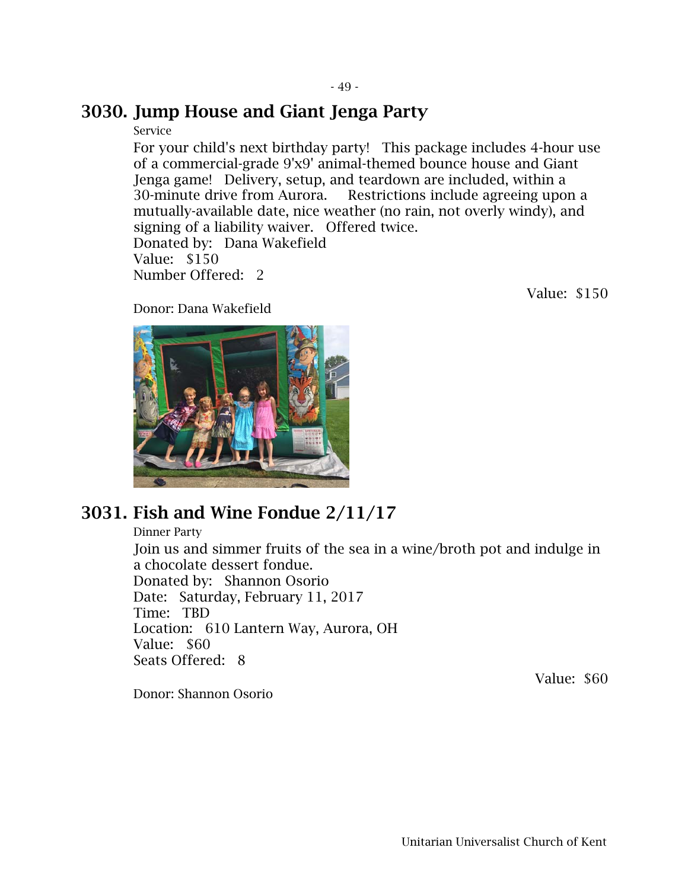## 3030. Jump House and Giant Jenga Party

Service

For your child's next birthday party! This package includes 4-hour use of a commercial-grade 9'x9' animal-themed bounce house and Giant Jenga game! Delivery, setup, and teardown are included, within a 30-minute drive from Aurora. Restrictions include agreeing upon a mutually-available date, nice weather (no rain, not overly windy), and signing of a liability waiver. Offered twice.

Donated by: Dana Wakefield
Value: $150
Number Offered: 2

Value: $150

Donor: Dana Wakefield

## 3031. Fish and Wine Fondue 2/11/17

Dinner Party

Join us and simmer fruits of the sea in a wine/broth pot and indulge in a chocolate dessert fondue.

Donated by: Shannon Osorio
Date: Saturday, February 11, 2017
Time: TBD
Location: 610 Lantern Way, Aurora, OH
Value: $60
Seats Offered: 8

Value: $60

Donor: Shannon Osorio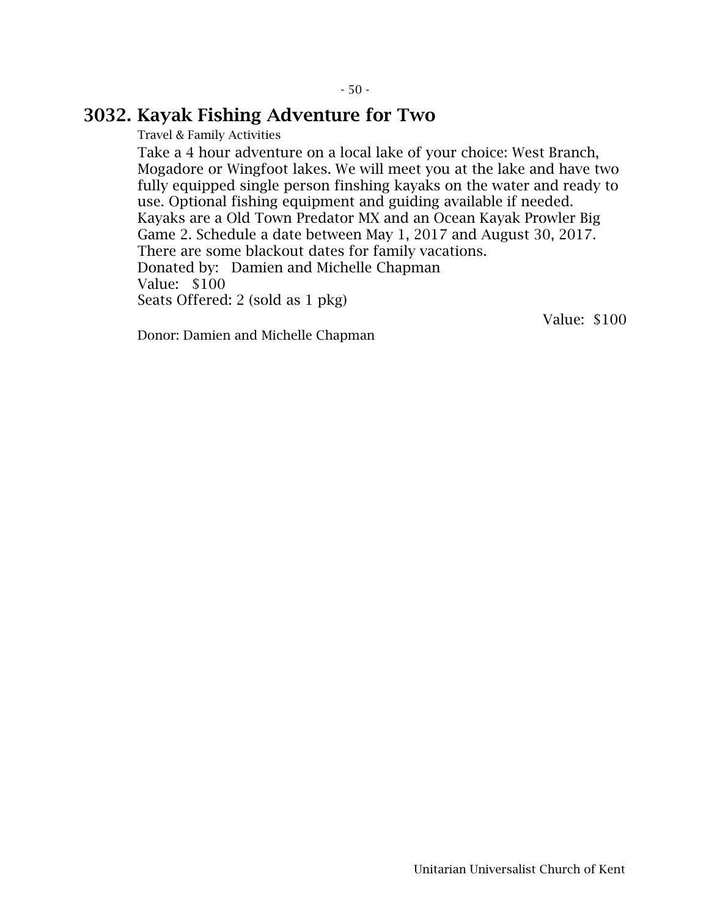## 3032. Kayak Fishing Adventure for Two

Travel & Family Activities

Take a 4 hour adventure on a local lake of your choice: West Branch, Mogadore or Wingfoot lakes. We will meet you at the lake and have two fully equipped single person finshing kayaks on the water and ready to use. Optional fishing equipment and guiding available if needed. Kayaks are a Old Town Predator MX and an Ocean Kayak Prowler Big Game 2. Schedule a date between May 1, 2017 and August 30, 2017. There are some blackout dates for family vacations.
Donated by: Damien and Michelle Chapman
Value: $100
Seats Offered: 2 (sold as 1 pkg)

Value: $100

Donor: Damien and Michelle Chapman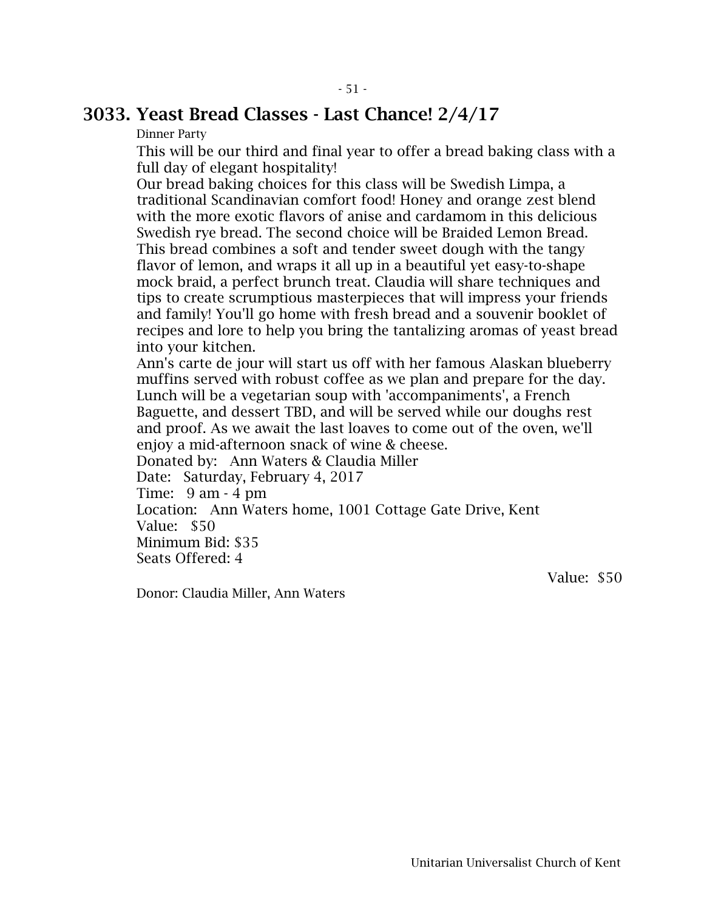## 3033. Yeast Bread Classes - Last Chance! 2/4/17

Dinner Party

This will be our third and final year to offer a bread baking class with a full day of elegant hospitality!

Our bread baking choices for this class will be Swedish Limpa, a traditional Scandinavian comfort food! Honey and orange zest blend with the more exotic flavors of anise and cardamom in this delicious Swedish rye bread. The second choice will be Braided Lemon Bread. This bread combines a soft and tender sweet dough with the tangy flavor of lemon, and wraps it all up in a beautiful yet easy-to-shape mock braid, a perfect brunch treat. Claudia will share techniques and tips to create scrumptious masterpieces that will impress your friends and family! You'll go home with fresh bread and a souvenir booklet of recipes and lore to help you bring the tantalizing aromas of yeast bread into your kitchen.

Ann's carte de jour will start us off with her famous Alaskan blueberry muffins served with robust coffee as we plan and prepare for the day. Lunch will be a vegetarian soup with 'accompaniments', a French Baguette, and dessert TBD, and will be served while our doughs rest and proof. As we await the last loaves to come out of the oven, we'll enjoy a mid-afternoon snack of wine & cheese.

Donated by: Ann Waters & Claudia Miller

Date: Saturday, February 4, 2017

Time: 9 am - 4 pm

Location: Ann Waters home, 1001 Cottage Gate Drive, Kent

Value: $50

Minimum Bid: $35

Seats Offered: 4

Value: $50

Donor: Claudia Miller, Ann Waters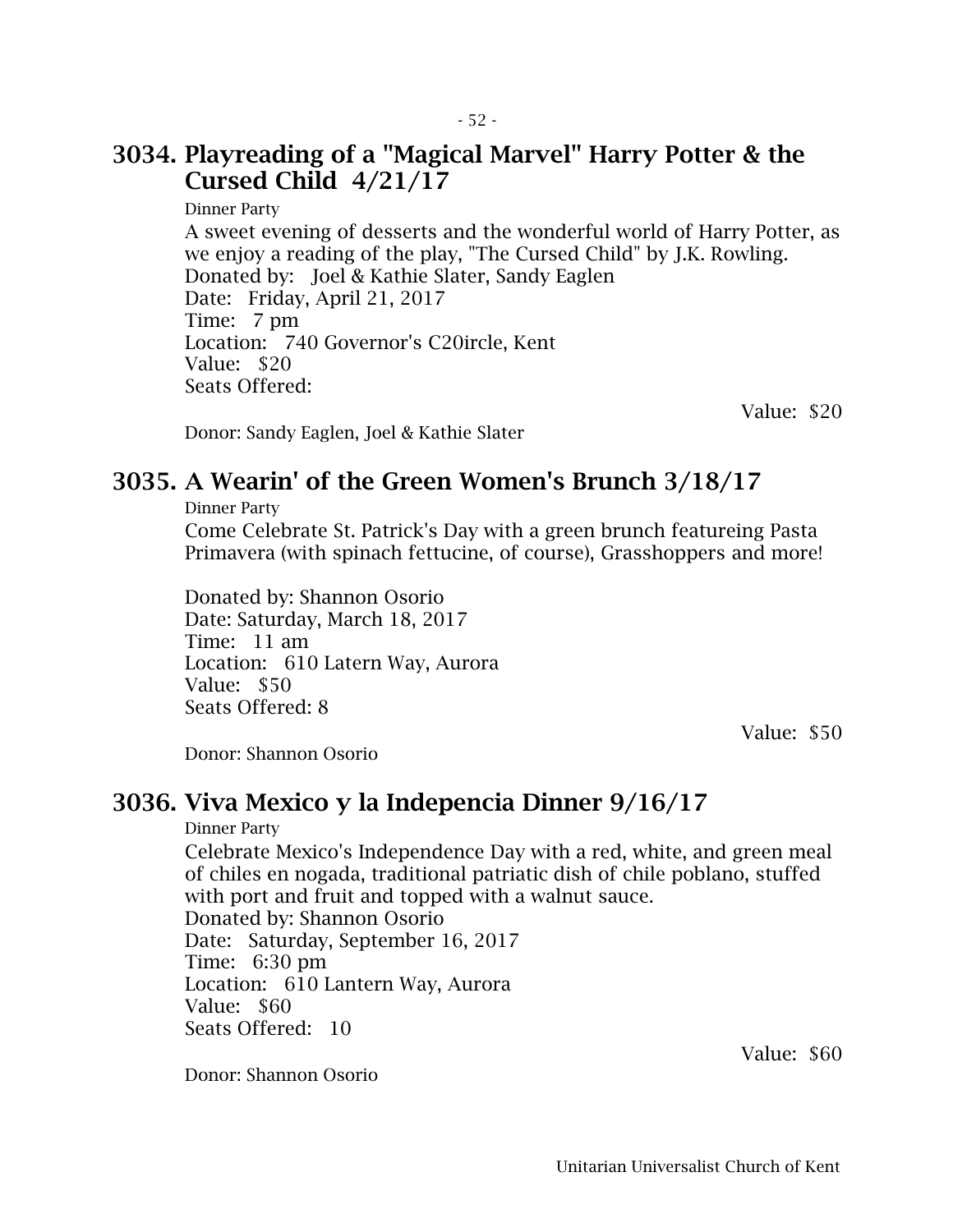## 3034. Playreading of a "Magical Marvel" Harry Potter & the Cursed Child 4/21/17

Dinner Party

A sweet evening of desserts and the wonderful world of Harry Potter, as we enjoy a reading of the play, "The Cursed Child" by J.K. Rowling.
Donated by: Joel & Kathie Slater, Sandy Eaglen
Date: Friday, April 21, 2017
Time: 7 pm
Location: 740 Governor's C20ircle, Kent
Value: $20
Seats Offered:

Value: $20

Donor: Sandy Eaglen, Joel & Kathie Slater

## 3035. A Wearin' of the Green Women's Brunch 3/18/17

Dinner Party

Come Celebrate St. Patrick's Day with a green brunch featureing Pasta Primavera (with spinach fettucine, of course), Grasshoppers and more!

Donated by: Shannon Osorio
Date: Saturday, March 18, 2017
Time: 11 am
Location: 610 Latern Way, Aurora
Value: $50
Seats Offered: 8

Value: $50

Donor: Shannon Osorio

## 3036. Viva Mexico y la Indepencia Dinner 9/16/17

Dinner Party

Celebrate Mexico's Independence Day with a red, white, and green meal of chiles en nogada, traditional patriatic dish of chile poblano, stuffed with port and fruit and topped with a walnut sauce.
Donated by: Shannon Osorio
Date: Saturday, September 16, 2017
Time: 6:30 pm
Location: 610 Lantern Way, Aurora
Value: $60
Seats Offered: 10

Value: $60

Donor: Shannon Osorio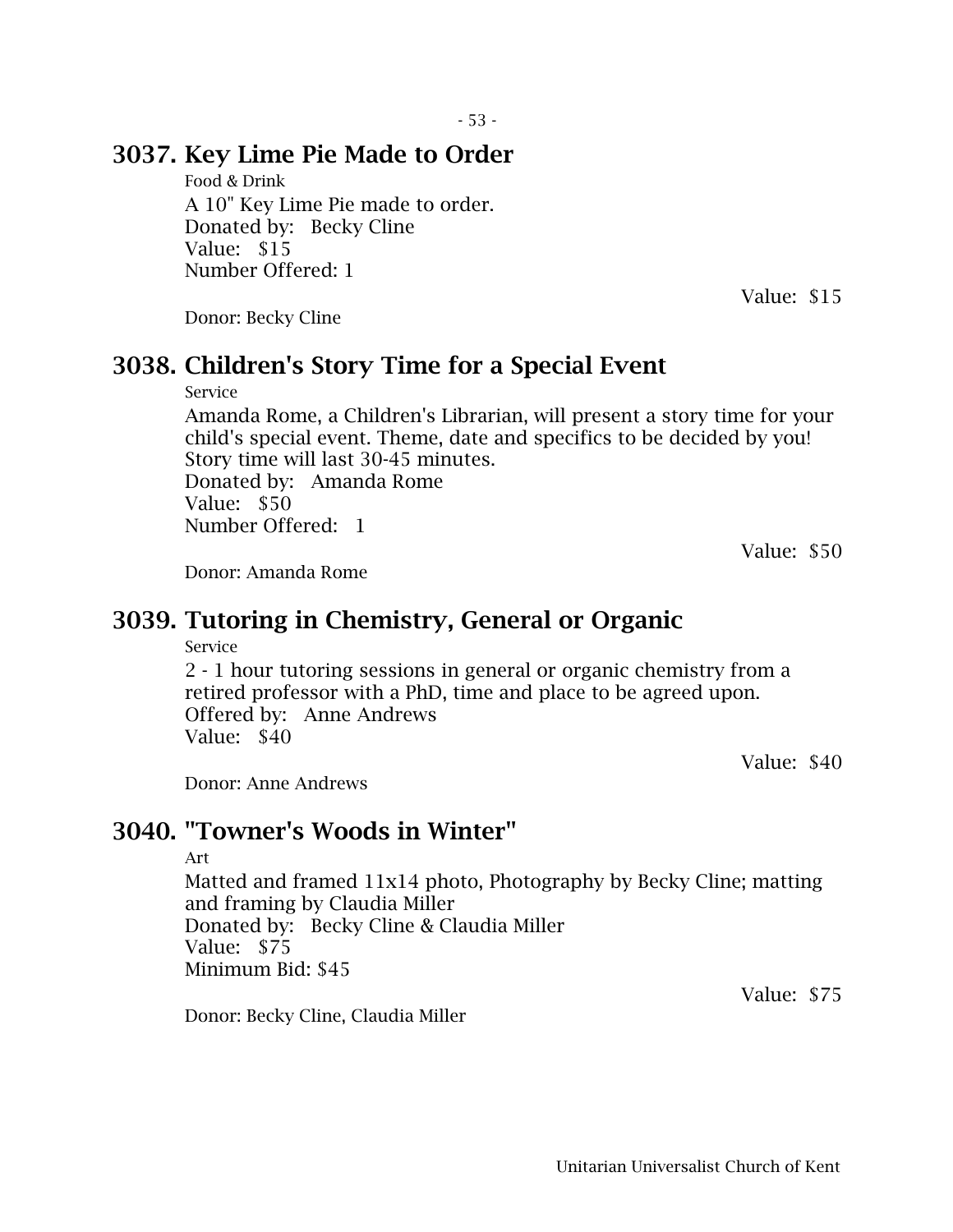## 3037. Key Lime Pie Made to Order

Food & Drink

A 10" Key Lime Pie made to order.
Donated by: Becky Cline
Value: $15
Number Offered: 1

Value: $15

Donor: Becky Cline

## 3038. Children's Story Time for a Special Event

Service

Amanda Rome, a Children's Librarian, will present a story time for your child's special event. Theme, date and specifics to be decided by you! Story time will last 30-45 minutes.
Donated by: Amanda Rome
Value: $50
Number Offered: 1

Value: $50

Donor: Amanda Rome

## 3039. Tutoring in Chemistry, General or Organic

Service

2 - 1 hour tutoring sessions in general or organic chemistry from a retired professor with a PhD, time and place to be agreed upon.
Offered by: Anne Andrews
Value: $40

Value: $40

Donor: Anne Andrews

## 3040. "Towner's Woods in Winter"

Art

Matted and framed 11x14 photo, Photography by Becky Cline; matting and framing by Claudia Miller
Donated by: Becky Cline & Claudia Miller
Value: $75
Minimum Bid: $45

Value: $75

Donor: Becky Cline, Claudia Miller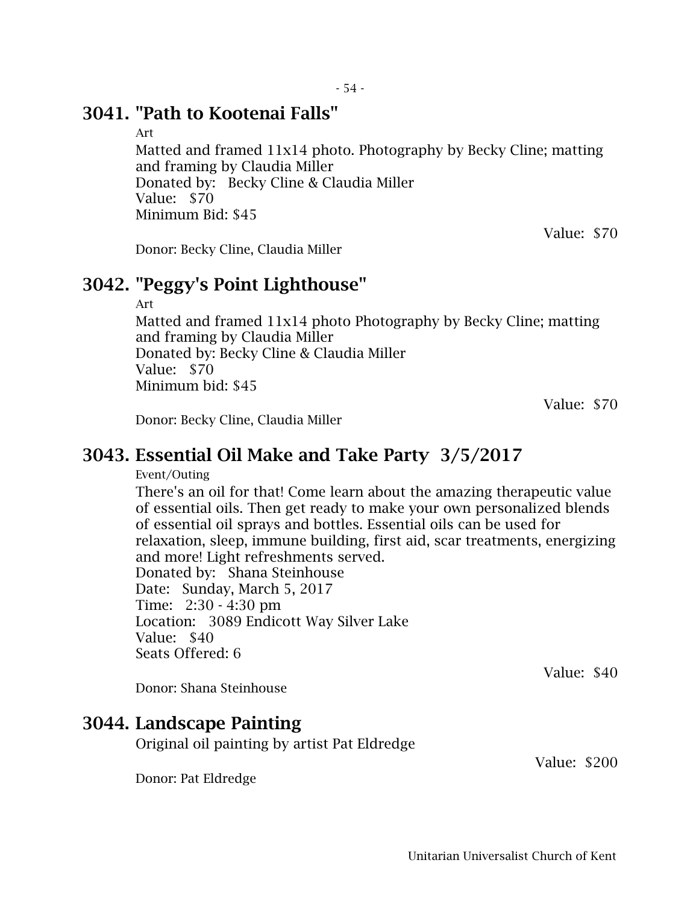## 3041. "Path to Kootenai Falls"

Art

Matted and framed 11x14 photo. Photography by Becky Cline; matting and framing by Claudia Miller
Donated by: Becky Cline & Claudia Miller
Value: $70
Minimum Bid: $45

Value: $70

Donor: Becky Cline, Claudia Miller

## 3042. "Peggy's Point Lighthouse"

Art

Matted and framed 11x14 photo Photography by Becky Cline; matting and framing by Claudia Miller
Donated by: Becky Cline & Claudia Miller
Value: $70
Minimum bid: $45

Value: $70

Donor: Becky Cline, Claudia Miller

## 3043. Essential Oil Make and Take Party 3/5/2017

Event/Outing

There's an oil for that! Come learn about the amazing therapeutic value of essential oils. Then get ready to make your own personalized blends of essential oil sprays and bottles. Essential oils can be used for relaxation, sleep, immune building, first aid, scar treatments, energizing and more! Light refreshments served.
Donated by: Shana Steinhouse
Date: Sunday, March 5, 2017
Time: 2:30 - 4:30 pm
Location: 3089 Endicott Way Silver Lake
Value: $40
Seats Offered: 6

Value: $40

Donor: Shana Steinhouse

## 3044. Landscape Painting

Original oil painting by artist Pat Eldredge

Value: $200

Donor: Pat Eldredge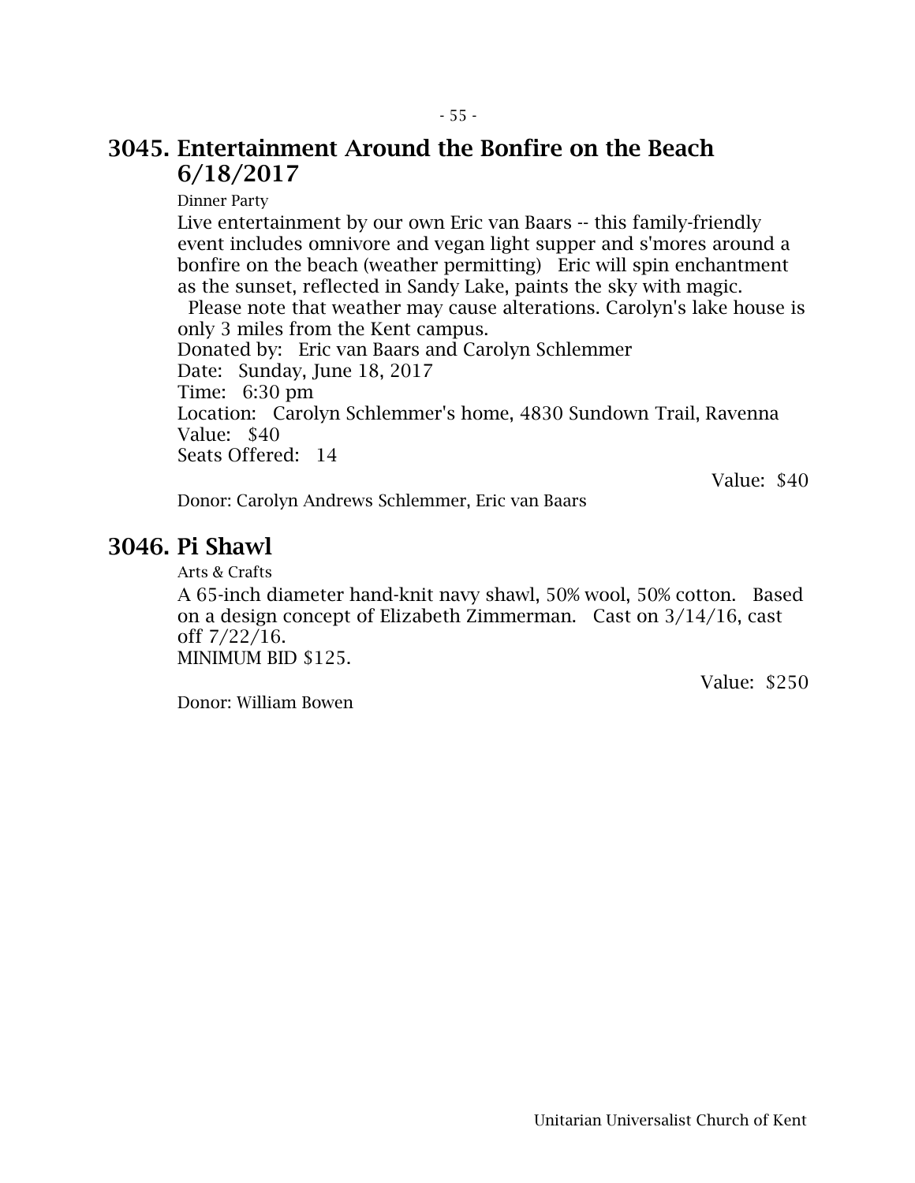## 3045. Entertainment Around the Bonfire on the Beach 6/18/2017

Dinner Party

Live entertainment by our own Eric van Baars -- this family-friendly event includes omnivore and vegan light supper and s'mores around a bonfire on the beach (weather permitting) Eric will spin enchantment as the sunset, reflected in Sandy Lake, paints the sky with magic.
Please note that weather may cause alterations. Carolyn's lake house is only 3 miles from the Kent campus.
Donated by: Eric van Baars and Carolyn Schlemmer
Date: Sunday, June 18, 2017
Time: 6:30 pm
Location: Carolyn Schlemmer's home, 4830 Sundown Trail, Ravenna
Value: $40
Seats Offered: 14

Value: $40

Donor: Carolyn Andrews Schlemmer, Eric van Baars

## 3046. Pi Shawl

Arts & Crafts

A 65-inch diameter hand-knit navy shawl, 50% wool, 50% cotton. Based on a design concept of Elizabeth Zimmerman. Cast on 3/14/16, cast off 7/22/16.
MINIMUM BID $125.

Value: $250

Donor: William Bowen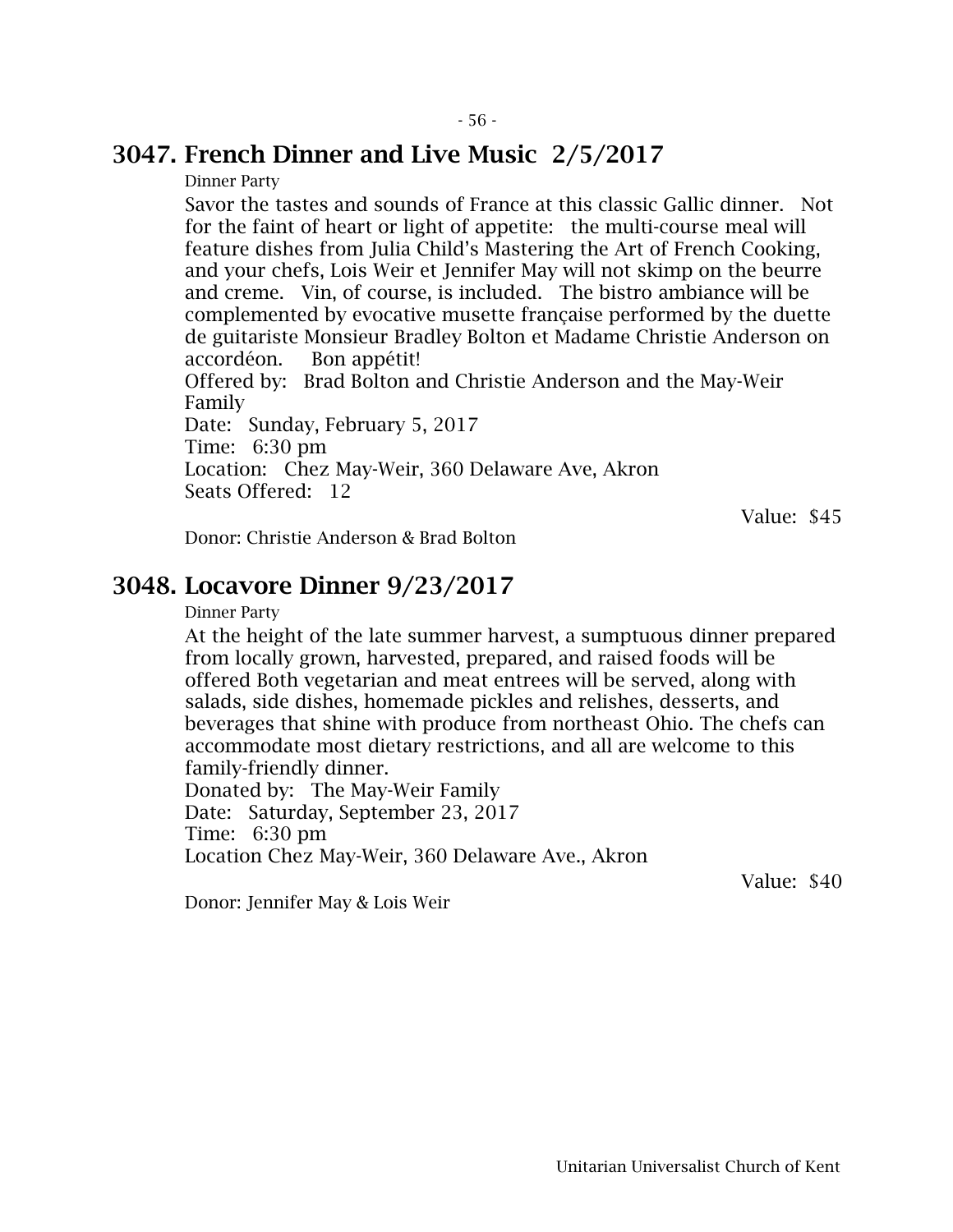## 3047. French Dinner and Live Music  2/5/2017

Dinner Party

Savor the tastes and sounds of France at this classic Gallic dinner.   Not for the faint of heart or light of appetite:   the multi-course meal will feature dishes from Julia Child's Mastering the Art of French Cooking, and your chefs, Lois Weir et Jennifer May will not skimp on the beurre and creme.   Vin, of course, is included.   The bistro ambiance will be complemented by evocative musette française performed by the duette de guitariste Monsieur Bradley Bolton et Madame Christie Anderson on accordéon.     Bon appétit!

Offered by:   Brad Bolton and Christie Anderson and the May-Weir Family

Date:   Sunday, February 5, 2017

Time:   6:30 pm

Location:   Chez May-Weir, 360 Delaware Ave, Akron

Seats Offered:   12

Value:  $45

Donor: Christie Anderson & Brad Bolton

## 3048. Locavore Dinner 9/23/2017

Dinner Party

At the height of the late summer harvest, a sumptuous dinner prepared from locally grown, harvested, prepared, and raised foods will be offered Both vegetarian and meat entrees will be served, along with salads, side dishes, homemade pickles and relishes, desserts, and beverages that shine with produce from northeast Ohio. The chefs can accommodate most dietary restrictions, and all are welcome to this family-friendly dinner.

Donated by:   The May-Weir Family

Date:   Saturday, September 23, 2017

Time:   6:30 pm

Location Chez May-Weir, 360 Delaware Ave., Akron

Value:  $40

Donor: Jennifer May & Lois Weir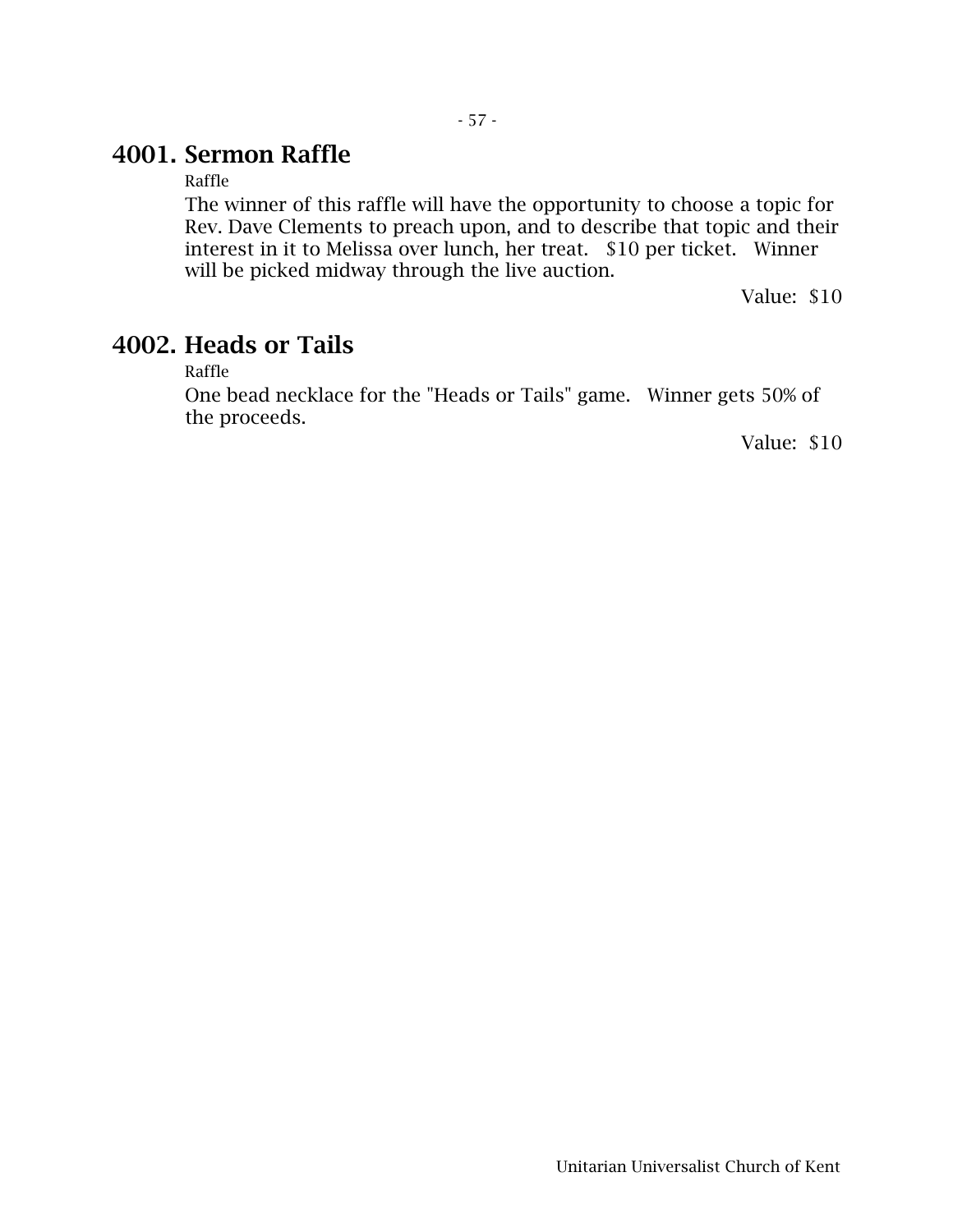## 4001. Sermon Raffle

Raffle

The winner of this raffle will have the opportunity to choose a topic for Rev. Dave Clements to preach upon, and to describe that topic and their interest in it to Melissa over lunch, her treat. $10 per ticket. Winner will be picked midway through the live auction.

Value: $10

## 4002. Heads or Tails

Raffle

One bead necklace for the "Heads or Tails" game. Winner gets 50% of the proceeds.

Value: $10